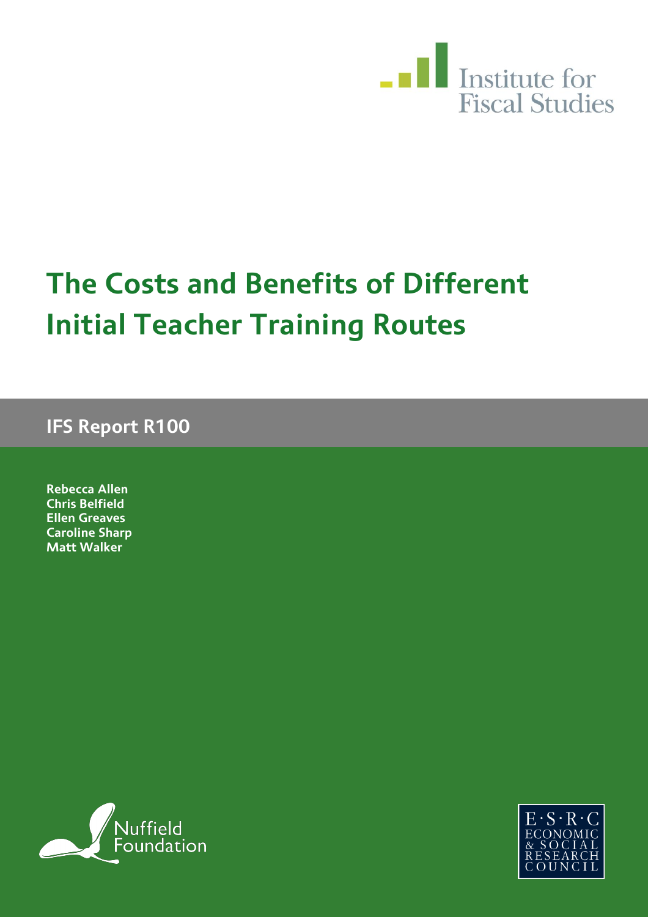Institute for Fiscal Studies

# The Costs and Benefits of Different Initial Teacher Training Routes

## IFS Report R100

**Rebecca Allen**
**Chris Belfield**
**Ellen Greaves**
**Caroline Sharp**
**Matt Walker**

Nuffield Foundation

E·S·R·C
ECONOMIC & SOCIAL RESEARCH COUNCIL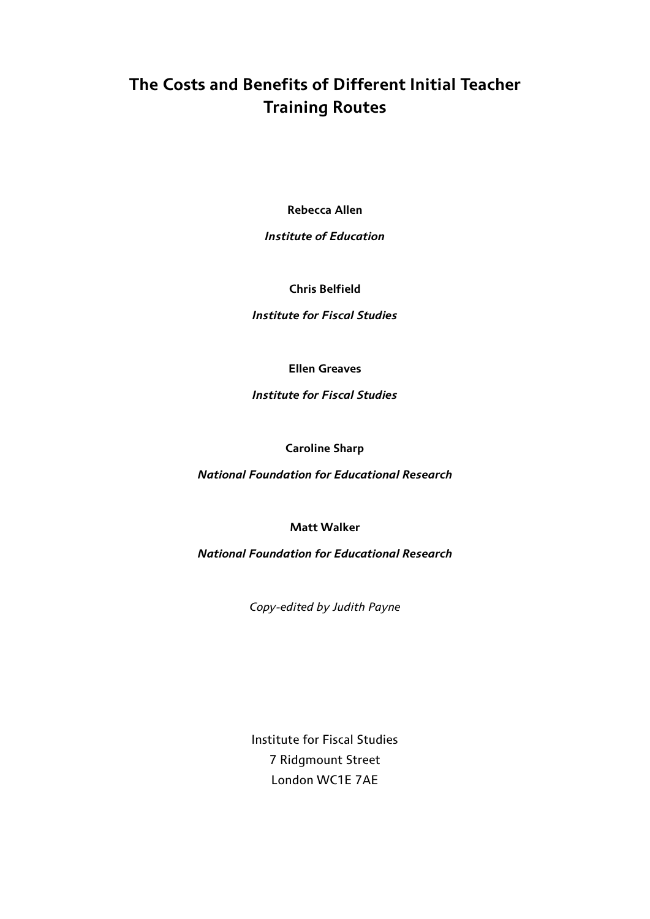# The Costs and Benefits of Different Initial Teacher Training Routes

**Rebecca Allen**

***Institute of Education***

**Chris Belfield**

***Institute for Fiscal Studies***

**Ellen Greaves**

***Institute for Fiscal Studies***

**Caroline Sharp**

***National Foundation for Educational Research***

**Matt Walker**

***National Foundation for Educational Research***

*Copy-edited by Judith Payne*

Institute for Fiscal Studies
7 Ridgmount Street
London WC1E 7AE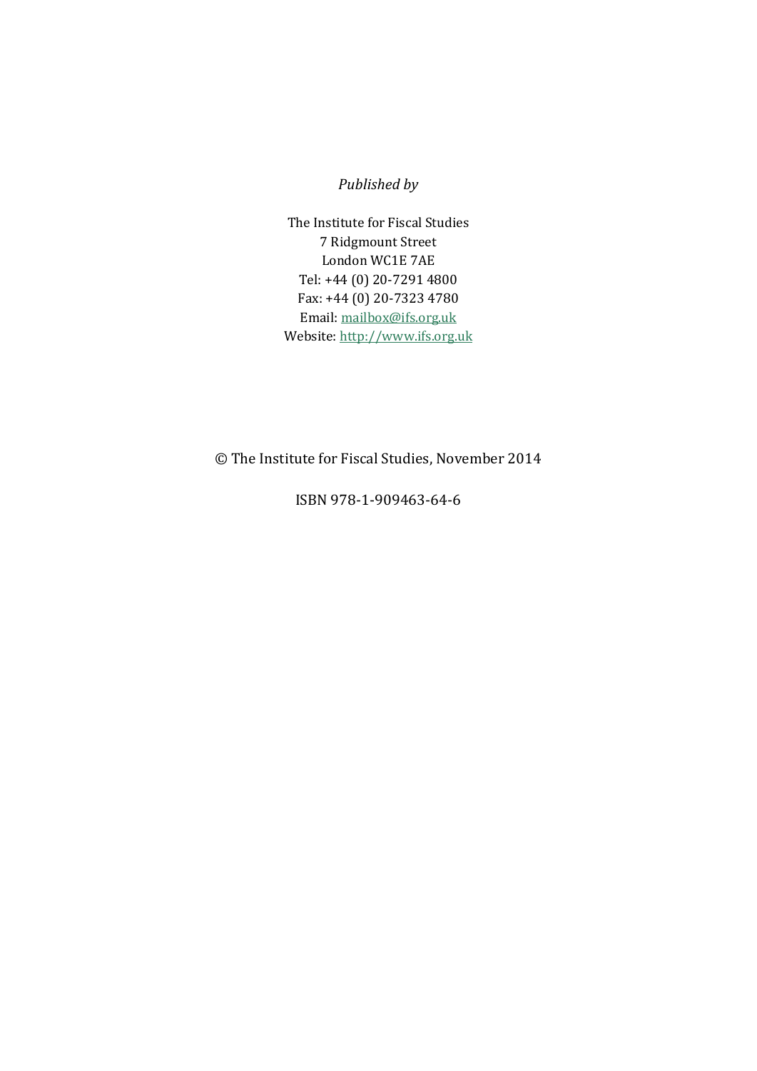*Published by*

The Institute for Fiscal Studies
7 Ridgmount Street
London WC1E 7AE
Tel: +44 (0) 20-7291 4800
Fax: +44 (0) 20-7323 4780
Email: mailbox@ifs.org.uk
Website: http://www.ifs.org.uk

© The Institute for Fiscal Studies, November 2014

ISBN 978-1-909463-64-6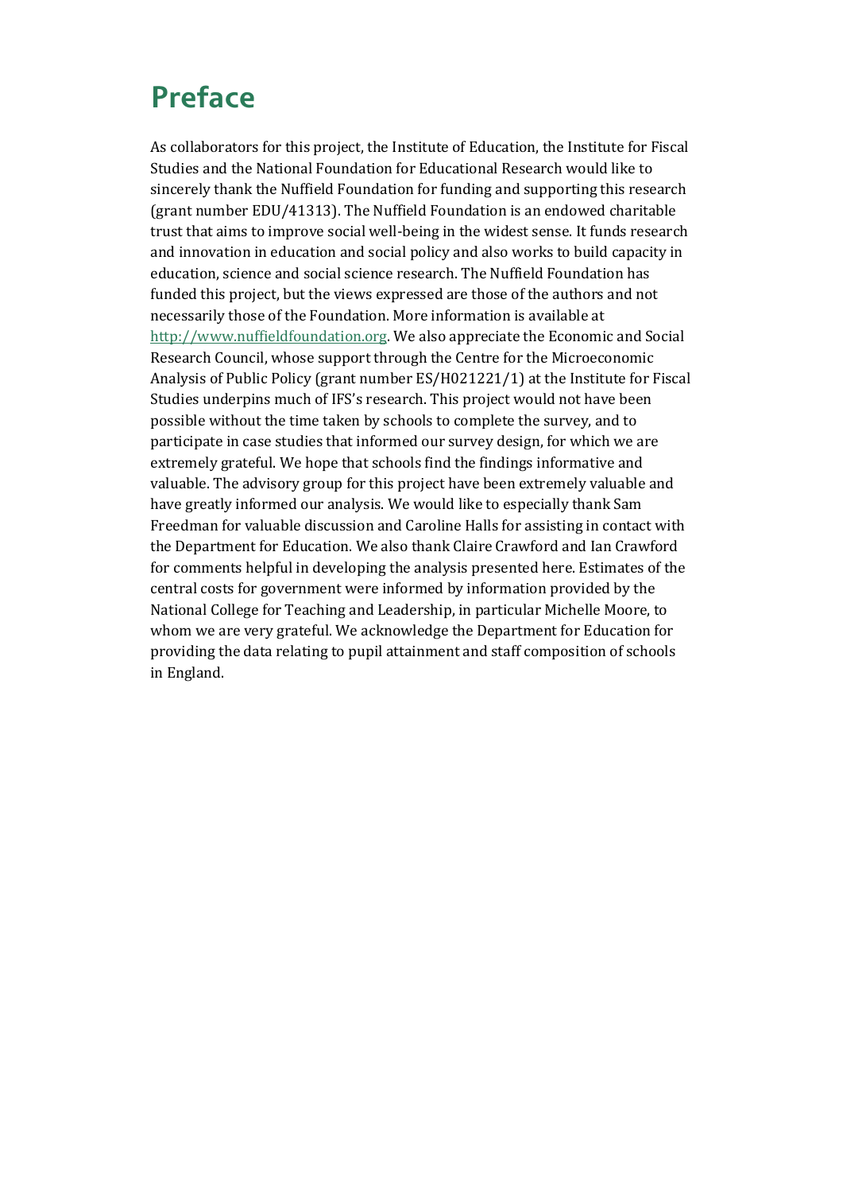# Preface

As collaborators for this project, the Institute of Education, the Institute for Fiscal Studies and the National Foundation for Educational Research would like to sincerely thank the Nuffield Foundation for funding and supporting this research (grant number EDU/41313). The Nuffield Foundation is an endowed charitable trust that aims to improve social well-being in the widest sense. It funds research and innovation in education and social policy and also works to build capacity in education, science and social science research. The Nuffield Foundation has funded this project, but the views expressed are those of the authors and not necessarily those of the Foundation. More information is available at [http://www.nuffieldfoundation.org](http://www.nuffieldfoundation.org). We also appreciate the Economic and Social Research Council, whose support through the Centre for the Microeconomic Analysis of Public Policy (grant number ES/H021221/1) at the Institute for Fiscal Studies underpins much of IFS's research. This project would not have been possible without the time taken by schools to complete the survey, and to participate in case studies that informed our survey design, for which we are extremely grateful. We hope that schools find the findings informative and valuable. The advisory group for this project have been extremely valuable and have greatly informed our analysis. We would like to especially thank Sam Freedman for valuable discussion and Caroline Halls for assisting in contact with the Department for Education. We also thank Claire Crawford and Ian Crawford for comments helpful in developing the analysis presented here. Estimates of the central costs for government were informed by information provided by the National College for Teaching and Leadership, in particular Michelle Moore, to whom we are very grateful. We acknowledge the Department for Education for providing the data relating to pupil attainment and staff composition of schools in England.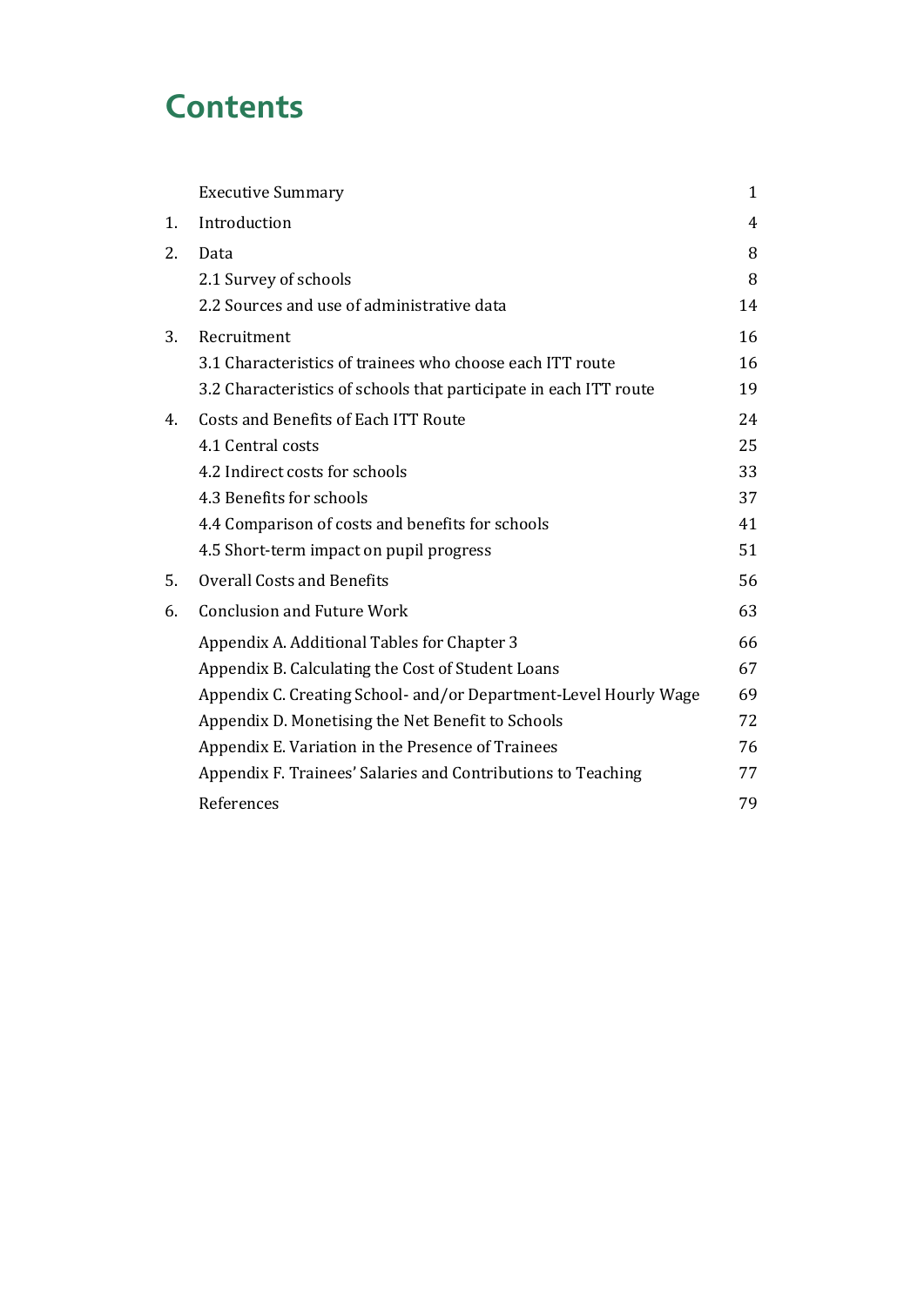# Contents

| | | |
|---|---|---|
| | Executive Summary | 1 |
| 1. | Introduction | 4 |
| 2. | Data | 8 |
| | 2.1 Survey of schools | 8 |
| | 2.2 Sources and use of administrative data | 14 |
| 3. | Recruitment | 16 |
| | 3.1 Characteristics of trainees who choose each ITT route | 16 |
| | 3.2 Characteristics of schools that participate in each ITT route | 19 |
| 4. | Costs and Benefits of Each ITT Route | 24 |
| | 4.1 Central costs | 25 |
| | 4.2 Indirect costs for schools | 33 |
| | 4.3 Benefits for schools | 37 |
| | 4.4 Comparison of costs and benefits for schools | 41 |
| | 4.5 Short-term impact on pupil progress | 51 |
| 5. | Overall Costs and Benefits | 56 |
| 6. | Conclusion and Future Work | 63 |
| | Appendix A. Additional Tables for Chapter 3 | 66 |
| | Appendix B. Calculating the Cost of Student Loans | 67 |
| | Appendix C. Creating School- and/or Department-Level Hourly Wage | 69 |
| | Appendix D. Monetising the Net Benefit to Schools | 72 |
| | Appendix E. Variation in the Presence of Trainees | 76 |
| | Appendix F. Trainees' Salaries and Contributions to Teaching | 77 |
| | References | 79 |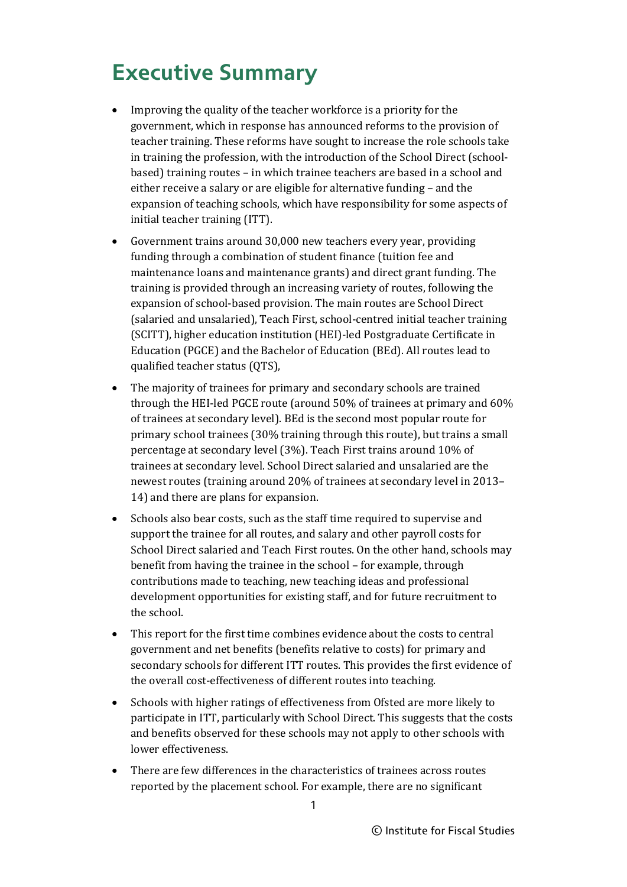# Executive Summary

- Improving the quality of the teacher workforce is a priority for the government, which in response has announced reforms to the provision of teacher training. These reforms have sought to increase the role schools take in training the profession, with the introduction of the School Direct (school-based) training routes – in which trainee teachers are based in a school and either receive a salary or are eligible for alternative funding – and the expansion of teaching schools, which have responsibility for some aspects of initial teacher training (ITT).
- Government trains around 30,000 new teachers every year, providing funding through a combination of student finance (tuition fee and maintenance loans and maintenance grants) and direct grant funding. The training is provided through an increasing variety of routes, following the expansion of school-based provision. The main routes are School Direct (salaried and unsalaried), Teach First, school-centred initial teacher training (SCITT), higher education institution (HEI)-led Postgraduate Certificate in Education (PGCE) and the Bachelor of Education (BEd). All routes lead to qualified teacher status (QTS),
- The majority of trainees for primary and secondary schools are trained through the HEI-led PGCE route (around 50% of trainees at primary and 60% of trainees at secondary level). BEd is the second most popular route for primary school trainees (30% training through this route), but trains a small percentage at secondary level (3%). Teach First trains around 10% of trainees at secondary level. School Direct salaried and unsalaried are the newest routes (training around 20% of trainees at secondary level in 2013–14) and there are plans for expansion.
- Schools also bear costs, such as the staff time required to supervise and support the trainee for all routes, and salary and other payroll costs for School Direct salaried and Teach First routes. On the other hand, schools may benefit from having the trainee in the school – for example, through contributions made to teaching, new teaching ideas and professional development opportunities for existing staff, and for future recruitment to the school.
- This report for the first time combines evidence about the costs to central government and net benefits (benefits relative to costs) for primary and secondary schools for different ITT routes. This provides the first evidence of the overall cost-effectiveness of different routes into teaching.
- Schools with higher ratings of effectiveness from Ofsted are more likely to participate in ITT, particularly with School Direct. This suggests that the costs and benefits observed for these schools may not apply to other schools with lower effectiveness.
- There are few differences in the characteristics of trainees across routes reported by the placement school. For example, there are no significant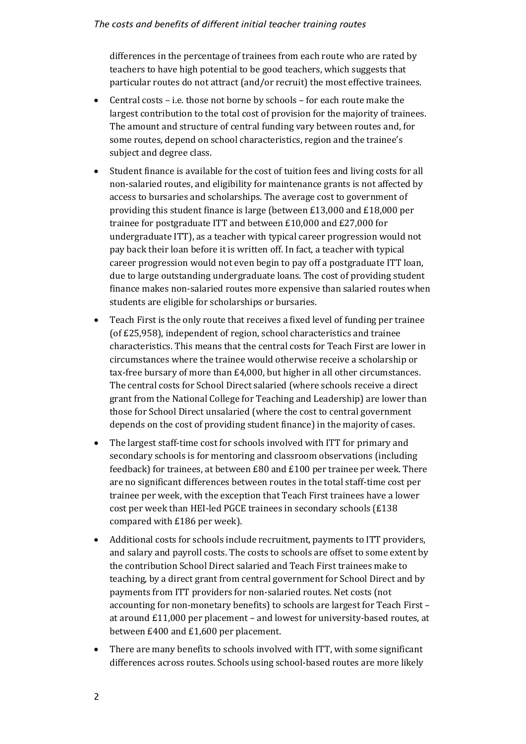differences in the percentage of trainees from each route who are rated by teachers to have high potential to be good teachers, which suggests that particular routes do not attract (and/or recruit) the most effective trainees.

- Central costs – i.e. those not borne by schools – for each route make the largest contribution to the total cost of provision for the majority of trainees. The amount and structure of central funding vary between routes and, for some routes, depend on school characteristics, region and the trainee's subject and degree class.
- Student finance is available for the cost of tuition fees and living costs for all non-salaried routes, and eligibility for maintenance grants is not affected by access to bursaries and scholarships. The average cost to government of providing this student finance is large (between £13,000 and £18,000 per trainee for postgraduate ITT and between £10,000 and £27,000 for undergraduate ITT), as a teacher with typical career progression would not pay back their loan before it is written off. In fact, a teacher with typical career progression would not even begin to pay off a postgraduate ITT loan, due to large outstanding undergraduate loans. The cost of providing student finance makes non-salaried routes more expensive than salaried routes when students are eligible for scholarships or bursaries.
- Teach First is the only route that receives a fixed level of funding per trainee (of £25,958), independent of region, school characteristics and trainee characteristics. This means that the central costs for Teach First are lower in circumstances where the trainee would otherwise receive a scholarship or tax-free bursary of more than £4,000, but higher in all other circumstances. The central costs for School Direct salaried (where schools receive a direct grant from the National College for Teaching and Leadership) are lower than those for School Direct unsalaried (where the cost to central government depends on the cost of providing student finance) in the majority of cases.
- The largest staff-time cost for schools involved with ITT for primary and secondary schools is for mentoring and classroom observations (including feedback) for trainees, at between £80 and £100 per trainee per week. There are no significant differences between routes in the total staff-time cost per trainee per week, with the exception that Teach First trainees have a lower cost per week than HEI-led PGCE trainees in secondary schools (£138 compared with £186 per week).
- Additional costs for schools include recruitment, payments to ITT providers, and salary and payroll costs. The costs to schools are offset to some extent by the contribution School Direct salaried and Teach First trainees make to teaching, by a direct grant from central government for School Direct and by payments from ITT providers for non-salaried routes. Net costs (not accounting for non-monetary benefits) to schools are largest for Teach First – at around £11,000 per placement – and lowest for university-based routes, at between £400 and £1,600 per placement.
- There are many benefits to schools involved with ITT, with some significant differences across routes. Schools using school-based routes are more likely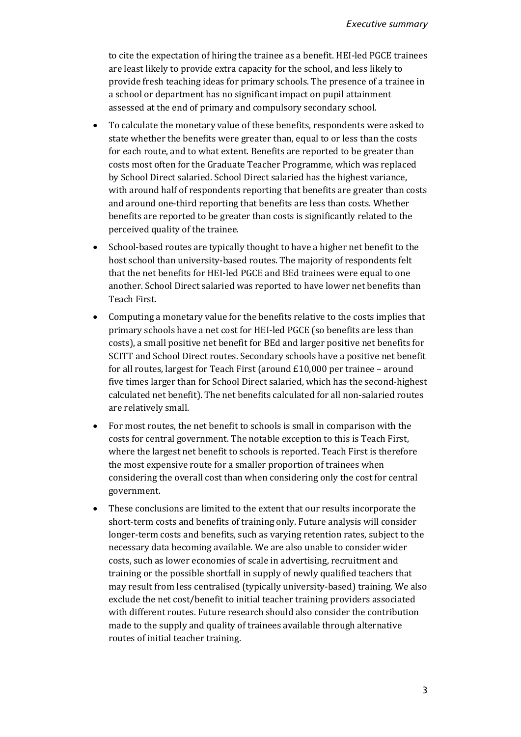to cite the expectation of hiring the trainee as a benefit. HEI-led PGCE trainees are least likely to provide extra capacity for the school, and less likely to provide fresh teaching ideas for primary schools. The presence of a trainee in a school or department has no significant impact on pupil attainment assessed at the end of primary and compulsory secondary school.

- To calculate the monetary value of these benefits, respondents were asked to state whether the benefits were greater than, equal to or less than the costs for each route, and to what extent. Benefits are reported to be greater than costs most often for the Graduate Teacher Programme, which was replaced by School Direct salaried. School Direct salaried has the highest variance, with around half of respondents reporting that benefits are greater than costs and around one-third reporting that benefits are less than costs. Whether benefits are reported to be greater than costs is significantly related to the perceived quality of the trainee.
- School-based routes are typically thought to have a higher net benefit to the host school than university-based routes. The majority of respondents felt that the net benefits for HEI-led PGCE and BEd trainees were equal to one another. School Direct salaried was reported to have lower net benefits than Teach First.
- Computing a monetary value for the benefits relative to the costs implies that primary schools have a net cost for HEI-led PGCE (so benefits are less than costs), a small positive net benefit for BEd and larger positive net benefits for SCITT and School Direct routes. Secondary schools have a positive net benefit for all routes, largest for Teach First (around £10,000 per trainee – around five times larger than for School Direct salaried, which has the second-highest calculated net benefit). The net benefits calculated for all non-salaried routes are relatively small.
- For most routes, the net benefit to schools is small in comparison with the costs for central government. The notable exception to this is Teach First, where the largest net benefit to schools is reported. Teach First is therefore the most expensive route for a smaller proportion of trainees when considering the overall cost than when considering only the cost for central government.
- These conclusions are limited to the extent that our results incorporate the short-term costs and benefits of training only. Future analysis will consider longer-term costs and benefits, such as varying retention rates, subject to the necessary data becoming available. We are also unable to consider wider costs, such as lower economies of scale in advertising, recruitment and training or the possible shortfall in supply of newly qualified teachers that may result from less centralised (typically university-based) training. We also exclude the net cost/benefit to initial teacher training providers associated with different routes. Future research should also consider the contribution made to the supply and quality of trainees available through alternative routes of initial teacher training.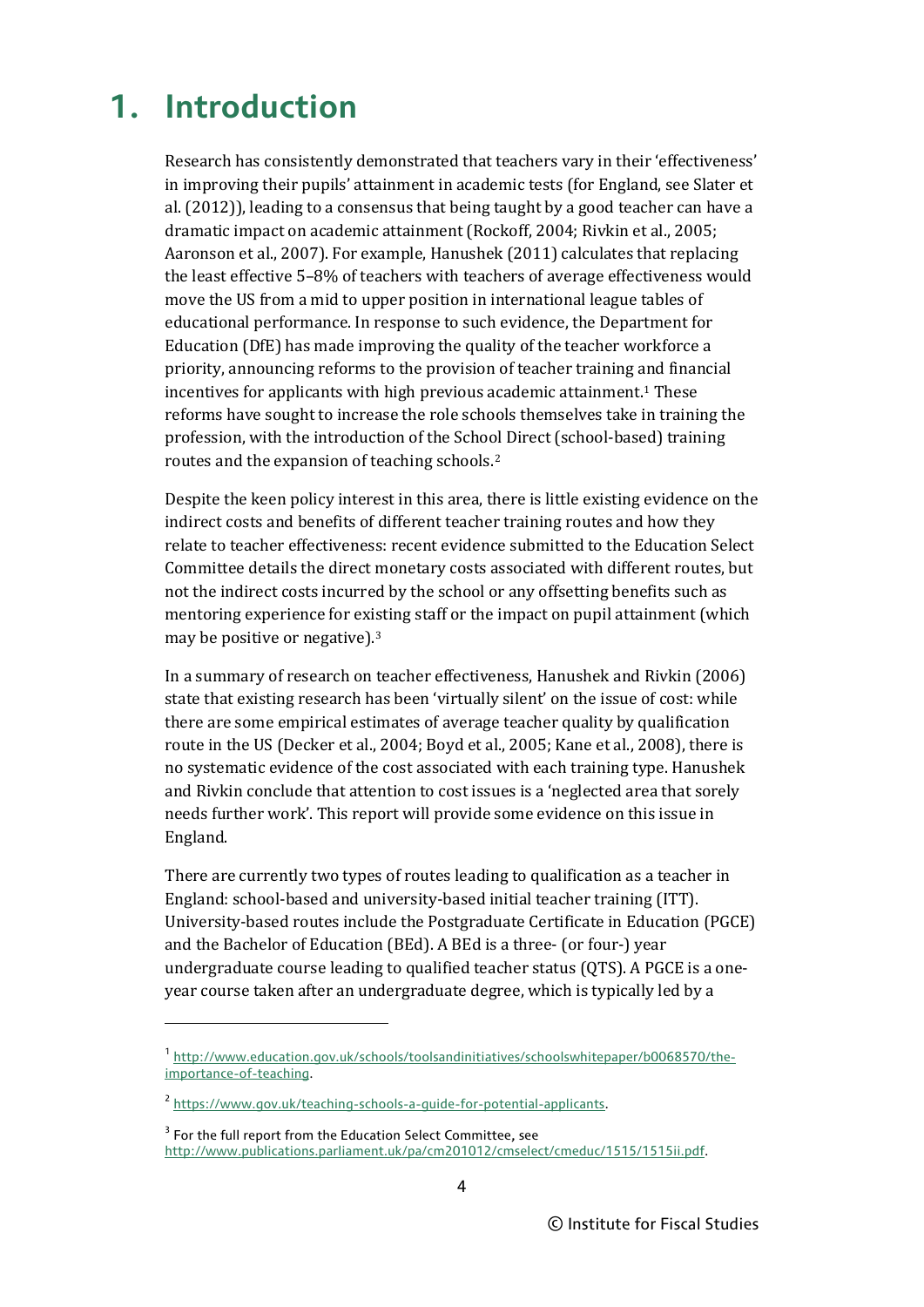# 1. Introduction

Research has consistently demonstrated that teachers vary in their 'effectiveness' in improving their pupils' attainment in academic tests (for England, see Slater et al. (2012)), leading to a consensus that being taught by a good teacher can have a dramatic impact on academic attainment (Rockoff, 2004; Rivkin et al., 2005; Aaronson et al., 2007). For example, Hanushek (2011) calculates that replacing the least effective 5–8% of teachers with teachers of average effectiveness would move the US from a mid to upper position in international league tables of educational performance. In response to such evidence, the Department for Education (DfE) has made improving the quality of the teacher workforce a priority, announcing reforms to the provision of teacher training and financial incentives for applicants with high previous academic attainment.[1] These reforms have sought to increase the role schools themselves take in training the profession, with the introduction of the School Direct (school-based) training routes and the expansion of teaching schools.[2]

Despite the keen policy interest in this area, there is little existing evidence on the indirect costs and benefits of different teacher training routes and how they relate to teacher effectiveness: recent evidence submitted to the Education Select Committee details the direct monetary costs associated with different routes, but not the indirect costs incurred by the school or any offsetting benefits such as mentoring experience for existing staff or the impact on pupil attainment (which may be positive or negative).[3]

In a summary of research on teacher effectiveness, Hanushek and Rivkin (2006) state that existing research has been 'virtually silent' on the issue of cost: while there are some empirical estimates of average teacher quality by qualification route in the US (Decker et al., 2004; Boyd et al., 2005; Kane et al., 2008), there is no systematic evidence of the cost associated with each training type. Hanushek and Rivkin conclude that attention to cost issues is a 'neglected area that sorely needs further work'. This report will provide some evidence on this issue in England.

There are currently two types of routes leading to qualification as a teacher in England: school-based and university-based initial teacher training (ITT). University-based routes include the Postgraduate Certificate in Education (PGCE) and the Bachelor of Education (BEd). A BEd is a three- (or four-) year undergraduate course leading to qualified teacher status (QTS). A PGCE is a one-year course taken after an undergraduate degree, which is typically led by a

---

[1] http://www.education.gov.uk/schools/toolsandinitiatives/schoolswhitepaper/b0068570/the-importance-of-teaching.

[2] https://www.gov.uk/teaching-schools-a-guide-for-potential-applicants.

[3] For the full report from the Education Select Committee, see http://www.publications.parliament.uk/pa/cm201012/cmselect/cmeduc/1515/1515ii.pdf.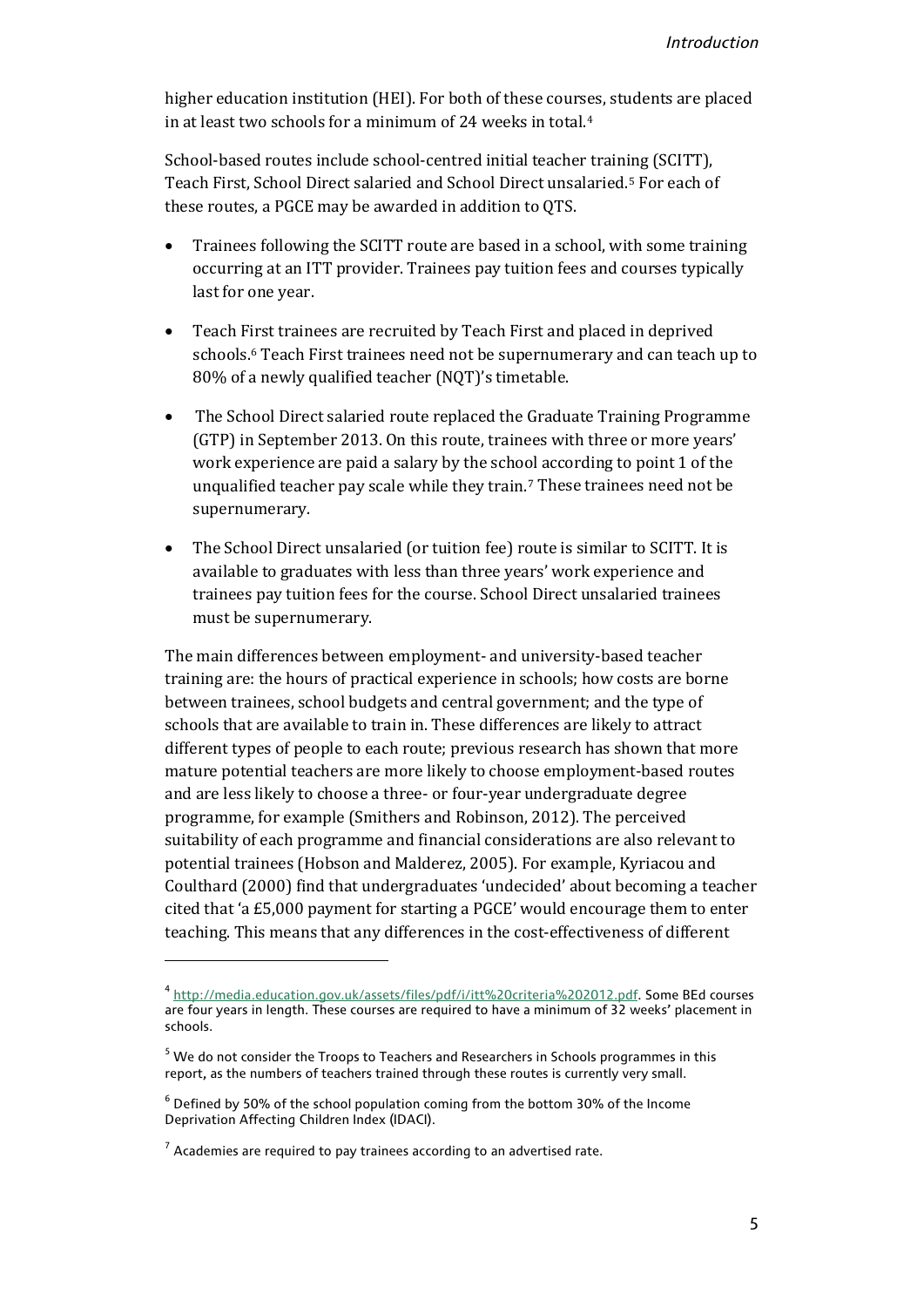higher education institution (HEI). For both of these courses, students are placed in at least two schools for a minimum of 24 weeks in total.[4]

School-based routes include school-centred initial teacher training (SCITT), Teach First, School Direct salaried and School Direct unsalaried.[5] For each of these routes, a PGCE may be awarded in addition to QTS.

- Trainees following the SCITT route are based in a school, with some training occurring at an ITT provider. Trainees pay tuition fees and courses typically last for one year.
- Teach First trainees are recruited by Teach First and placed in deprived schools.[6] Teach First trainees need not be supernumerary and can teach up to 80% of a newly qualified teacher (NQT)'s timetable.
- The School Direct salaried route replaced the Graduate Training Programme (GTP) in September 2013. On this route, trainees with three or more years' work experience are paid a salary by the school according to point 1 of the unqualified teacher pay scale while they train.[7] These trainees need not be supernumerary.
- The School Direct unsalaried (or tuition fee) route is similar to SCITT. It is available to graduates with less than three years' work experience and trainees pay tuition fees for the course. School Direct unsalaried trainees must be supernumerary.

The main differences between employment- and university-based teacher training are: the hours of practical experience in schools; how costs are borne between trainees, school budgets and central government; and the type of schools that are available to train in. These differences are likely to attract different types of people to each route; previous research has shown that more mature potential teachers are more likely to choose employment-based routes and are less likely to choose a three- or four-year undergraduate degree programme, for example (Smithers and Robinson, 2012). The perceived suitability of each programme and financial considerations are also relevant to potential trainees (Hobson and Malderez, 2005). For example, Kyriacou and Coulthard (2000) find that undergraduates 'undecided' about becoming a teacher cited that 'a £5,000 payment for starting a PGCE' would encourage them to enter teaching. This means that any differences in the cost-effectiveness of different

---

[4] http://media.education.gov.uk/assets/files/pdf/i/itt%20criteria%202012.pdf. Some BEd courses are four years in length. These courses are required to have a minimum of 32 weeks' placement in schools.

[5] We do not consider the Troops to Teachers and Researchers in Schools programmes in this report, as the numbers of teachers trained through these routes is currently very small.

[6] Defined by 50% of the school population coming from the bottom 30% of the Income Deprivation Affecting Children Index (IDACI).

[7] Academies are required to pay trainees according to an advertised rate.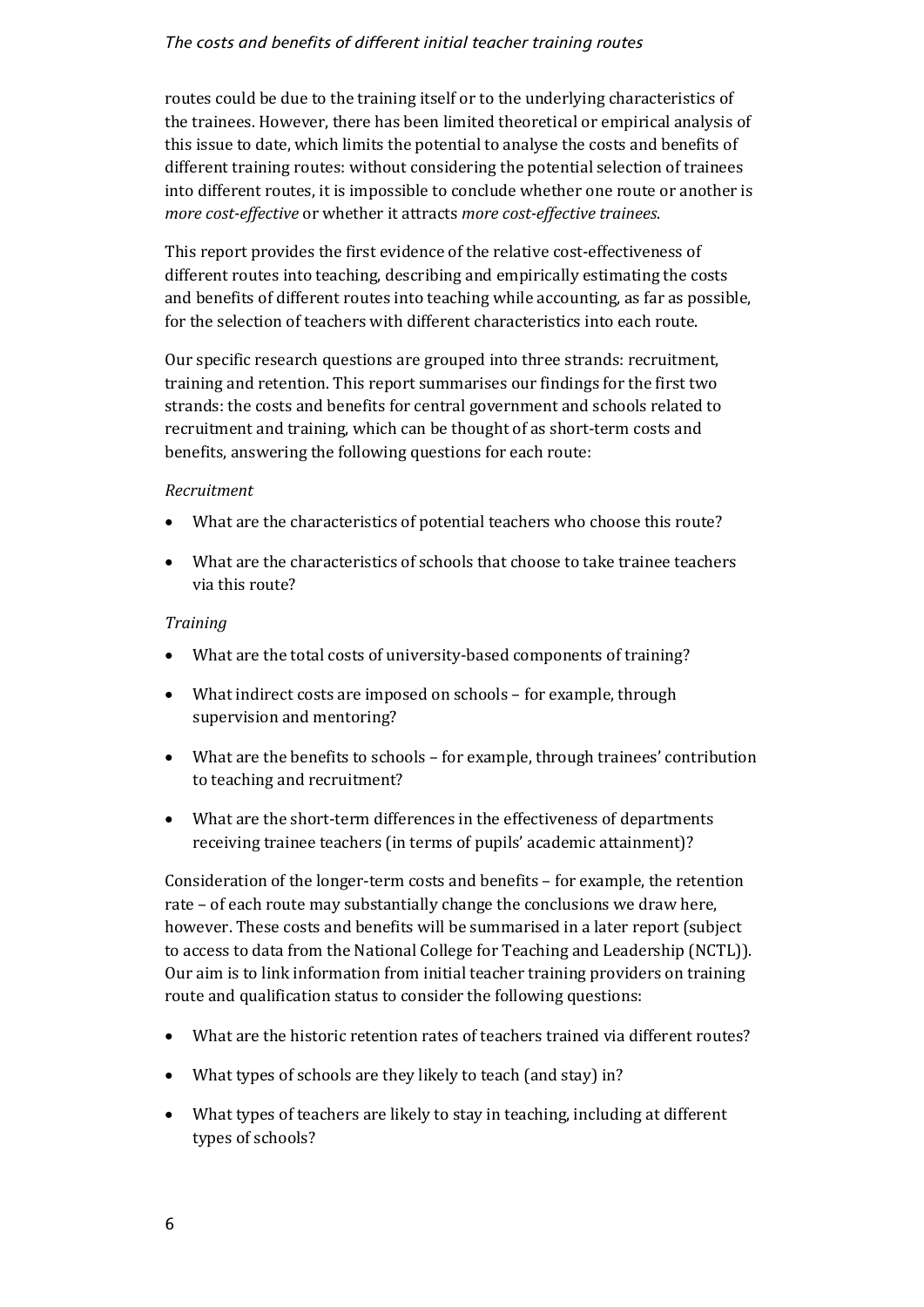routes could be due to the training itself or to the underlying characteristics of the trainees. However, there has been limited theoretical or empirical analysis of this issue to date, which limits the potential to analyse the costs and benefits of different training routes: without considering the potential selection of trainees into different routes, it is impossible to conclude whether one route or another is *more cost-effective* or whether it attracts *more cost-effective trainees*.

This report provides the first evidence of the relative cost-effectiveness of different routes into teaching, describing and empirically estimating the costs and benefits of different routes into teaching while accounting, as far as possible, for the selection of teachers with different characteristics into each route.

Our specific research questions are grouped into three strands: recruitment, training and retention. This report summarises our findings for the first two strands: the costs and benefits for central government and schools related to recruitment and training, which can be thought of as short-term costs and benefits, answering the following questions for each route:

*Recruitment*

- What are the characteristics of potential teachers who choose this route?
- What are the characteristics of schools that choose to take trainee teachers via this route?

*Training*

- What are the total costs of university-based components of training?
- What indirect costs are imposed on schools – for example, through supervision and mentoring?
- What are the benefits to schools – for example, through trainees' contribution to teaching and recruitment?
- What are the short-term differences in the effectiveness of departments receiving trainee teachers (in terms of pupils' academic attainment)?

Consideration of the longer-term costs and benefits – for example, the retention rate – of each route may substantially change the conclusions we draw here, however. These costs and benefits will be summarised in a later report (subject to access to data from the National College for Teaching and Leadership (NCTL)). Our aim is to link information from initial teacher training providers on training route and qualification status to consider the following questions:

- What are the historic retention rates of teachers trained via different routes?
- What types of schools are they likely to teach (and stay) in?
- What types of teachers are likely to stay in teaching, including at different types of schools?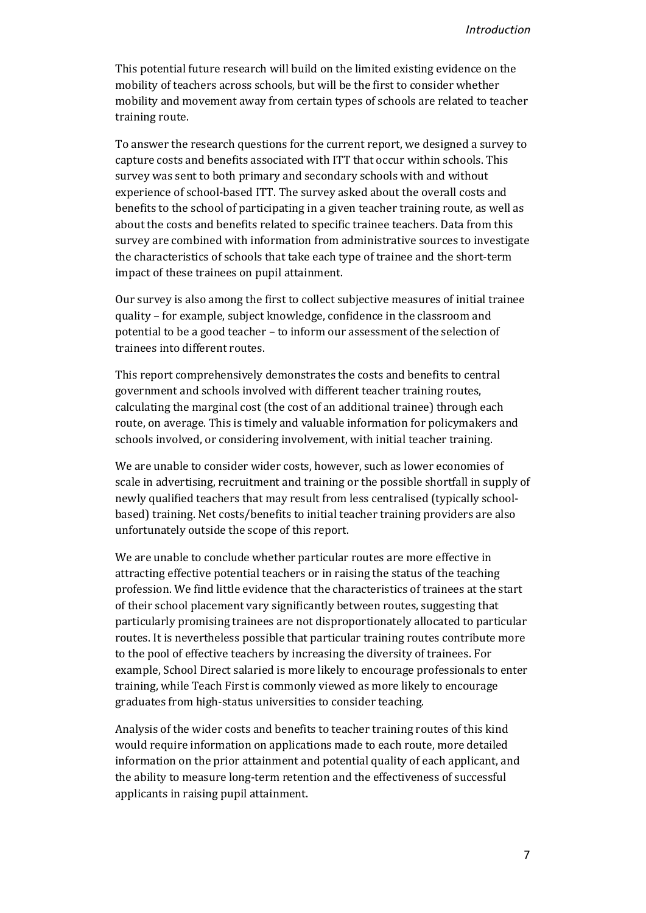This potential future research will build on the limited existing evidence on the mobility of teachers across schools, but will be the first to consider whether mobility and movement away from certain types of schools are related to teacher training route.

To answer the research questions for the current report, we designed a survey to capture costs and benefits associated with ITT that occur within schools. This survey was sent to both primary and secondary schools with and without experience of school-based ITT. The survey asked about the overall costs and benefits to the school of participating in a given teacher training route, as well as about the costs and benefits related to specific trainee teachers. Data from this survey are combined with information from administrative sources to investigate the characteristics of schools that take each type of trainee and the short-term impact of these trainees on pupil attainment.

Our survey is also among the first to collect subjective measures of initial trainee quality – for example, subject knowledge, confidence in the classroom and potential to be a good teacher – to inform our assessment of the selection of trainees into different routes.

This report comprehensively demonstrates the costs and benefits to central government and schools involved with different teacher training routes, calculating the marginal cost (the cost of an additional trainee) through each route, on average. This is timely and valuable information for policymakers and schools involved, or considering involvement, with initial teacher training.

We are unable to consider wider costs, however, such as lower economies of scale in advertising, recruitment and training or the possible shortfall in supply of newly qualified teachers that may result from less centralised (typically school-based) training. Net costs/benefits to initial teacher training providers are also unfortunately outside the scope of this report.

We are unable to conclude whether particular routes are more effective in attracting effective potential teachers or in raising the status of the teaching profession. We find little evidence that the characteristics of trainees at the start of their school placement vary significantly between routes, suggesting that particularly promising trainees are not disproportionately allocated to particular routes. It is nevertheless possible that particular training routes contribute more to the pool of effective teachers by increasing the diversity of trainees. For example, School Direct salaried is more likely to encourage professionals to enter training, while Teach First is commonly viewed as more likely to encourage graduates from high-status universities to consider teaching.

Analysis of the wider costs and benefits to teacher training routes of this kind would require information on applications made to each route, more detailed information on the prior attainment and potential quality of each applicant, and the ability to measure long-term retention and the effectiveness of successful applicants in raising pupil attainment.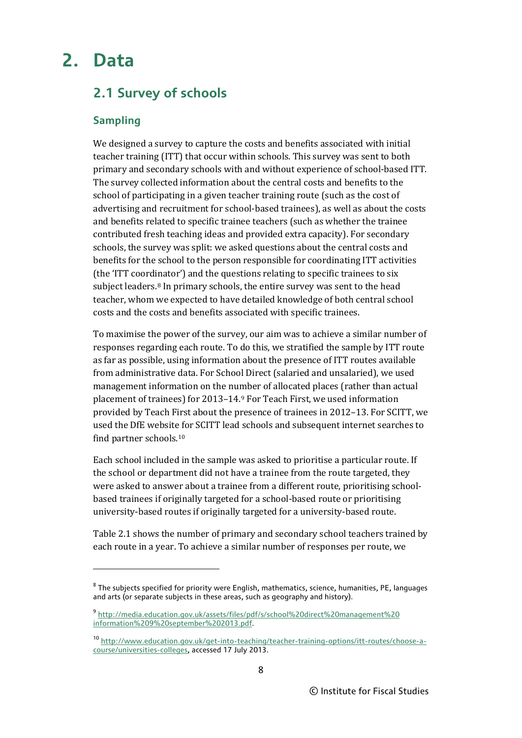# 2. Data

## 2.1 Survey of schools

### Sampling

We designed a survey to capture the costs and benefits associated with initial teacher training (ITT) that occur within schools. This survey was sent to both primary and secondary schools with and without experience of school-based ITT. The survey collected information about the central costs and benefits to the school of participating in a given teacher training route (such as the cost of advertising and recruitment for school-based trainees), as well as about the costs and benefits related to specific trainee teachers (such as whether the trainee contributed fresh teaching ideas and provided extra capacity). For secondary schools, the survey was split: we asked questions about the central costs and benefits for the school to the person responsible for coordinating ITT activities (the 'ITT coordinator') and the questions relating to specific trainees to six subject leaders.[8] In primary schools, the entire survey was sent to the head teacher, whom we expected to have detailed knowledge of both central school costs and the costs and benefits associated with specific trainees.

To maximise the power of the survey, our aim was to achieve a similar number of responses regarding each route. To do this, we stratified the sample by ITT route as far as possible, using information about the presence of ITT routes available from administrative data. For School Direct (salaried and unsalaried), we used management information on the number of allocated places (rather than actual placement of trainees) for 2013–14.[9] For Teach First, we used information provided by Teach First about the presence of trainees in 2012–13. For SCITT, we used the DfE website for SCITT lead schools and subsequent internet searches to find partner schools.[10]

Each school included in the sample was asked to prioritise a particular route. If the school or department did not have a trainee from the route targeted, they were asked to answer about a trainee from a different route, prioritising school-based trainees if originally targeted for a school-based route or prioritising university-based routes if originally targeted for a university-based route.

Table 2.1 shows the number of primary and secondary school teachers trained by each route in a year. To achieve a similar number of responses per route, we

---

[8] The subjects specified for priority were English, mathematics, science, humanities, PE, languages and arts (or separate subjects in these areas, such as geography and history).

[9] http://media.education.gov.uk/assets/files/pdf/s/school%20direct%20management%20information%209%20september%202013.pdf.

[10] http://www.education.gov.uk/get-into-teaching/teacher-training-options/itt-routes/choose-a-course/universities-colleges, accessed 17 July 2013.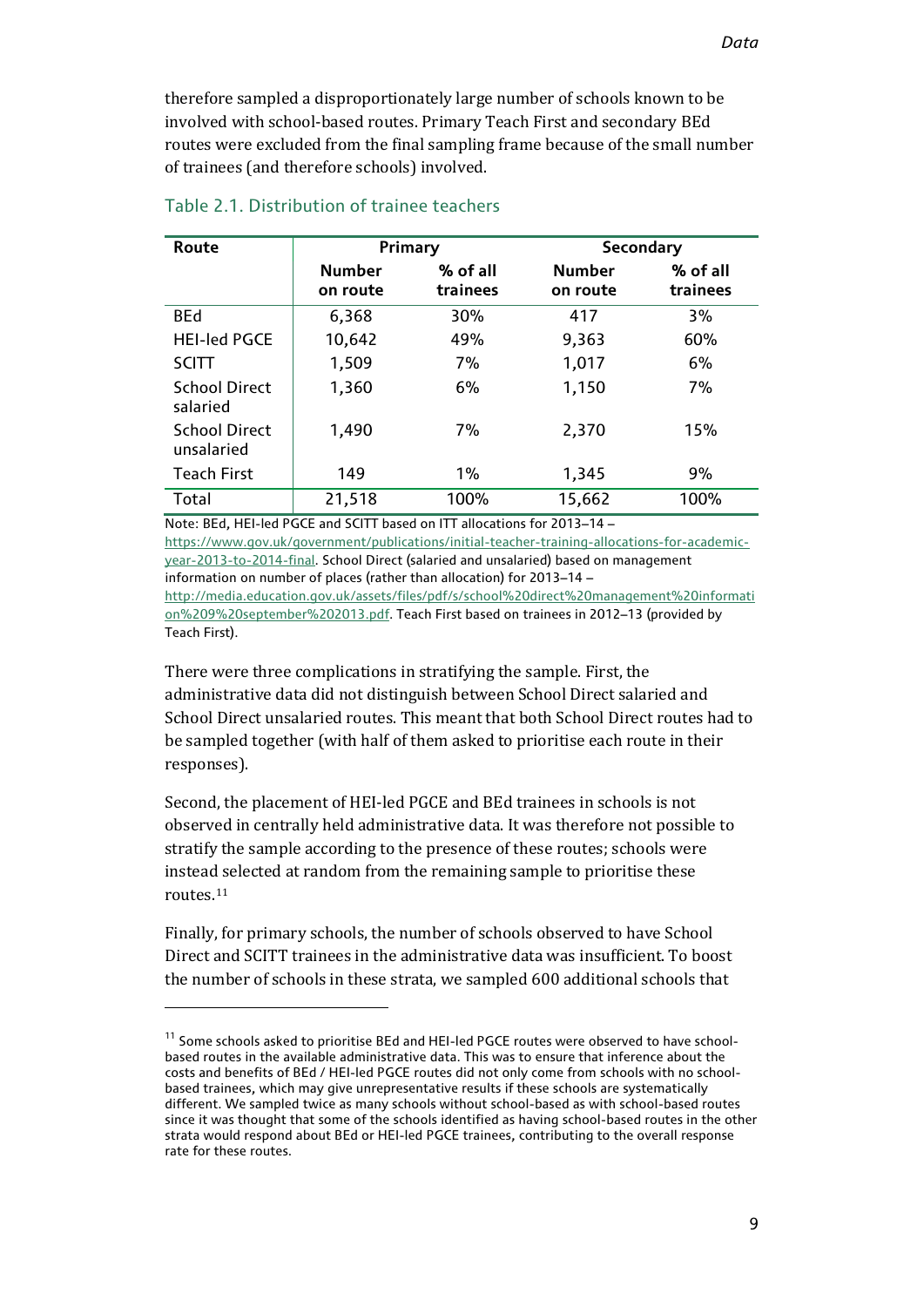therefore sampled a disproportionately large number of schools known to be involved with school-based routes. Primary Teach First and secondary BEd routes were excluded from the final sampling frame because of the small number of trainees (and therefore schools) involved.

### Table 2.1. Distribution of trainee teachers

| Route | Primary | | Secondary | |
|---|---|---|---|---|
| | Number on route | % of all trainees | Number on route | % of all trainees |
| BEd | 6,368 | 30% | 417 | 3% |
| HEI-led PGCE | 10,642 | 49% | 9,363 | 60% |
| SCITT | 1,509 | 7% | 1,017 | 6% |
| School Direct salaried | 1,360 | 6% | 1,150 | 7% |
| School Direct unsalaried | 1,490 | 7% | 2,370 | 15% |
| Teach First | 149 | 1% | 1,345 | 9% |
| Total | 21,518 | 100% | 15,662 | 100% |

Note: BEd, HEI-led PGCE and SCITT based on ITT allocations for 2013–14 – https://www.gov.uk/government/publications/initial-teacher-training-allocations-for-academic-year-2013-to-2014-final. School Direct (salaried and unsalaried) based on management information on number of places (rather than allocation) for 2013–14 – http://media.education.gov.uk/assets/files/pdf/s/school%20direct%20management%20information%209%20september%202013.pdf. Teach First based on trainees in 2012–13 (provided by Teach First).

There were three complications in stratifying the sample. First, the administrative data did not distinguish between School Direct salaried and School Direct unsalaried routes. This meant that both School Direct routes had to be sampled together (with half of them asked to prioritise each route in their responses).

Second, the placement of HEI-led PGCE and BEd trainees in schools is not observed in centrally held administrative data. It was therefore not possible to stratify the sample according to the presence of these routes; schools were instead selected at random from the remaining sample to prioritise these routes.[11]

Finally, for primary schools, the number of schools observed to have School Direct and SCITT trainees in the administrative data was insufficient. To boost the number of schools in these strata, we sampled 600 additional schools that

[11] Some schools asked to prioritise BEd and HEI-led PGCE routes were observed to have school-based routes in the available administrative data. This was to ensure that inference about the costs and benefits of BEd / HEI-led PGCE routes did not only come from schools with no school-based trainees, which may give unrepresentative results if these schools are systematically different. We sampled twice as many schools without school-based as with school-based routes since it was thought that some of the schools identified as having school-based routes in the other strata would respond about BEd or HEI-led PGCE trainees, contributing to the overall response rate for these routes.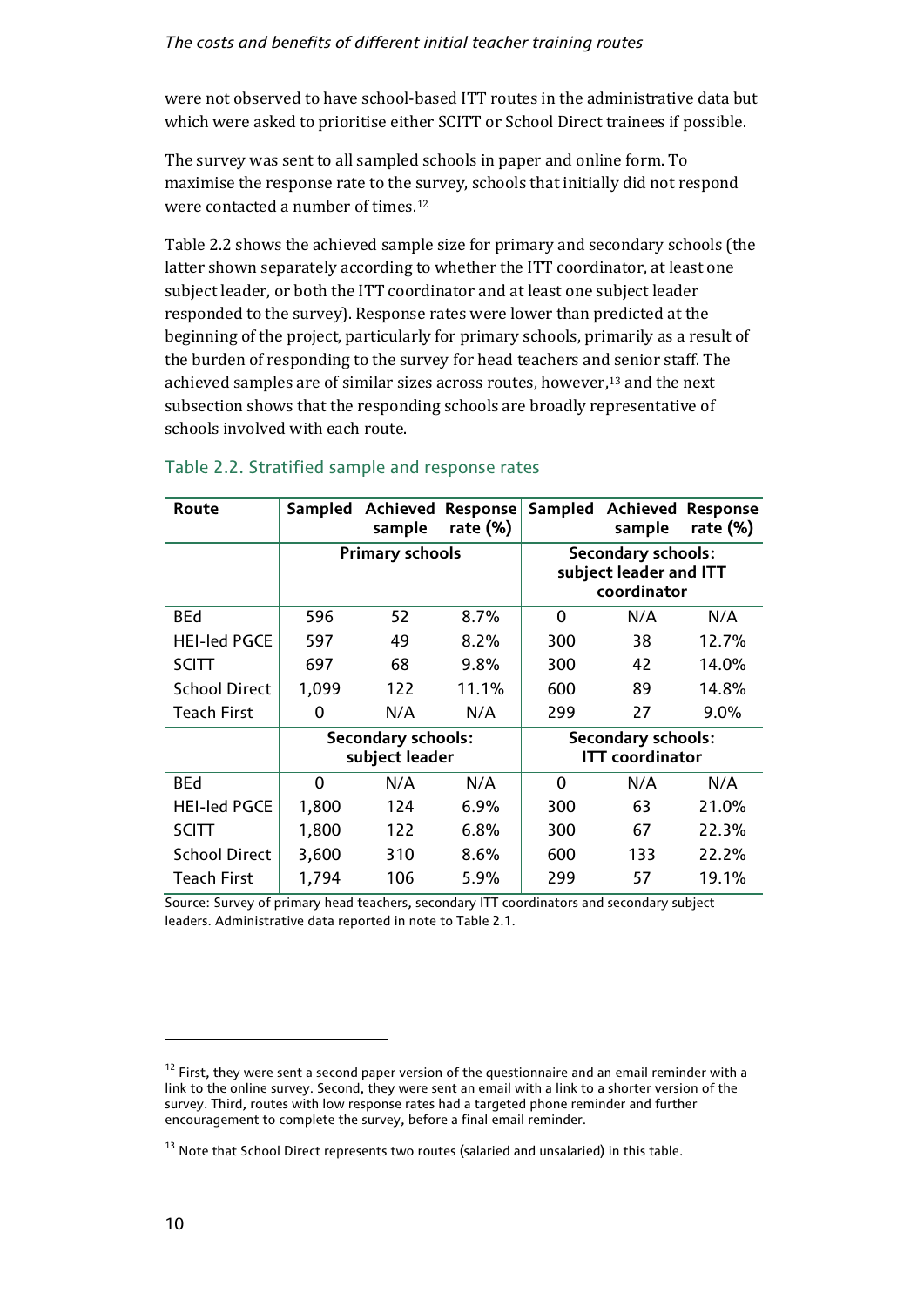were not observed to have school-based ITT routes in the administrative data but which were asked to prioritise either SCITT or School Direct trainees if possible.

The survey was sent to all sampled schools in paper and online form. To maximise the response rate to the survey, schools that initially did not respond were contacted a number of times.[12]

Table 2.2 shows the achieved sample size for primary and secondary schools (the latter shown separately according to whether the ITT coordinator, at least one subject leader, or both the ITT coordinator and at least one subject leader responded to the survey). Response rates were lower than predicted at the beginning of the project, particularly for primary schools, primarily as a result of the burden of responding to the survey for head teachers and senior staff. The achieved samples are of similar sizes across routes, however,[13] and the next subsection shows that the responding schools are broadly representative of schools involved with each route.

## Table 2.2. Stratified sample and response rates

| Route | Sampled | Achieved sample | Response rate (%) | Sampled | Achieved sample | Response rate (%) |
|---|---|---|---|---|---|---|
| | **Primary schools** | | | **Secondary schools: subject leader and ITT coordinator** | | |
| BEd | 596 | 52 | 8.7% | 0 | N/A | N/A |
| HEI-led PGCE | 597 | 49 | 8.2% | 300 | 38 | 12.7% |
| SCITT | 697 | 68 | 9.8% | 300 | 42 | 14.0% |
| School Direct | 1,099 | 122 | 11.1% | 600 | 89 | 14.8% |
| Teach First | 0 | N/A | N/A | 299 | 27 | 9.0% |
| | **Secondary schools: subject leader** | | | **Secondary schools: ITT coordinator** | | |
| BEd | 0 | N/A | N/A | 0 | N/A | N/A |
| HEI-led PGCE | 1,800 | 124 | 6.9% | 300 | 63 | 21.0% |
| SCITT | 1,800 | 122 | 6.8% | 300 | 67 | 22.3% |
| School Direct | 3,600 | 310 | 8.6% | 600 | 133 | 22.2% |
| Teach First | 1,794 | 106 | 5.9% | 299 | 57 | 19.1% |

Source: Survey of primary head teachers, secondary ITT coordinators and secondary subject leaders. Administrative data reported in note to Table 2.1.

[12] First, they were sent a second paper version of the questionnaire and an email reminder with a link to the online survey. Second, they were sent an email with a link to a shorter version of the survey. Third, routes with low response rates had a targeted phone reminder and further encouragement to complete the survey, before a final email reminder.

[13] Note that School Direct represents two routes (salaried and unsalaried) in this table.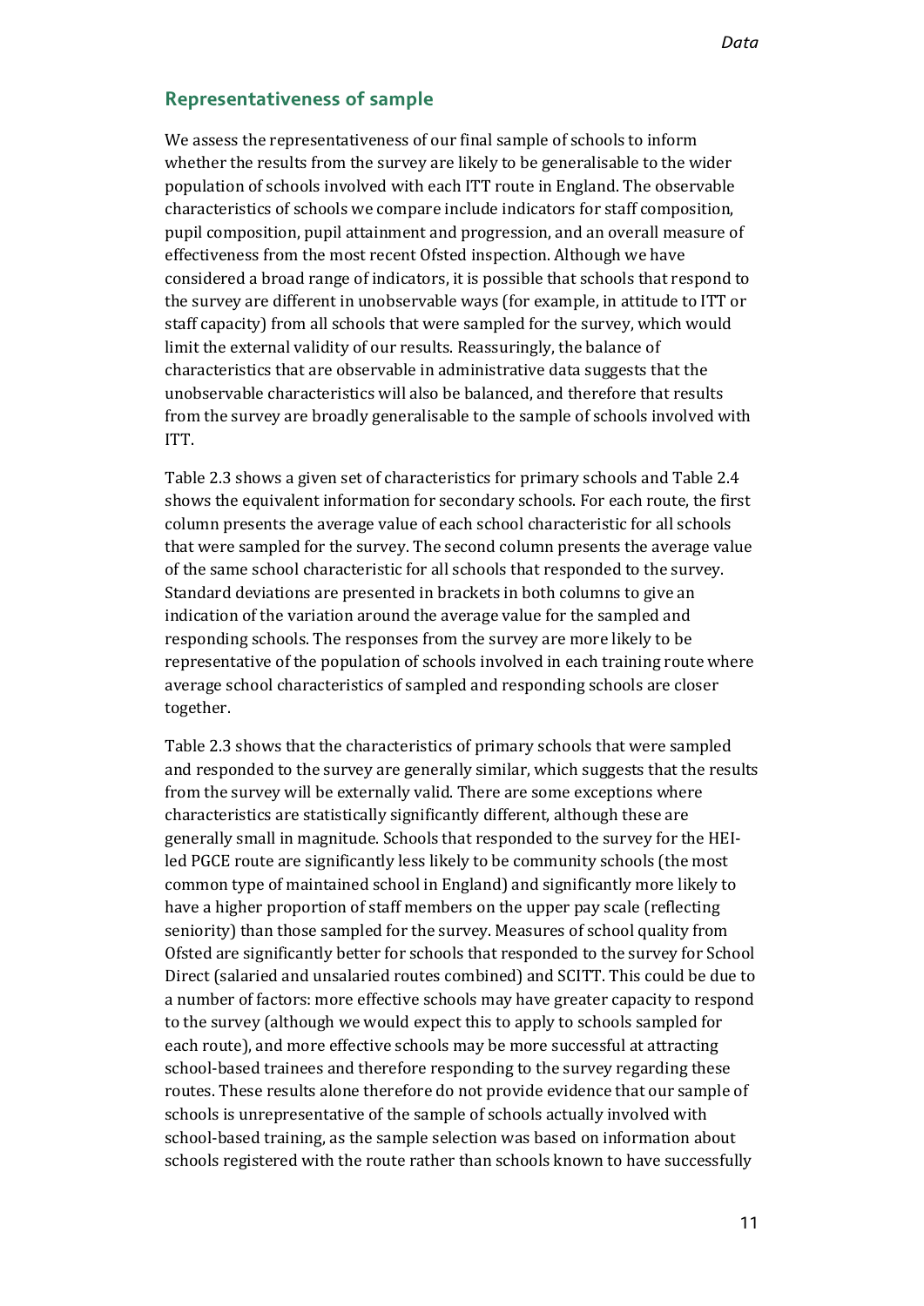## Representativeness of sample

We assess the representativeness of our final sample of schools to inform whether the results from the survey are likely to be generalisable to the wider population of schools involved with each ITT route in England. The observable characteristics of schools we compare include indicators for staff composition, pupil composition, pupil attainment and progression, and an overall measure of effectiveness from the most recent Ofsted inspection. Although we have considered a broad range of indicators, it is possible that schools that respond to the survey are different in unobservable ways (for example, in attitude to ITT or staff capacity) from all schools that were sampled for the survey, which would limit the external validity of our results. Reassuringly, the balance of characteristics that are observable in administrative data suggests that the unobservable characteristics will also be balanced, and therefore that results from the survey are broadly generalisable to the sample of schools involved with ITT.

Table 2.3 shows a given set of characteristics for primary schools and Table 2.4 shows the equivalent information for secondary schools. For each route, the first column presents the average value of each school characteristic for all schools that were sampled for the survey. The second column presents the average value of the same school characteristic for all schools that responded to the survey. Standard deviations are presented in brackets in both columns to give an indication of the variation around the average value for the sampled and responding schools. The responses from the survey are more likely to be representative of the population of schools involved in each training route where average school characteristics of sampled and responding schools are closer together.

Table 2.3 shows that the characteristics of primary schools that were sampled and responded to the survey are generally similar, which suggests that the results from the survey will be externally valid. There are some exceptions where characteristics are statistically significantly different, although these are generally small in magnitude. Schools that responded to the survey for the HEI-led PGCE route are significantly less likely to be community schools (the most common type of maintained school in England) and significantly more likely to have a higher proportion of staff members on the upper pay scale (reflecting seniority) than those sampled for the survey. Measures of school quality from Ofsted are significantly better for schools that responded to the survey for School Direct (salaried and unsalaried routes combined) and SCITT. This could be due to a number of factors: more effective schools may have greater capacity to respond to the survey (although we would expect this to apply to schools sampled for each route), and more effective schools may be more successful at attracting school-based trainees and therefore responding to the survey regarding these routes. These results alone therefore do not provide evidence that our sample of schools is unrepresentative of the sample of schools actually involved with school-based training, as the sample selection was based on information about schools registered with the route rather than schools known to have successfully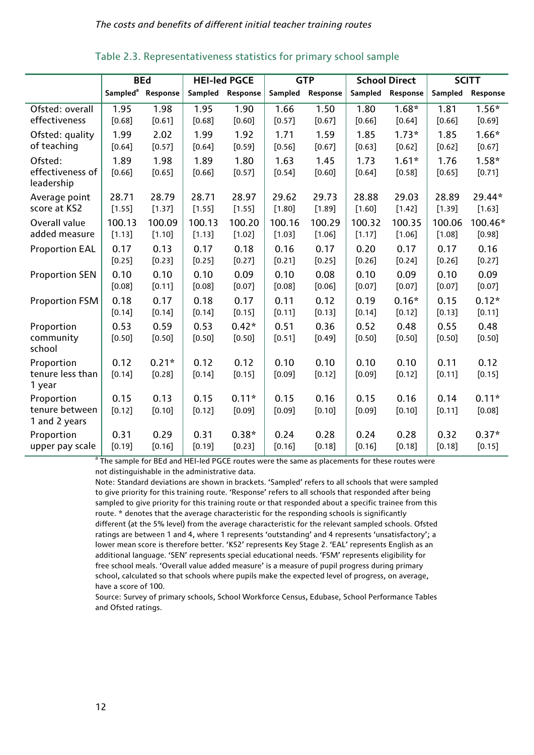Table 2.3. Representativeness statistics for primary school sample

| | BEd | | HEI-led PGCE | | GTP | | School Direct | | SCITT | |
|---|---|---|---|---|---|---|---|---|---|---|
| | Sampled[a] | Response | Sampled | Response | Sampled | Response | Sampled | Response | Sampled | Response |
| Ofsted: overall effectiveness | 1.95 [0.68] | 1.98 [0.61] | 1.95 [0.68] | 1.90 [0.60] | 1.66 [0.57] | 1.50 [0.67] | 1.80 [0.66] | 1.68* [0.64] | 1.81 [0.66] | 1.56* [0.69] |
| Ofsted: quality of teaching | 1.99 [0.64] | 2.02 [0.57] | 1.99 [0.64] | 1.92 [0.59] | 1.71 [0.56] | 1.59 [0.67] | 1.85 [0.63] | 1.73* [0.62] | 1.85 [0.62] | 1.66* [0.67] |
| Ofsted: effectiveness of leadership | 1.89 [0.66] | 1.98 [0.65] | 1.89 [0.66] | 1.80 [0.57] | 1.63 [0.54] | 1.45 [0.60] | 1.73 [0.64] | 1.61* [0.58] | 1.76 [0.65] | 1.58* [0.71] |
| Average point score at KS2 | 28.71 [1.55] | 28.79 [1.37] | 28.71 [1.55] | 28.97 [1.55] | 29.62 [1.80] | 29.73 [1.89] | 28.88 [1.60] | 29.03 [1.42] | 28.89 [1.39] | 29.44* [1.63] |
| Overall value added measure | 100.13 [1.13] | 100.09 [1.10] | 100.13 [1.13] | 100.20 [1.02] | 100.16 [1.03] | 100.29 [1.06] | 100.32 [1.17] | 100.35 [1.06] | 100.06 [1.08] | 100.46* [0.98] |
| Proportion EAL | 0.17 [0.25] | 0.13 [0.23] | 0.17 [0.25] | 0.18 [0.27] | 0.16 [0.21] | 0.17 [0.25] | 0.20 [0.26] | 0.17 [0.24] | 0.17 [0.26] | 0.16 [0.27] |
| Proportion SEN | 0.10 [0.08] | 0.10 [0.11] | 0.10 [0.08] | 0.09 [0.07] | 0.10 [0.08] | 0.08 [0.06] | 0.10 [0.07] | 0.09 [0.07] | 0.10 [0.07] | 0.09 [0.07] |
| Proportion FSM | 0.18 [0.14] | 0.17 [0.14] | 0.18 [0.14] | 0.17 [0.15] | 0.11 [0.11] | 0.12 [0.13] | 0.19 [0.14] | 0.16* [0.12] | 0.15 [0.13] | 0.12* [0.11] |
| Proportion community school | 0.53 [0.50] | 0.59 [0.50] | 0.53 [0.50] | 0.42* [0.50] | 0.51 [0.51] | 0.36 [0.49] | 0.52 [0.50] | 0.48 [0.50] | 0.55 [0.50] | 0.48 [0.50] |
| Proportion tenure less than 1 year | 0.12 [0.14] | 0.21* [0.28] | 0.12 [0.14] | 0.12 [0.15] | 0.10 [0.09] | 0.10 [0.12] | 0.10 [0.09] | 0.10 [0.12] | 0.11 [0.11] | 0.12 [0.15] |
| Proportion tenure between 1 and 2 years | 0.15 [0.12] | 0.13 [0.10] | 0.15 [0.12] | 0.11* [0.09] | 0.15 [0.09] | 0.16 [0.10] | 0.15 [0.09] | 0.16 [0.10] | 0.14 [0.11] | 0.11* [0.08] |
| Proportion upper pay scale | 0.31 [0.19] | 0.29 [0.16] | 0.31 [0.19] | 0.38* [0.23] | 0.24 [0.16] | 0.28 [0.18] | 0.24 [0.16] | 0.28 [0.18] | 0.32 [0.18] | 0.37* [0.15] |

[a] The sample for BEd and HEI-led PGCE routes were the same as placements for these routes were not distinguishable in the administrative data.

Note: Standard deviations are shown in brackets. 'Sampled' refers to all schools that were sampled to give priority for this training route. 'Response' refers to all schools that responded after being sampled to give priority for this training route or that responded about a specific trainee from this route. * denotes that the average characteristic for the responding schools is significantly different (at the 5% level) from the average characteristic for the relevant sampled schools. Ofsted ratings are between 1 and 4, where 1 represents 'outstanding' and 4 represents 'unsatisfactory'; a lower mean score is therefore better. 'KS2' represents Key Stage 2. 'EAL' represents English as an additional language. 'SEN' represents special educational needs. 'FSM' represents eligibility for free school meals. 'Overall value added measure' is a measure of pupil progress during primary school, calculated so that schools where pupils make the expected level of progress, on average, have a score of 100.

Source: Survey of primary schools, School Workforce Census, Edubase, School Performance Tables and Ofsted ratings.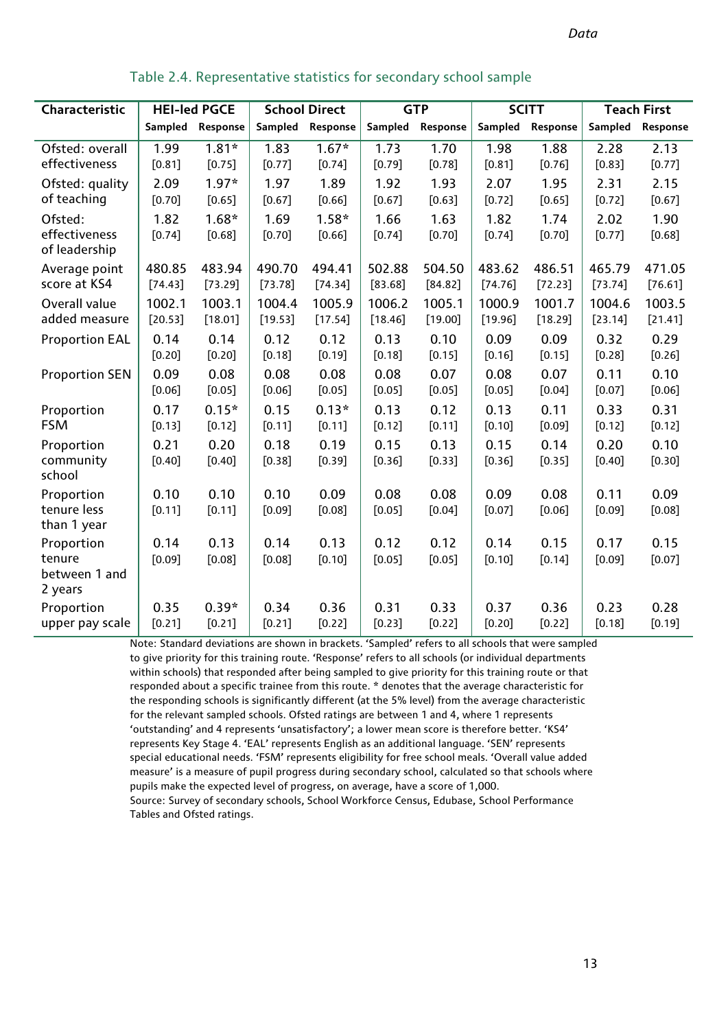Table 2.4. Representative statistics for secondary school sample

| Characteristic | HEI-led PGCE | | School Direct | | GTP | | SCITT | | Teach First | |
|---|---|---|---|---|---|---|---|---|---|---|
| | Sampled | Response | Sampled | Response | Sampled | Response | Sampled | Response | Sampled | Response |
| Ofsted: overall effectiveness | 1.99 [0.81] | 1.81* [0.75] | 1.83 [0.77] | 1.67* [0.74] | 1.73 [0.79] | 1.70 [0.78] | 1.98 [0.81] | 1.88 [0.76] | 2.28 [0.83] | 2.13 [0.77] |
| Ofsted: quality of teaching | 2.09 [0.70] | 1.97* [0.65] | 1.97 [0.67] | 1.89 [0.66] | 1.92 [0.67] | 1.93 [0.63] | 2.07 [0.72] | 1.95 [0.65] | 2.31 [0.72] | 2.15 [0.67] |
| Ofsted: effectiveness of leadership | 1.82 [0.74] | 1.68* [0.68] | 1.69 [0.70] | 1.58* [0.66] | 1.66 [0.74] | 1.63 [0.70] | 1.82 [0.74] | 1.74 [0.70] | 2.02 [0.77] | 1.90 [0.68] |
| Average point score at KS4 | 480.85 [74.43] | 483.94 [73.29] | 490.70 [73.78] | 494.41 [74.34] | 502.88 [83.68] | 504.50 [84.82] | 483.62 [74.76] | 486.51 [72.23] | 465.79 [73.74] | 471.05 [76.61] |
| Overall value added measure | 1002.1 [20.53] | 1003.1 [18.01] | 1004.4 [19.53] | 1005.9 [17.54] | 1006.2 [18.46] | 1005.1 [19.00] | 1000.9 [19.96] | 1001.7 [18.29] | 1004.6 [23.14] | 1003.5 [21.41] |
| Proportion EAL | 0.14 [0.20] | 0.14 [0.20] | 0.12 [0.18] | 0.12 [0.19] | 0.13 [0.18] | 0.10 [0.15] | 0.09 [0.16] | 0.09 [0.15] | 0.32 [0.28] | 0.29 [0.26] |
| Proportion SEN | 0.09 [0.06] | 0.08 [0.05] | 0.08 [0.06] | 0.08 [0.05] | 0.08 [0.05] | 0.07 [0.05] | 0.08 [0.05] | 0.07 [0.04] | 0.11 [0.07] | 0.10 [0.06] |
| Proportion FSM | 0.17 [0.13] | 0.15* [0.12] | 0.15 [0.11] | 0.13* [0.11] | 0.13 [0.12] | 0.12 [0.11] | 0.13 [0.10] | 0.11 [0.09] | 0.33 [0.12] | 0.31 [0.12] |
| Proportion community school | 0.21 [0.40] | 0.20 [0.40] | 0.18 [0.38] | 0.19 [0.39] | 0.15 [0.36] | 0.13 [0.33] | 0.15 [0.36] | 0.14 [0.35] | 0.20 [0.40] | 0.10 [0.30] |
| Proportion tenure less than 1 year | 0.10 [0.11] | 0.10 [0.11] | 0.10 [0.09] | 0.09 [0.08] | 0.08 [0.05] | 0.08 [0.04] | 0.09 [0.07] | 0.08 [0.06] | 0.11 [0.09] | 0.09 [0.08] |
| Proportion tenure between 1 and 2 years | 0.14 [0.09] | 0.13 [0.08] | 0.14 [0.08] | 0.13 [0.10] | 0.12 [0.05] | 0.12 [0.05] | 0.14 [0.10] | 0.15 [0.14] | 0.17 [0.09] | 0.15 [0.07] |
| Proportion upper pay scale | 0.35 [0.21] | 0.39* [0.21] | 0.34 [0.21] | 0.36 [0.22] | 0.31 [0.23] | 0.33 [0.22] | 0.37 [0.20] | 0.36 [0.22] | 0.23 [0.18] | 0.28 [0.19] |

Note: Standard deviations are shown in brackets. 'Sampled' refers to all schools that were sampled to give priority for this training route. 'Response' refers to all schools (or individual departments within schools) that responded after being sampled to give priority for this training route or that responded about a specific trainee from this route. * denotes that the average characteristic for the responding schools is significantly different (at the 5% level) from the average characteristic for the relevant sampled schools. Ofsted ratings are between 1 and 4, where 1 represents 'outstanding' and 4 represents 'unsatisfactory'; a lower mean score is therefore better. 'KS4' represents Key Stage 4. 'EAL' represents English as an additional language. 'SEN' represents special educational needs. 'FSM' represents eligibility for free school meals. 'Overall value added measure' is a measure of pupil progress during secondary school, calculated so that schools where pupils make the expected level of progress, on average, have a score of 1,000.
Source: Survey of secondary schools, School Workforce Census, Edubase, School Performance Tables and Ofsted ratings.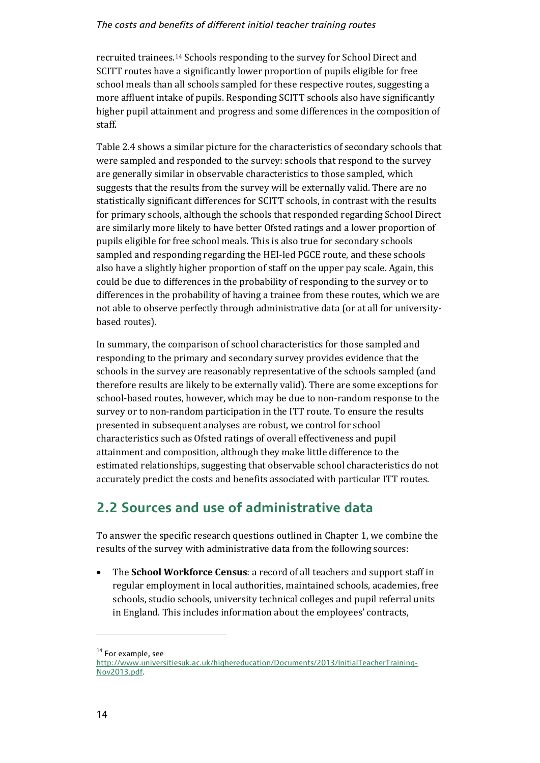recruited trainees.[14] Schools responding to the survey for School Direct and SCITT routes have a significantly lower proportion of pupils eligible for free school meals than all schools sampled for these respective routes, suggesting a more affluent intake of pupils. Responding SCITT schools also have significantly higher pupil attainment and progress and some differences in the composition of staff.

Table 2.4 shows a similar picture for the characteristics of secondary schools that were sampled and responded to the survey: schools that respond to the survey are generally similar in observable characteristics to those sampled, which suggests that the results from the survey will be externally valid. There are no statistically significant differences for SCITT schools, in contrast with the results for primary schools, although the schools that responded regarding School Direct are similarly more likely to have better Ofsted ratings and a lower proportion of pupils eligible for free school meals. This is also true for secondary schools sampled and responding regarding the HEI-led PGCE route, and these schools also have a slightly higher proportion of staff on the upper pay scale. Again, this could be due to differences in the probability of responding to the survey or to differences in the probability of having a trainee from these routes, which we are not able to observe perfectly through administrative data (or at all for university-based routes).

In summary, the comparison of school characteristics for those sampled and responding to the primary and secondary survey provides evidence that the schools in the survey are reasonably representative of the schools sampled (and therefore results are likely to be externally valid). There are some exceptions for school-based routes, however, which may be due to non-random response to the survey or to non-random participation in the ITT route. To ensure the results presented in subsequent analyses are robust, we control for school characteristics such as Ofsted ratings of overall effectiveness and pupil attainment and composition, although they make little difference to the estimated relationships, suggesting that observable school characteristics do not accurately predict the costs and benefits associated with particular ITT routes.

## 2.2 Sources and use of administrative data

To answer the specific research questions outlined in Chapter 1, we combine the results of the survey with administrative data from the following sources:

- The **School Workforce Census**: a record of all teachers and support staff in regular employment in local authorities, maintained schools, academies, free schools, studio schools, university technical colleges and pupil referral units in England. This includes information about the employees' contracts,

[14] For example, see http://www.universitiesuk.ac.uk/highereducation/Documents/2013/InitialTeacherTraining-Nov2013.pdf.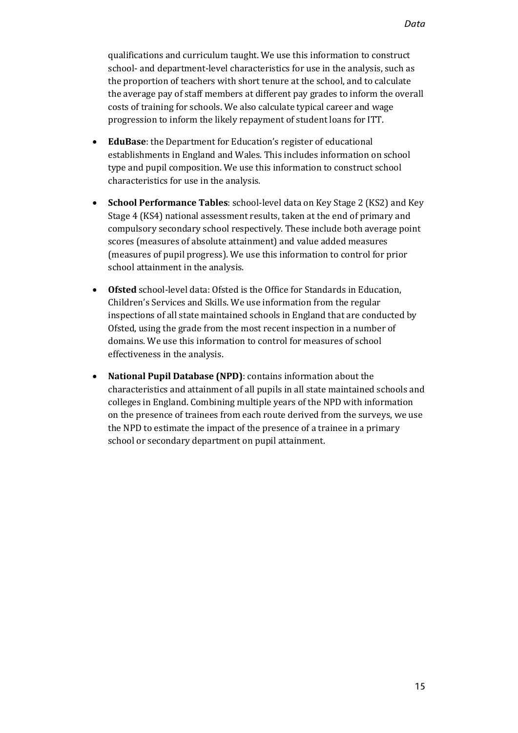qualifications and curriculum taught. We use this information to construct school- and department-level characteristics for use in the analysis, such as the proportion of teachers with short tenure at the school, and to calculate the average pay of staff members at different pay grades to inform the overall costs of training for schools. We also calculate typical career and wage progression to inform the likely repayment of student loans for ITT.

- **EduBase**: the Department for Education's register of educational establishments in England and Wales. This includes information on school type and pupil composition. We use this information to construct school characteristics for use in the analysis.
- **School Performance Tables**: school-level data on Key Stage 2 (KS2) and Key Stage 4 (KS4) national assessment results, taken at the end of primary and compulsory secondary school respectively. These include both average point scores (measures of absolute attainment) and value added measures (measures of pupil progress). We use this information to control for prior school attainment in the analysis.
- **Ofsted** school-level data: Ofsted is the Office for Standards in Education, Children's Services and Skills. We use information from the regular inspections of all state maintained schools in England that are conducted by Ofsted, using the grade from the most recent inspection in a number of domains. We use this information to control for measures of school effectiveness in the analysis.
- **National Pupil Database (NPD)**: contains information about the characteristics and attainment of all pupils in all state maintained schools and colleges in England. Combining multiple years of the NPD with information on the presence of trainees from each route derived from the surveys, we use the NPD to estimate the impact of the presence of a trainee in a primary school or secondary department on pupil attainment.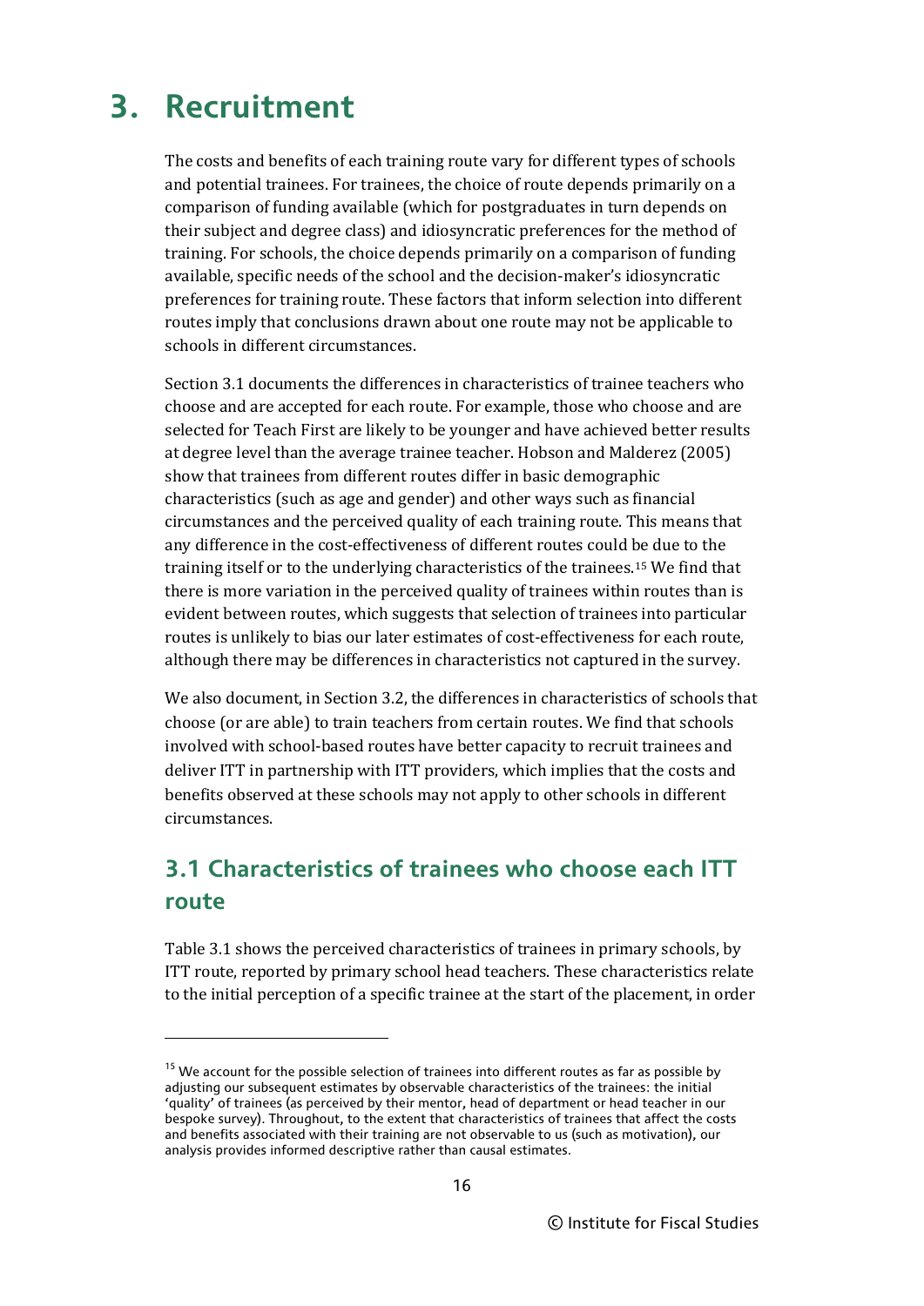# 3. Recruitment

The costs and benefits of each training route vary for different types of schools and potential trainees. For trainees, the choice of route depends primarily on a comparison of funding available (which for postgraduates in turn depends on their subject and degree class) and idiosyncratic preferences for the method of training. For schools, the choice depends primarily on a comparison of funding available, specific needs of the school and the decision-maker's idiosyncratic preferences for training route. These factors that inform selection into different routes imply that conclusions drawn about one route may not be applicable to schools in different circumstances.

Section 3.1 documents the differences in characteristics of trainee teachers who choose and are accepted for each route. For example, those who choose and are selected for Teach First are likely to be younger and have achieved better results at degree level than the average trainee teacher. Hobson and Malderez (2005) show that trainees from different routes differ in basic demographic characteristics (such as age and gender) and other ways such as financial circumstances and the perceived quality of each training route. This means that any difference in the cost-effectiveness of different routes could be due to the training itself or to the underlying characteristics of the trainees.[15] We find that there is more variation in the perceived quality of trainees within routes than is evident between routes, which suggests that selection of trainees into particular routes is unlikely to bias our later estimates of cost-effectiveness for each route, although there may be differences in characteristics not captured in the survey.

We also document, in Section 3.2, the differences in characteristics of schools that choose (or are able) to train teachers from certain routes. We find that schools involved with school-based routes have better capacity to recruit trainees and deliver ITT in partnership with ITT providers, which implies that the costs and benefits observed at these schools may not apply to other schools in different circumstances.

## 3.1 Characteristics of trainees who choose each ITT route

Table 3.1 shows the perceived characteristics of trainees in primary schools, by ITT route, reported by primary school head teachers. These characteristics relate to the initial perception of a specific trainee at the start of the placement, in order

---

[15] We account for the possible selection of trainees into different routes as far as possible by adjusting our subsequent estimates by observable characteristics of the trainees: the initial 'quality' of trainees (as perceived by their mentor, head of department or head teacher in our bespoke survey). Throughout, to the extent that characteristics of trainees that affect the costs and benefits associated with their training are not observable to us (such as motivation), our analysis provides informed descriptive rather than causal estimates.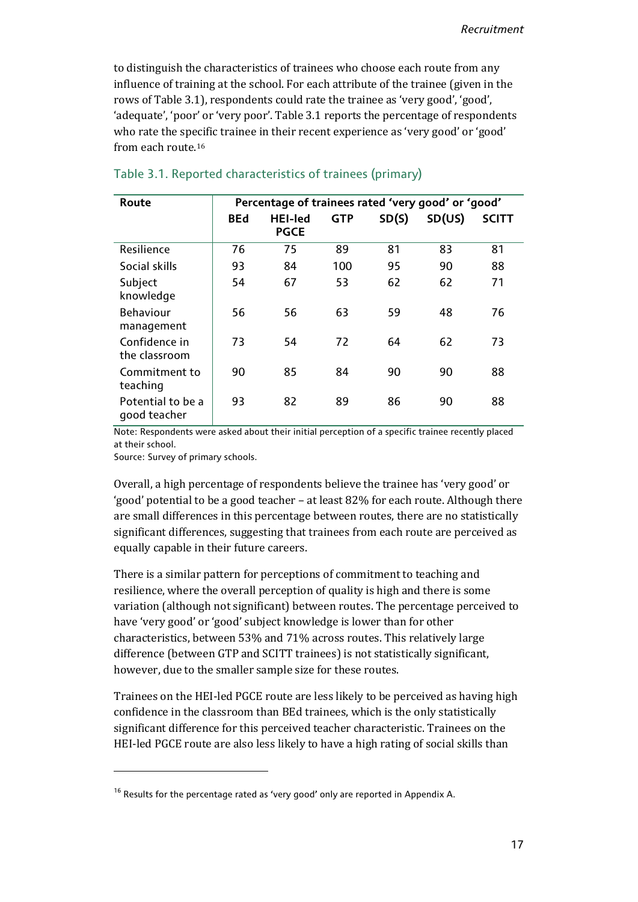to distinguish the characteristics of trainees who choose each route from any influence of training at the school. For each attribute of the trainee (given in the rows of Table 3.1), respondents could rate the trainee as 'very good', 'good', 'adequate', 'poor' or 'very poor'. Table 3.1 reports the percentage of respondents who rate the specific trainee in their recent experience as 'very good' or 'good' from each route.[16]

## Table 3.1. Reported characteristics of trainees (primary)

| Route | Percentage of trainees rated 'very good' or 'good' | | | | | |
|---|---|---|---|---|---|---|
| | BEd | HEI-led PGCE | GTP | SD(S) | SD(US) | SCITT |
| Resilience | 76 | 75 | 89 | 81 | 83 | 81 |
| Social skills | 93 | 84 | 100 | 95 | 90 | 88 |
| Subject knowledge | 54 | 67 | 53 | 62 | 62 | 71 |
| Behaviour management | 56 | 56 | 63 | 59 | 48 | 76 |
| Confidence in the classroom | 73 | 54 | 72 | 64 | 62 | 73 |
| Commitment to teaching | 90 | 85 | 84 | 90 | 90 | 88 |
| Potential to be a good teacher | 93 | 82 | 89 | 86 | 90 | 88 |

Note: Respondents were asked about their initial perception of a specific trainee recently placed at their school.
Source: Survey of primary schools.

Overall, a high percentage of respondents believe the trainee has 'very good' or 'good' potential to be a good teacher – at least 82% for each route. Although there are small differences in this percentage between routes, there are no statistically significant differences, suggesting that trainees from each route are perceived as equally capable in their future careers.

There is a similar pattern for perceptions of commitment to teaching and resilience, where the overall perception of quality is high and there is some variation (although not significant) between routes. The percentage perceived to have 'very good' or 'good' subject knowledge is lower than for other characteristics, between 53% and 71% across routes. This relatively large difference (between GTP and SCITT trainees) is not statistically significant, however, due to the smaller sample size for these routes.

Trainees on the HEI-led PGCE route are less likely to be perceived as having high confidence in the classroom than BEd trainees, which is the only statistically significant difference for this perceived teacher characteristic. Trainees on the HEI-led PGCE route are also less likely to have a high rating of social skills than

[16] Results for the percentage rated as 'very good' only are reported in Appendix A.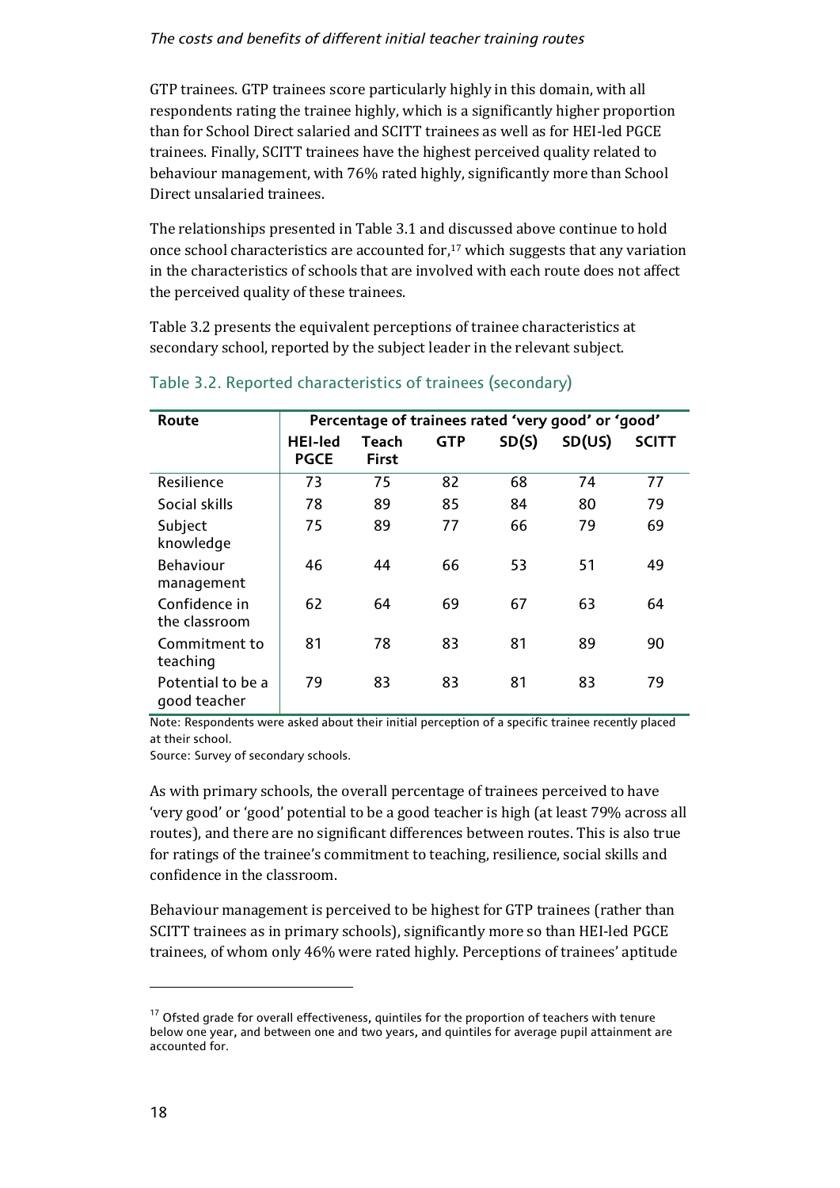GTP trainees. GTP trainees score particularly highly in this domain, with all respondents rating the trainee highly, which is a significantly higher proportion than for School Direct salaried and SCITT trainees as well as for HEI-led PGCE trainees. Finally, SCITT trainees have the highest perceived quality related to behaviour management, with 76% rated highly, significantly more than School Direct unsalaried trainees.

The relationships presented in Table 3.1 and discussed above continue to hold once school characteristics are accounted for,[17] which suggests that any variation in the characteristics of schools that are involved with each route does not affect the perceived quality of these trainees.

Table 3.2 presents the equivalent perceptions of trainee characteristics at secondary school, reported by the subject leader in the relevant subject.

## Table 3.2. Reported characteristics of trainees (secondary)

| Route | Percentage of trainees rated 'very good' or 'good' | | | | | |
|---|---|---|---|---|---|---|
| | HEI-led PGCE | Teach First | GTP | SD(S) | SD(US) | SCITT |
| Resilience | 73 | 75 | 82 | 68 | 74 | 77 |
| Social skills | 78 | 89 | 85 | 84 | 80 | 79 |
| Subject knowledge | 75 | 89 | 77 | 66 | 79 | 69 |
| Behaviour management | 46 | 44 | 66 | 53 | 51 | 49 |
| Confidence in the classroom | 62 | 64 | 69 | 67 | 63 | 64 |
| Commitment to teaching | 81 | 78 | 83 | 81 | 89 | 90 |
| Potential to be a good teacher | 79 | 83 | 83 | 81 | 83 | 79 |

Note: Respondents were asked about their initial perception of a specific trainee recently placed at their school.

Source: Survey of secondary schools.

As with primary schools, the overall percentage of trainees perceived to have 'very good' or 'good' potential to be a good teacher is high (at least 79% across all routes), and there are no significant differences between routes. This is also true for ratings of the trainee's commitment to teaching, resilience, social skills and confidence in the classroom.

Behaviour management is perceived to be highest for GTP trainees (rather than SCITT trainees as in primary schools), significantly more so than HEI-led PGCE trainees, of whom only 46% were rated highly. Perceptions of trainees' aptitude

---

[17] Ofsted grade for overall effectiveness, quintiles for the proportion of teachers with tenure below one year, and between one and two years, and quintiles for average pupil attainment are accounted for.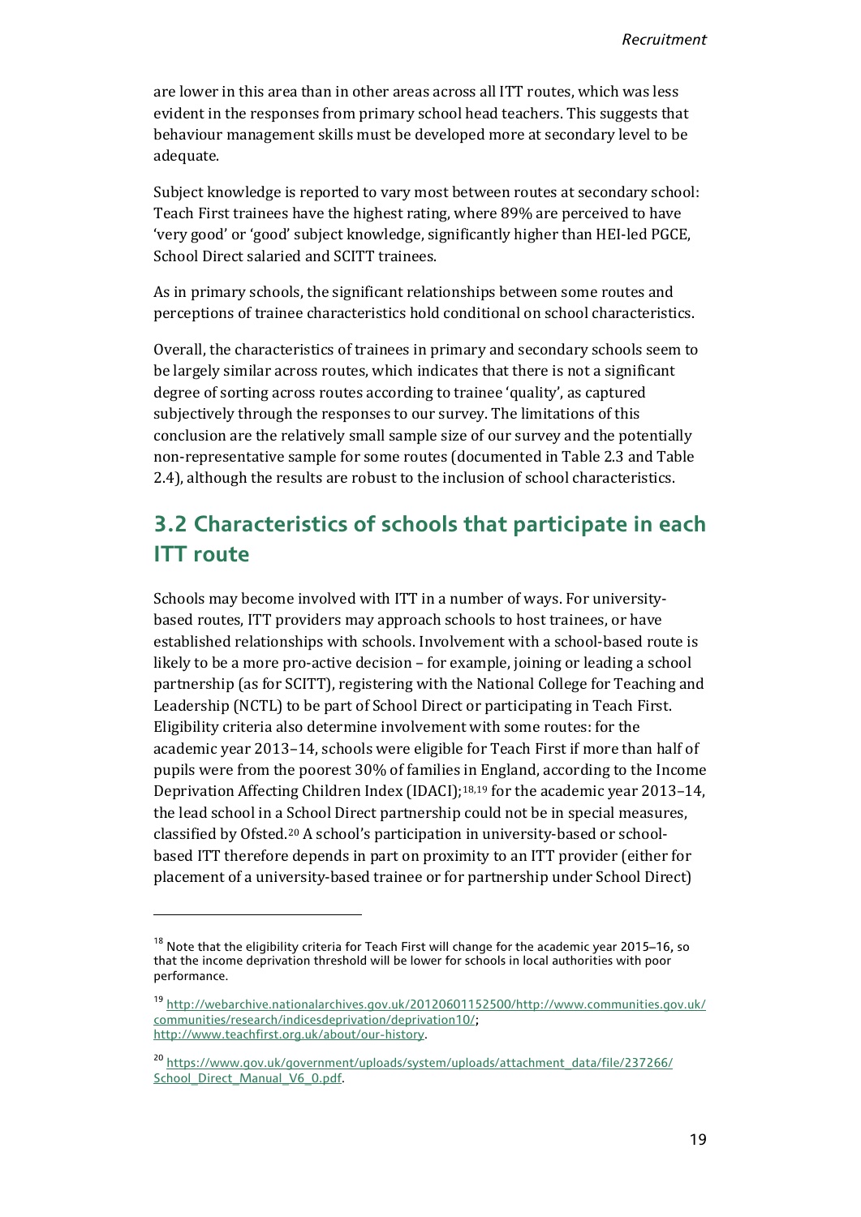are lower in this area than in other areas across all ITT routes, which was less evident in the responses from primary school head teachers. This suggests that behaviour management skills must be developed more at secondary level to be adequate.

Subject knowledge is reported to vary most between routes at secondary school: Teach First trainees have the highest rating, where 89% are perceived to have 'very good' or 'good' subject knowledge, significantly higher than HEI-led PGCE, School Direct salaried and SCITT trainees.

As in primary schools, the significant relationships between some routes and perceptions of trainee characteristics hold conditional on school characteristics.

Overall, the characteristics of trainees in primary and secondary schools seem to be largely similar across routes, which indicates that there is not a significant degree of sorting across routes according to trainee 'quality', as captured subjectively through the responses to our survey. The limitations of this conclusion are the relatively small sample size of our survey and the potentially non-representative sample for some routes (documented in Table 2.3 and Table 2.4), although the results are robust to the inclusion of school characteristics.

## 3.2 Characteristics of schools that participate in each ITT route

Schools may become involved with ITT in a number of ways. For university-based routes, ITT providers may approach schools to host trainees, or have established relationships with schools. Involvement with a school-based route is likely to be a more pro-active decision – for example, joining or leading a school partnership (as for SCITT), registering with the National College for Teaching and Leadership (NCTL) to be part of School Direct or participating in Teach First. Eligibility criteria also determine involvement with some routes: for the academic year 2013–14, schools were eligible for Teach First if more than half of pupils were from the poorest 30% of families in England, according to the Income Deprivation Affecting Children Index (IDACI);[18,19] for the academic year 2013–14, the lead school in a School Direct partnership could not be in special measures, classified by Ofsted.[20] A school's participation in university-based or school-based ITT therefore depends in part on proximity to an ITT provider (either for placement of a university-based trainee or for partnership under School Direct)

---

[18] Note that the eligibility criteria for Teach First will change for the academic year 2015–16, so that the income deprivation threshold will be lower for schools in local authorities with poor performance.

[19] http://webarchive.nationalarchives.gov.uk/20120601152500/http://www.communities.gov.uk/communities/research/indicesdeprivation/deprivation10/; http://www.teachfirst.org.uk/about/our-history.

[20] https://www.gov.uk/government/uploads/system/uploads/attachment_data/file/237266/School_Direct_Manual_V6_0.pdf.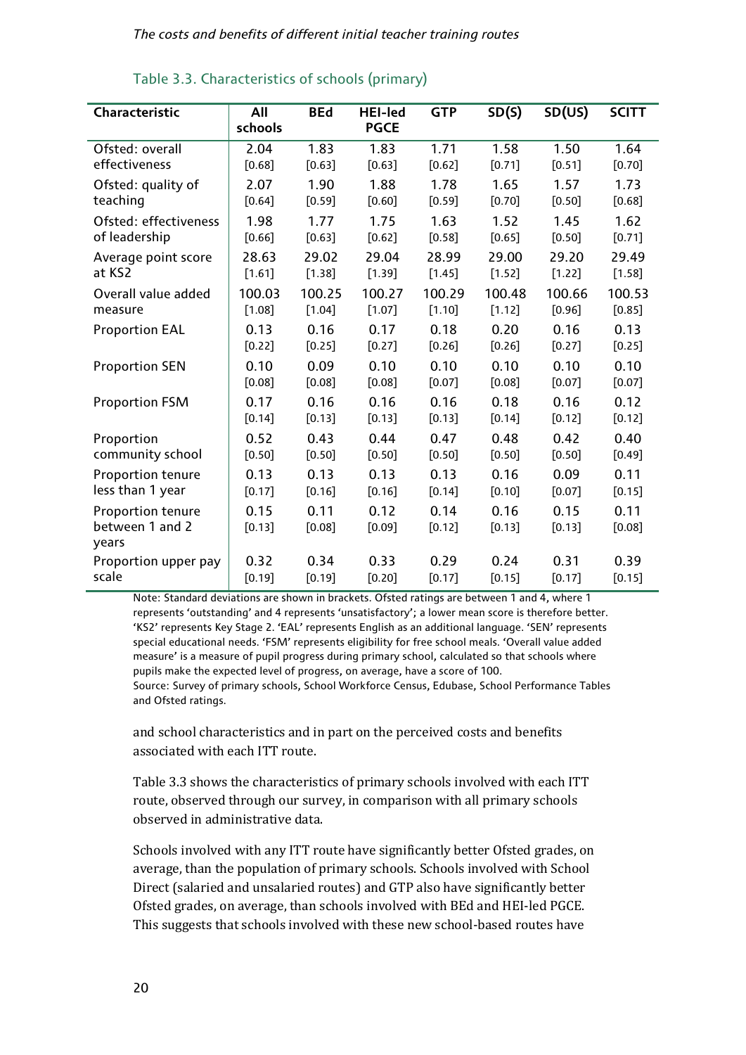Table 3.3. Characteristics of schools (primary)

| Characteristic | All schools | BEd | HEI-led PGCE | GTP | SD(S) | SD(US) | SCITT |
|---|---|---|---|---|---|---|---|
| Ofsted: overall effectiveness | 2.04 [0.68] | 1.83 [0.63] | 1.83 [0.63] | 1.71 [0.62] | 1.58 [0.71] | 1.50 [0.51] | 1.64 [0.70] |
| Ofsted: quality of teaching | 2.07 [0.64] | 1.90 [0.59] | 1.88 [0.60] | 1.78 [0.59] | 1.65 [0.70] | 1.57 [0.50] | 1.73 [0.68] |
| Ofsted: effectiveness of leadership | 1.98 [0.66] | 1.77 [0.63] | 1.75 [0.62] | 1.63 [0.58] | 1.52 [0.65] | 1.45 [0.50] | 1.62 [0.71] |
| Average point score at KS2 | 28.63 [1.61] | 29.02 [1.38] | 29.04 [1.39] | 28.99 [1.45] | 29.00 [1.52] | 29.20 [1.22] | 29.49 [1.58] |
| Overall value added measure | 100.03 [1.08] | 100.25 [1.04] | 100.27 [1.07] | 100.29 [1.10] | 100.48 [1.12] | 100.66 [0.96] | 100.53 [0.85] |
| Proportion EAL | 0.13 [0.22] | 0.16 [0.25] | 0.17 [0.27] | 0.18 [0.26] | 0.20 [0.26] | 0.16 [0.27] | 0.13 [0.25] |
| Proportion SEN | 0.10 [0.08] | 0.09 [0.08] | 0.10 [0.08] | 0.10 [0.07] | 0.10 [0.08] | 0.10 [0.07] | 0.10 [0.07] |
| Proportion FSM | 0.17 [0.14] | 0.16 [0.13] | 0.16 [0.13] | 0.16 [0.13] | 0.18 [0.14] | 0.16 [0.12] | 0.12 [0.12] |
| Proportion community school | 0.52 [0.50] | 0.43 [0.50] | 0.44 [0.50] | 0.47 [0.50] | 0.48 [0.50] | 0.42 [0.50] | 0.40 [0.49] |
| Proportion tenure less than 1 year | 0.13 [0.17] | 0.13 [0.16] | 0.13 [0.16] | 0.13 [0.14] | 0.16 [0.10] | 0.09 [0.07] | 0.11 [0.15] |
| Proportion tenure between 1 and 2 years | 0.15 [0.13] | 0.11 [0.08] | 0.12 [0.09] | 0.14 [0.12] | 0.16 [0.13] | 0.15 [0.13] | 0.11 [0.08] |
| Proportion upper pay scale | 0.32 [0.19] | 0.34 [0.19] | 0.33 [0.20] | 0.29 [0.17] | 0.24 [0.15] | 0.31 [0.17] | 0.39 [0.15] |

Note: Standard deviations are shown in brackets. Ofsted ratings are between 1 and 4, where 1 represents 'outstanding' and 4 represents 'unsatisfactory'; a lower mean score is therefore better. 'KS2' represents Key Stage 2. 'EAL' represents English as an additional language. 'SEN' represents special educational needs. 'FSM' represents eligibility for free school meals. 'Overall value added measure' is a measure of pupil progress during primary school, calculated so that schools where pupils make the expected level of progress, on average, have a score of 100.
Source: Survey of primary schools, School Workforce Census, Edubase, School Performance Tables and Ofsted ratings.

and school characteristics and in part on the perceived costs and benefits associated with each ITT route.

Table 3.3 shows the characteristics of primary schools involved with each ITT route, observed through our survey, in comparison with all primary schools observed in administrative data.

Schools involved with any ITT route have significantly better Ofsted grades, on average, than the population of primary schools. Schools involved with School Direct (salaried and unsalaried routes) and GTP also have significantly better Ofsted grades, on average, than schools involved with BEd and HEI-led PGCE. This suggests that schools involved with these new school-based routes have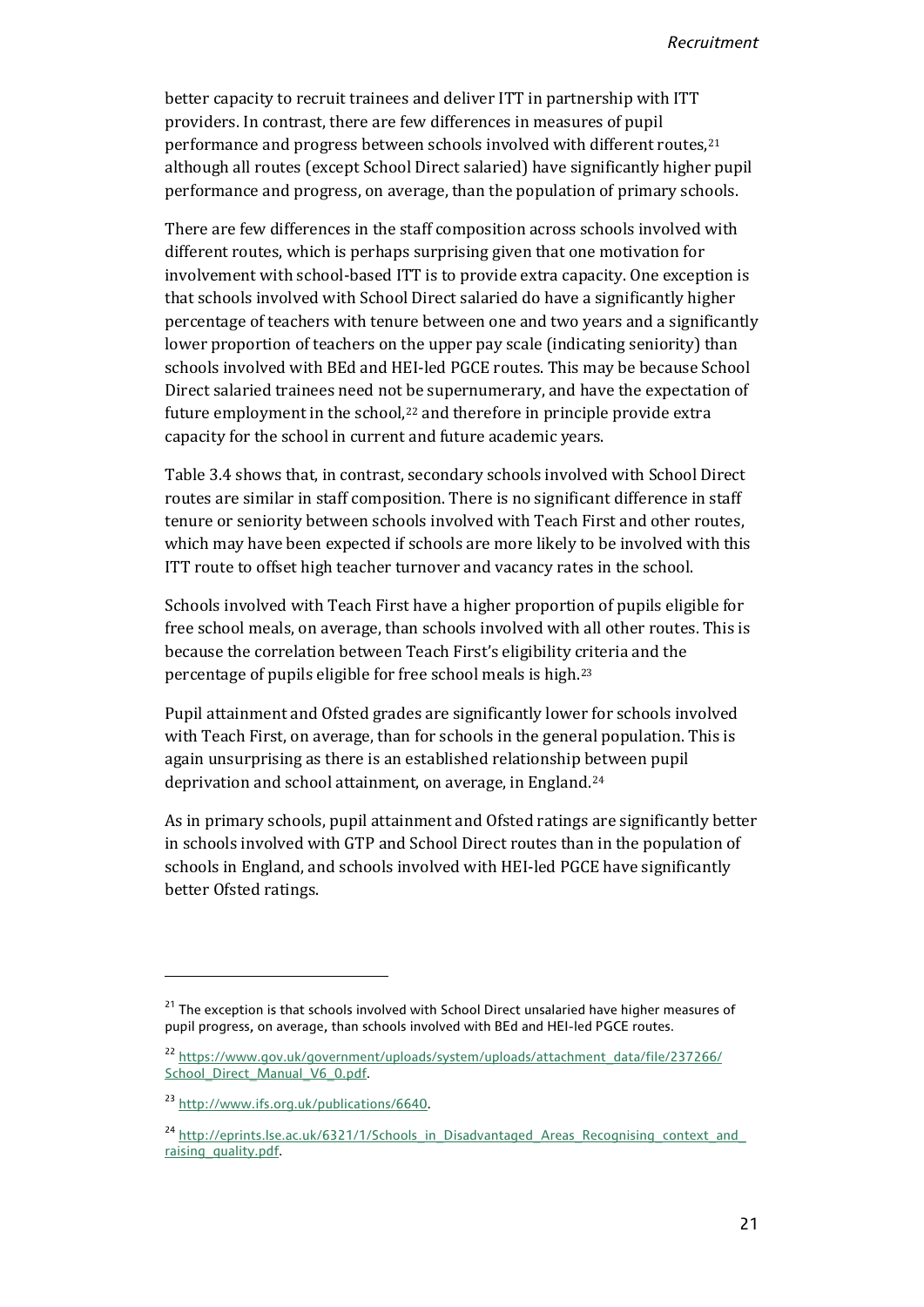better capacity to recruit trainees and deliver ITT in partnership with ITT providers. In contrast, there are few differences in measures of pupil performance and progress between schools involved with different routes,[21] although all routes (except School Direct salaried) have significantly higher pupil performance and progress, on average, than the population of primary schools.

There are few differences in the staff composition across schools involved with different routes, which is perhaps surprising given that one motivation for involvement with school-based ITT is to provide extra capacity. One exception is that schools involved with School Direct salaried do have a significantly higher percentage of teachers with tenure between one and two years and a significantly lower proportion of teachers on the upper pay scale (indicating seniority) than schools involved with BEd and HEI-led PGCE routes. This may be because School Direct salaried trainees need not be supernumerary, and have the expectation of future employment in the school,[22] and therefore in principle provide extra capacity for the school in current and future academic years.

Table 3.4 shows that, in contrast, secondary schools involved with School Direct routes are similar in staff composition. There is no significant difference in staff tenure or seniority between schools involved with Teach First and other routes, which may have been expected if schools are more likely to be involved with this ITT route to offset high teacher turnover and vacancy rates in the school.

Schools involved with Teach First have a higher proportion of pupils eligible for free school meals, on average, than schools involved with all other routes. This is because the correlation between Teach First's eligibility criteria and the percentage of pupils eligible for free school meals is high.[23]

Pupil attainment and Ofsted grades are significantly lower for schools involved with Teach First, on average, than for schools in the general population. This is again unsurprising as there is an established relationship between pupil deprivation and school attainment, on average, in England.[24]

As in primary schools, pupil attainment and Ofsted ratings are significantly better in schools involved with GTP and School Direct routes than in the population of schools in England, and schools involved with HEI-led PGCE have significantly better Ofsted ratings.

---

[21] The exception is that schools involved with School Direct unsalaried have higher measures of pupil progress, on average, than schools involved with BEd and HEI-led PGCE routes.

[22] https://www.gov.uk/government/uploads/system/uploads/attachment_data/file/237266/School_Direct_Manual_V6_0.pdf.

[23] http://www.ifs.org.uk/publications/6640.

[24] http://eprints.lse.ac.uk/6321/1/Schools_in_Disadvantaged_Areas_Recognising_context_and_raising_quality.pdf.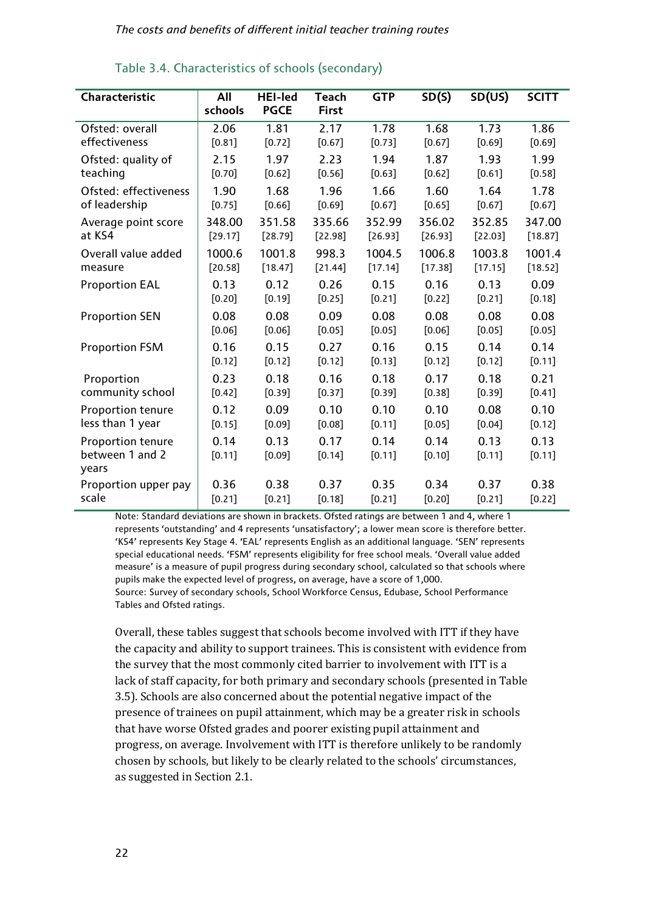Table 3.4. Characteristics of schools (secondary)

| Characteristic | All schools | HEI-led PGCE | Teach First | GTP | SD(S) | SD(US) | SCITT |
|---|---|---|---|---|---|---|---|
| Ofsted: overall effectiveness | 2.06 [0.81] | 1.81 [0.72] | 2.17 [0.67] | 1.78 [0.73] | 1.68 [0.67] | 1.73 [0.69] | 1.86 [0.69] |
| Ofsted: quality of teaching | 2.15 [0.70] | 1.97 [0.62] | 2.23 [0.56] | 1.94 [0.63] | 1.87 [0.62] | 1.93 [0.61] | 1.99 [0.58] |
| Ofsted: effectiveness of leadership | 1.90 [0.75] | 1.68 [0.66] | 1.96 [0.69] | 1.66 [0.67] | 1.60 [0.65] | 1.64 [0.67] | 1.78 [0.67] |
| Average point score at KS4 | 348.00 [29.17] | 351.58 [28.79] | 335.66 [22.98] | 352.99 [26.93] | 356.02 [26.93] | 352.85 [22.03] | 347.00 [18.87] |
| Overall value added measure | 1000.6 [20.58] | 1001.8 [18.47] | 998.3 [21.44] | 1004.5 [17.14] | 1006.8 [17.38] | 1003.8 [17.15] | 1001.4 [18.52] |
| Proportion EAL | 0.13 [0.20] | 0.12 [0.19] | 0.26 [0.25] | 0.15 [0.21] | 0.16 [0.22] | 0.13 [0.21] | 0.09 [0.18] |
| Proportion SEN | 0.08 [0.06] | 0.08 [0.06] | 0.09 [0.05] | 0.08 [0.05] | 0.08 [0.06] | 0.08 [0.05] | 0.08 [0.05] |
| Proportion FSM | 0.16 [0.12] | 0.15 [0.12] | 0.27 [0.12] | 0.16 [0.13] | 0.15 [0.12] | 0.14 [0.12] | 0.14 [0.11] |
| Proportion community school | 0.23 [0.42] | 0.18 [0.39] | 0.16 [0.37] | 0.18 [0.39] | 0.17 [0.38] | 0.18 [0.39] | 0.21 [0.41] |
| Proportion tenure less than 1 year | 0.12 [0.15] | 0.09 [0.09] | 0.10 [0.08] | 0.10 [0.11] | 0.10 [0.05] | 0.08 [0.04] | 0.10 [0.12] |
| Proportion tenure between 1 and 2 years | 0.14 [0.11] | 0.13 [0.09] | 0.17 [0.14] | 0.14 [0.11] | 0.14 [0.10] | 0.13 [0.11] | 0.13 [0.11] |
| Proportion upper pay scale | 0.36 [0.21] | 0.38 [0.21] | 0.37 [0.18] | 0.35 [0.21] | 0.34 [0.20] | 0.37 [0.21] | 0.38 [0.22] |

Note: Standard deviations are shown in brackets. Ofsted ratings are between 1 and 4, where 1 represents 'outstanding' and 4 represents 'unsatisfactory'; a lower mean score is therefore better. 'KS4' represents Key Stage 4. 'EAL' represents English as an additional language. 'SEN' represents special educational needs. 'FSM' represents eligibility for free school meals. 'Overall value added measure' is a measure of pupil progress during secondary school, calculated so that schools where pupils make the expected level of progress, on average, have a score of 1,000.
Source: Survey of secondary schools, School Workforce Census, Edubase, School Performance Tables and Ofsted ratings.

Overall, these tables suggest that schools become involved with ITT if they have the capacity and ability to support trainees. This is consistent with evidence from the survey that the most commonly cited barrier to involvement with ITT is a lack of staff capacity, for both primary and secondary schools (presented in Table 3.5). Schools are also concerned about the potential negative impact of the presence of trainees on pupil attainment, which may be a greater risk in schools that have worse Ofsted grades and poorer existing pupil attainment and progress, on average. Involvement with ITT is therefore unlikely to be randomly chosen by schools, but likely to be clearly related to the schools' circumstances, as suggested in Section 2.1.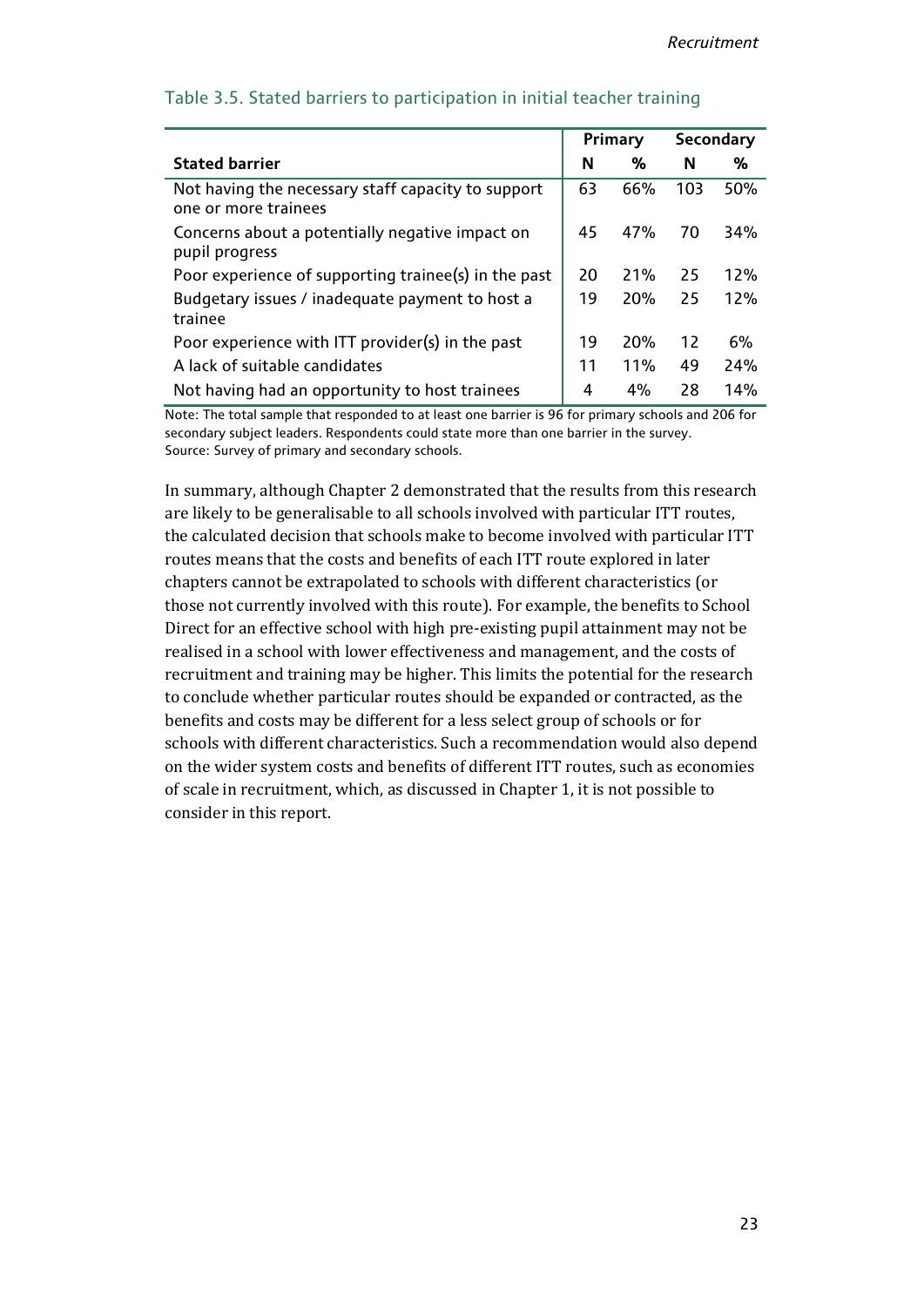Table 3.5. Stated barriers to participation in initial teacher training

| | Primary | | Secondary | |
|---|---|---|---|---|
| **Stated barrier** | **N** | **%** | **N** | **%** |
| Not having the necessary staff capacity to support one or more trainees | 63 | 66% | 103 | 50% |
| Concerns about a potentially negative impact on pupil progress | 45 | 47% | 70 | 34% |
| Poor experience of supporting trainee(s) in the past | 20 | 21% | 25 | 12% |
| Budgetary issues / inadequate payment to host a trainee | 19 | 20% | 25 | 12% |
| Poor experience with ITT provider(s) in the past | 19 | 20% | 12 | 6% |
| A lack of suitable candidates | 11 | 11% | 49 | 24% |
| Not having had an opportunity to host trainees | 4 | 4% | 28 | 14% |

Note: The total sample that responded to at least one barrier is 96 for primary schools and 206 for secondary subject leaders. Respondents could state more than one barrier in the survey.
Source: Survey of primary and secondary schools.

In summary, although Chapter 2 demonstrated that the results from this research are likely to be generalisable to all schools involved with particular ITT routes, the calculated decision that schools make to become involved with particular ITT routes means that the costs and benefits of each ITT route explored in later chapters cannot be extrapolated to schools with different characteristics (or those not currently involved with this route). For example, the benefits to School Direct for an effective school with high pre-existing pupil attainment may not be realised in a school with lower effectiveness and management, and the costs of recruitment and training may be higher. This limits the potential for the research to conclude whether particular routes should be expanded or contracted, as the benefits and costs may be different for a less select group of schools or for schools with different characteristics. Such a recommendation would also depend on the wider system costs and benefits of different ITT routes, such as economies of scale in recruitment, which, as discussed in Chapter 1, it is not possible to consider in this report.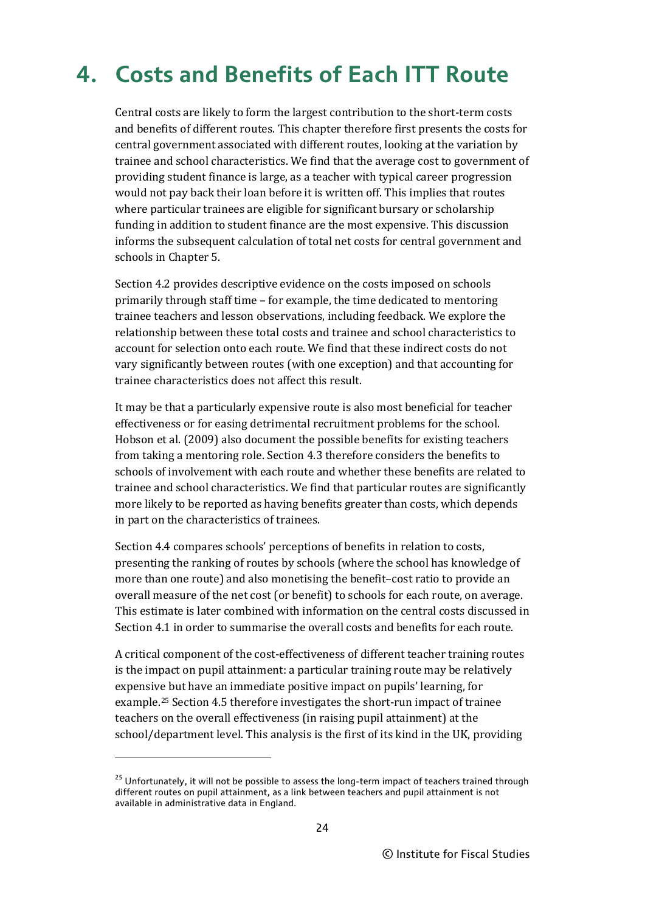# 4. Costs and Benefits of Each ITT Route

Central costs are likely to form the largest contribution to the short-term costs and benefits of different routes. This chapter therefore first presents the costs for central government associated with different routes, looking at the variation by trainee and school characteristics. We find that the average cost to government of providing student finance is large, as a teacher with typical career progression would not pay back their loan before it is written off. This implies that routes where particular trainees are eligible for significant bursary or scholarship funding in addition to student finance are the most expensive. This discussion informs the subsequent calculation of total net costs for central government and schools in Chapter 5.

Section 4.2 provides descriptive evidence on the costs imposed on schools primarily through staff time – for example, the time dedicated to mentoring trainee teachers and lesson observations, including feedback. We explore the relationship between these total costs and trainee and school characteristics to account for selection onto each route. We find that these indirect costs do not vary significantly between routes (with one exception) and that accounting for trainee characteristics does not affect this result.

It may be that a particularly expensive route is also most beneficial for teacher effectiveness or for easing detrimental recruitment problems for the school. Hobson et al. (2009) also document the possible benefits for existing teachers from taking a mentoring role. Section 4.3 therefore considers the benefits to schools of involvement with each route and whether these benefits are related to trainee and school characteristics. We find that particular routes are significantly more likely to be reported as having benefits greater than costs, which depends in part on the characteristics of trainees.

Section 4.4 compares schools' perceptions of benefits in relation to costs, presenting the ranking of routes by schools (where the school has knowledge of more than one route) and also monetising the benefit–cost ratio to provide an overall measure of the net cost (or benefit) to schools for each route, on average. This estimate is later combined with information on the central costs discussed in Section 4.1 in order to summarise the overall costs and benefits for each route.

A critical component of the cost-effectiveness of different teacher training routes is the impact on pupil attainment: a particular training route may be relatively expensive but have an immediate positive impact on pupils' learning, for example.[25] Section 4.5 therefore investigates the short-run impact of trainee teachers on the overall effectiveness (in raising pupil attainment) at the school/department level. This analysis is the first of its kind in the UK, providing

[25] Unfortunately, it will not be possible to assess the long-term impact of teachers trained through different routes on pupil attainment, as a link between teachers and pupil attainment is not available in administrative data in England.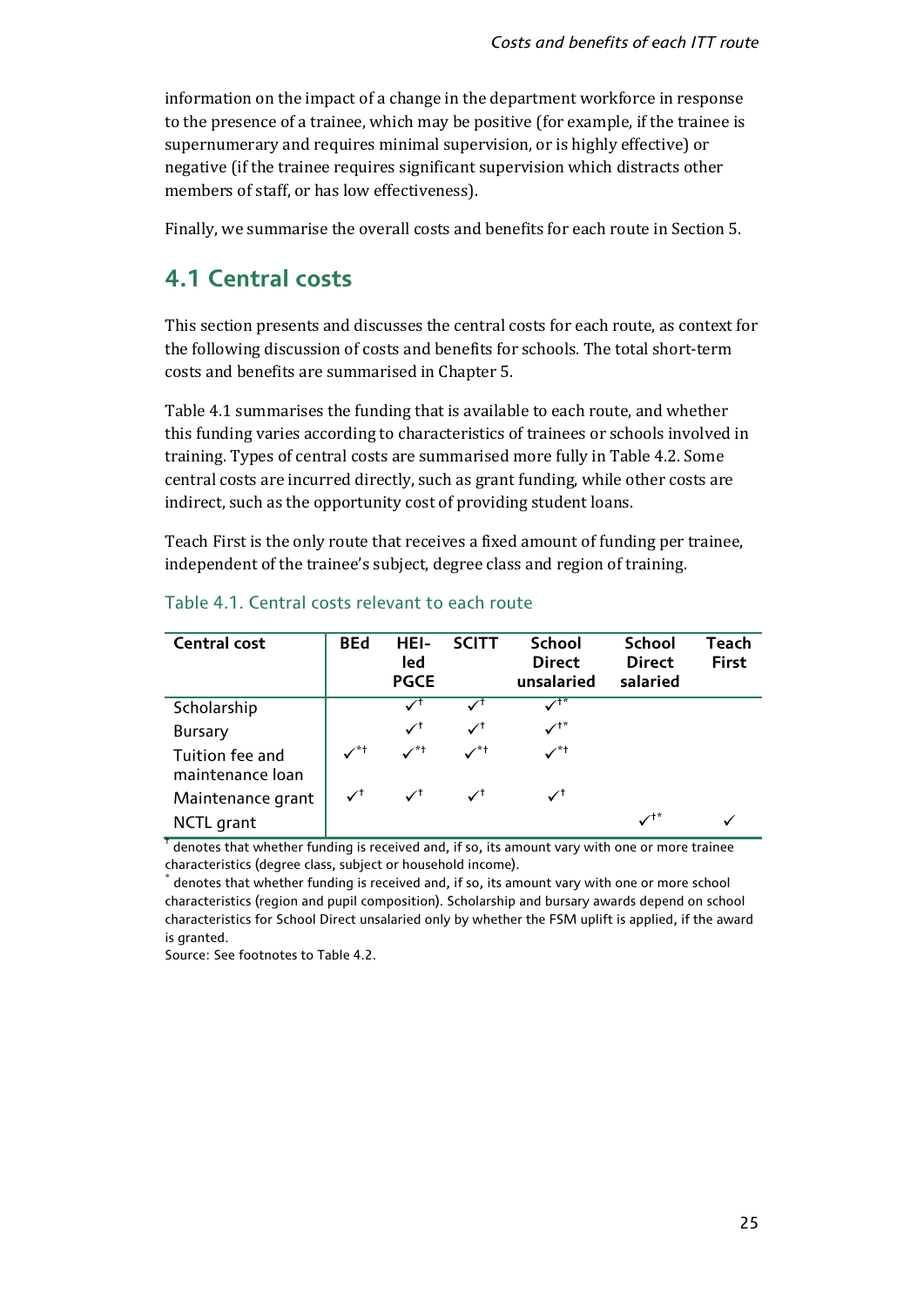information on the impact of a change in the department workforce in response to the presence of a trainee, which may be positive (for example, if the trainee is supernumerary and requires minimal supervision, or is highly effective) or negative (if the trainee requires significant supervision which distracts other members of staff, or has low effectiveness).

Finally, we summarise the overall costs and benefits for each route in Section 5.

## 4.1 Central costs

This section presents and discusses the central costs for each route, as context for the following discussion of costs and benefits for schools. The total short-term costs and benefits are summarised in Chapter 5.

Table 4.1 summarises the funding that is available to each route, and whether this funding varies according to characteristics of trainees or schools involved in training. Types of central costs are summarised more fully in Table 4.2. Some central costs are incurred directly, such as grant funding, while other costs are indirect, such as the opportunity cost of providing student loans.

Teach First is the only route that receives a fixed amount of funding per trainee, independent of the trainee's subject, degree class and region of training.

Table 4.1. Central costs relevant to each route

| Central cost | BEd | HEI-led PGCE | SCITT | School Direct unsalaried | School Direct salaried | Teach First |
|---|---|---|---|---|---|---|
| Scholarship | | ✓† | ✓† | ✓†* | | |
| Bursary | | ✓† | ✓† | ✓†* | | |
| Tuition fee and maintenance loan | ✓*† | ✓*† | ✓*† | ✓*† | | |
| Maintenance grant | ✓† | ✓† | ✓† | ✓† | | |
| NCTL grant | | | | | ✓†* | ✓ |

† denotes that whether funding is received and, if so, its amount vary with one or more trainee characteristics (degree class, subject or household income).
\* denotes that whether funding is received and, if so, its amount vary with one or more school characteristics (region and pupil composition). Scholarship and bursary awards depend on school characteristics for School Direct unsalaried only by whether the FSM uplift is applied, if the award is granted.
Source: See footnotes to Table 4.2.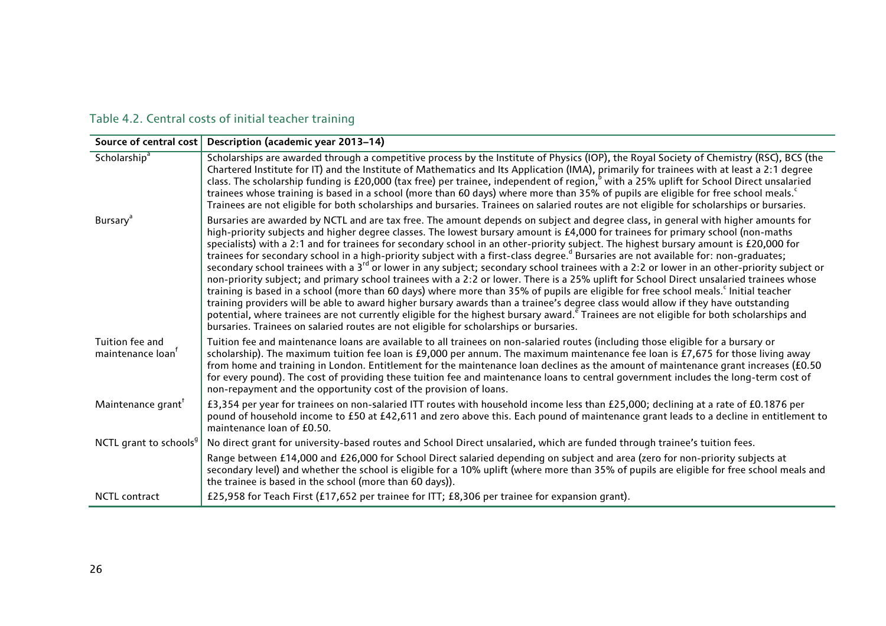## Table 4.2. Central costs of initial teacher training

| Source of central cost | Description (academic year 2013–14) |
|---|---|
| Scholarship[a] | Scholarships are awarded through a competitive process by the Institute of Physics (IOP), the Royal Society of Chemistry (RSC), BCS (the Chartered Institute for IT) and the Institute of Mathematics and Its Application (IMA), primarily for trainees with at least a 2:1 degree class. The scholarship funding is £20,000 (tax free) per trainee, independent of region,[b] with a 25% uplift for School Direct unsalaried trainees whose training is based in a school (more than 60 days) where more than 35% of pupils are eligible for free school meals.[c] Trainees are not eligible for both scholarships and bursaries. Trainees on salaried routes are not eligible for scholarships or bursaries. |
| Bursary[a] | Bursaries are awarded by NCTL and are tax free. The amount depends on subject and degree class, in general with higher amounts for high-priority subjects and higher degree classes. The lowest bursary amount is £4,000 for trainees for primary school (non-maths specialists) with a 2:1 and for trainees for secondary school in an other-priority subject. The highest bursary amount is £20,000 for trainees for secondary school in a high-priority subject with a first-class degree.[d] Bursaries are not available for: non-graduates; secondary school trainees with a 3rd or lower in any subject; secondary school trainees with a 2:2 or lower in an other-priority subject or non-priority subject; and primary school trainees with a 2:2 or lower. There is a 25% uplift for School Direct unsalaried trainees whose training is based in a school (more than 60 days) where more than 35% of pupils are eligible for free school meals.[c] Initial teacher training providers will be able to award higher bursary awards than a trainee's degree class would allow if they have outstanding potential, where trainees are not currently eligible for the highest bursary award.[e] Trainees are not eligible for both scholarships and bursaries. Trainees on salaried routes are not eligible for scholarships or bursaries. |
| Tuition fee and maintenance loan[f] | Tuition fee and maintenance loans are available to all trainees on non-salaried routes (including those eligible for a bursary or scholarship). The maximum tuition fee loan is £9,000 per annum. The maximum maintenance fee loan is £7,675 for those living away from home and training in London. Entitlement for the maintenance loan declines as the amount of maintenance grant increases (£0.50 for every pound). The cost of providing these tuition fee and maintenance loans to central government includes the long-term cost of non-repayment and the opportunity cost of the provision of loans. |
| Maintenance grant[f] | £3,354 per year for trainees on non-salaried ITT routes with household income less than £25,000; declining at a rate of £0.1876 per pound of household income to £50 at £42,611 and zero above this. Each pound of maintenance grant leads to a decline in entitlement to maintenance loan of £0.50. |
| NCTL grant to schools[g] | No direct grant for university-based routes and School Direct unsalaried, which are funded through trainee's tuition fees. |
| | Range between £14,000 and £26,000 for School Direct salaried depending on subject and area (zero for non-priority subjects at secondary level) and whether the school is eligible for a 10% uplift (where more than 35% of pupils are eligible for free school meals and the trainee is based in the school (more than 60 days)). |
| NCTL contract | £25,958 for Teach First (£17,652 per trainee for ITT; £8,306 per trainee for expansion grant). |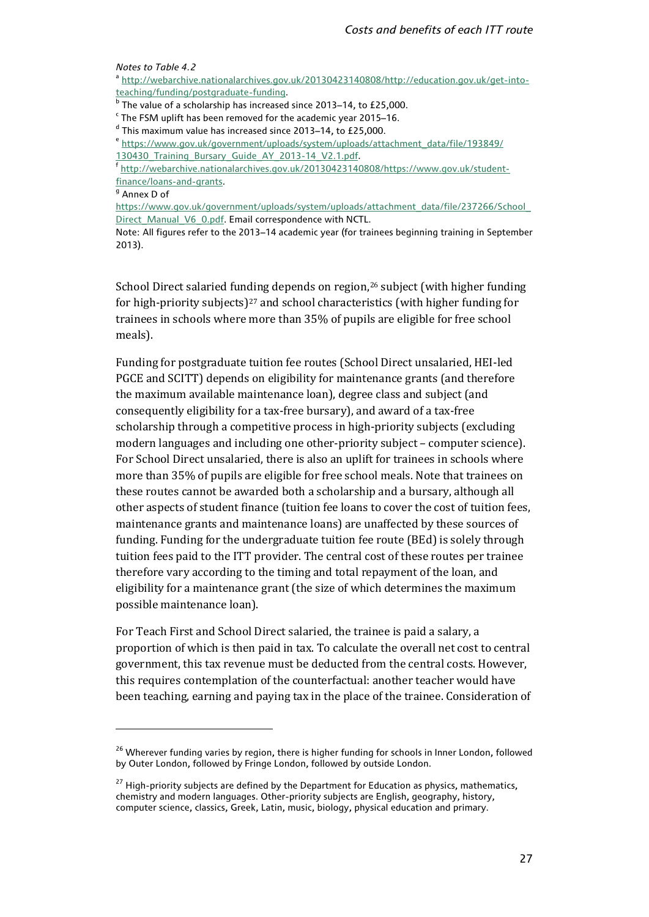*Notes to Table 4.2*

[a] http://webarchive.nationalarchives.gov.uk/20130423140808/http://education.gov.uk/get-into-teaching/funding/postgraduate-funding.

[b] The value of a scholarship has increased since 2013–14, to £25,000.

[c] The FSM uplift has been removed for the academic year 2015–16.

[d] This maximum value has increased since 2013–14, to £25,000.

[e] https://www.gov.uk/government/uploads/system/uploads/attachment_data/file/193849/130430_Training_Bursary_Guide_AY_2013-14_V2.1.pdf.

[f] http://webarchive.nationalarchives.gov.uk/20130423140808/https://www.gov.uk/student-finance/loans-and-grants.

[g] Annex D of https://www.gov.uk/government/uploads/system/uploads/attachment_data/file/237266/School_Direct_Manual_V6_0.pdf. Email correspondence with NCTL.

Note: All figures refer to the 2013–14 academic year (for trainees beginning training in September 2013).

School Direct salaried funding depends on region,[26] subject (with higher funding for high-priority subjects)[27] and school characteristics (with higher funding for trainees in schools where more than 35% of pupils are eligible for free school meals).

Funding for postgraduate tuition fee routes (School Direct unsalaried, HEI-led PGCE and SCITT) depends on eligibility for maintenance grants (and therefore the maximum available maintenance loan), degree class and subject (and consequently eligibility for a tax-free bursary), and award of a tax-free scholarship through a competitive process in high-priority subjects (excluding modern languages and including one other-priority subject – computer science). For School Direct unsalaried, there is also an uplift for trainees in schools where more than 35% of pupils are eligible for free school meals. Note that trainees on these routes cannot be awarded both a scholarship and a bursary, although all other aspects of student finance (tuition fee loans to cover the cost of tuition fees, maintenance grants and maintenance loans) are unaffected by these sources of funding. Funding for the undergraduate tuition fee route (BEd) is solely through tuition fees paid to the ITT provider. The central cost of these routes per trainee therefore vary according to the timing and total repayment of the loan, and eligibility for a maintenance grant (the size of which determines the maximum possible maintenance loan).

For Teach First and School Direct salaried, the trainee is paid a salary, a proportion of which is then paid in tax. To calculate the overall net cost to central government, this tax revenue must be deducted from the central costs. However, this requires contemplation of the counterfactual: another teacher would have been teaching, earning and paying tax in the place of the trainee. Consideration of

[26] Wherever funding varies by region, there is higher funding for schools in Inner London, followed by Outer London, followed by Fringe London, followed by outside London.

[27] High-priority subjects are defined by the Department for Education as physics, mathematics, chemistry and modern languages. Other-priority subjects are English, geography, history, computer science, classics, Greek, Latin, music, biology, physical education and primary.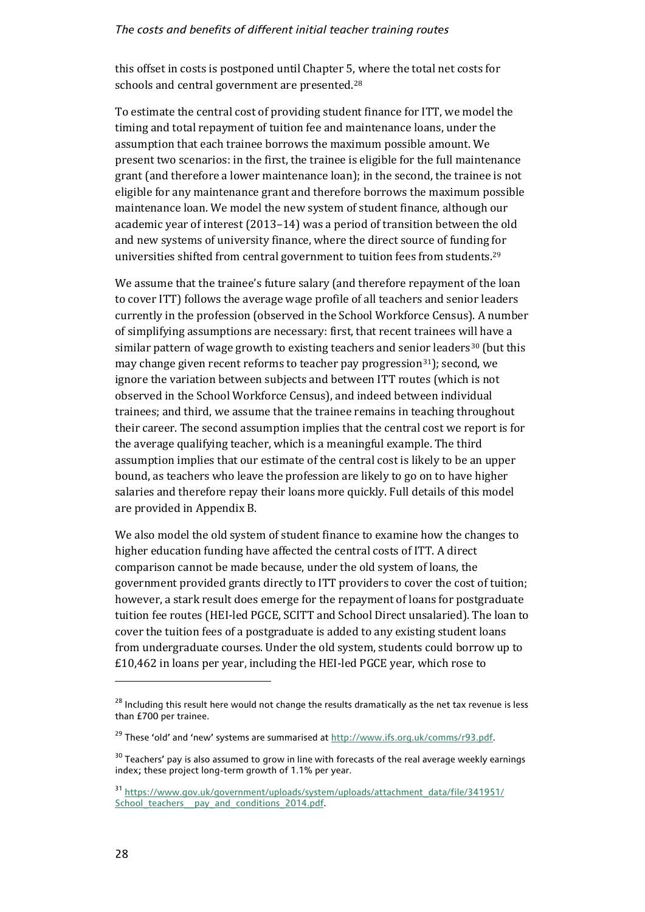this offset in costs is postponed until Chapter 5, where the total net costs for schools and central government are presented.[28]

To estimate the central cost of providing student finance for ITT, we model the timing and total repayment of tuition fee and maintenance loans, under the assumption that each trainee borrows the maximum possible amount. We present two scenarios: in the first, the trainee is eligible for the full maintenance grant (and therefore a lower maintenance loan); in the second, the trainee is not eligible for any maintenance grant and therefore borrows the maximum possible maintenance loan. We model the new system of student finance, although our academic year of interest (2013–14) was a period of transition between the old and new systems of university finance, where the direct source of funding for universities shifted from central government to tuition fees from students.[29]

We assume that the trainee's future salary (and therefore repayment of the loan to cover ITT) follows the average wage profile of all teachers and senior leaders currently in the profession (observed in the School Workforce Census). A number of simplifying assumptions are necessary: first, that recent trainees will have a similar pattern of wage growth to existing teachers and senior leaders[30] (but this may change given recent reforms to teacher pay progression[31]); second, we ignore the variation between subjects and between ITT routes (which is not observed in the School Workforce Census), and indeed between individual trainees; and third, we assume that the trainee remains in teaching throughout their career. The second assumption implies that the central cost we report is for the average qualifying teacher, which is a meaningful example. The third assumption implies that our estimate of the central cost is likely to be an upper bound, as teachers who leave the profession are likely to go on to have higher salaries and therefore repay their loans more quickly. Full details of this model are provided in Appendix B.

We also model the old system of student finance to examine how the changes to higher education funding have affected the central costs of ITT. A direct comparison cannot be made because, under the old system of loans, the government provided grants directly to ITT providers to cover the cost of tuition; however, a stark result does emerge for the repayment of loans for postgraduate tuition fee routes (HEI-led PGCE, SCITT and School Direct unsalaried). The loan to cover the tuition fees of a postgraduate is added to any existing student loans from undergraduate courses. Under the old system, students could borrow up to £10,462 in loans per year, including the HEI-led PGCE year, which rose to

---

[28] Including this result here would not change the results dramatically as the net tax revenue is less than £700 per trainee.

[29] These 'old' and 'new' systems are summarised at http://www.ifs.org.uk/comms/r93.pdf.

[30] Teachers' pay is also assumed to grow in line with forecasts of the real average weekly earnings index; these project long-term growth of 1.1% per year.

[31] https://www.gov.uk/government/uploads/system/uploads/attachment_data/file/341951/School_teachers__pay_and_conditions_2014.pdf.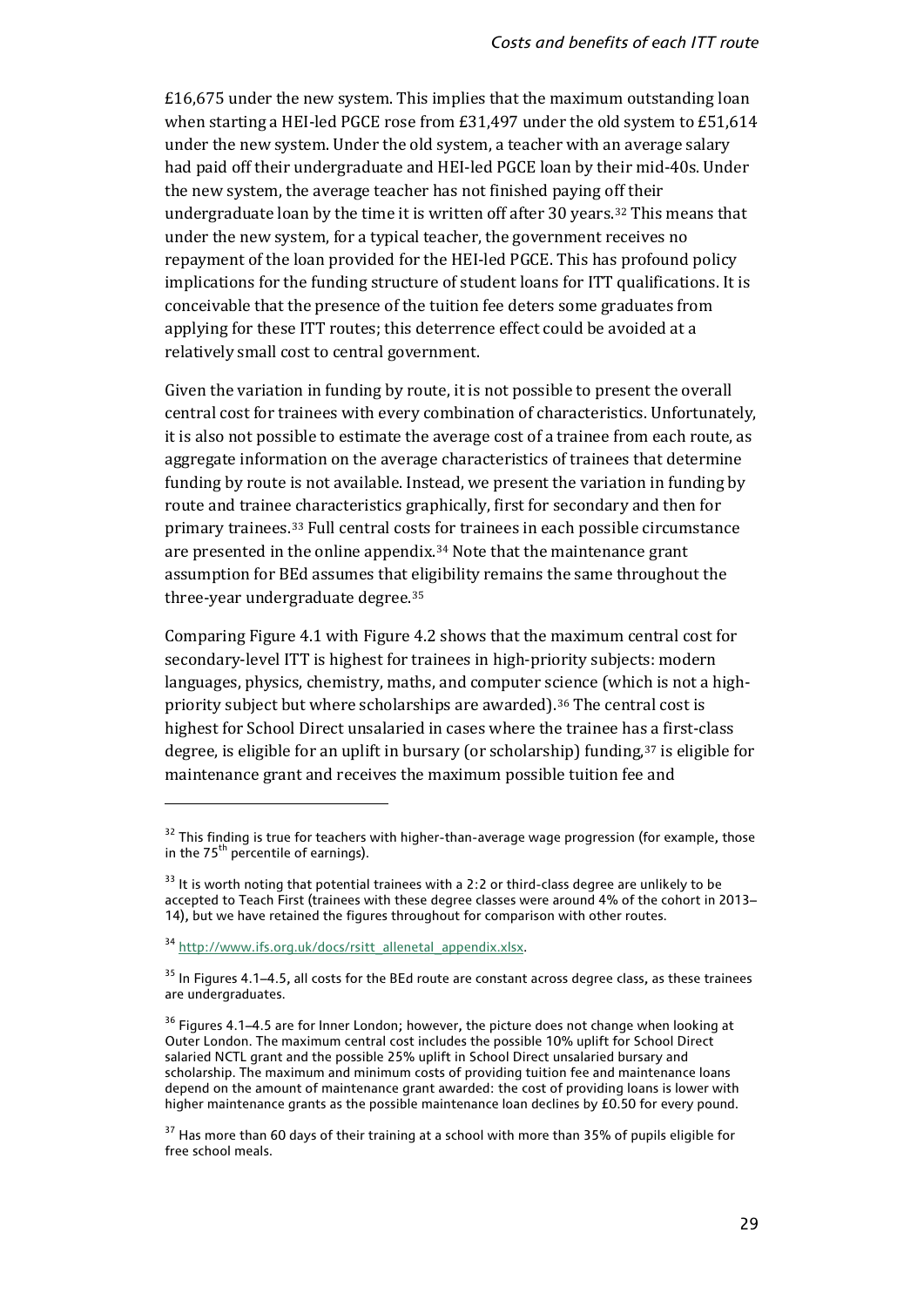£16,675 under the new system. This implies that the maximum outstanding loan when starting a HEI-led PGCE rose from £31,497 under the old system to £51,614 under the new system. Under the old system, a teacher with an average salary had paid off their undergraduate and HEI-led PGCE loan by their mid-40s. Under the new system, the average teacher has not finished paying off their undergraduate loan by the time it is written off after 30 years.[32] This means that under the new system, for a typical teacher, the government receives no repayment of the loan provided for the HEI-led PGCE. This has profound policy implications for the funding structure of student loans for ITT qualifications. It is conceivable that the presence of the tuition fee deters some graduates from applying for these ITT routes; this deterrence effect could be avoided at a relatively small cost to central government.

Given the variation in funding by route, it is not possible to present the overall central cost for trainees with every combination of characteristics. Unfortunately, it is also not possible to estimate the average cost of a trainee from each route, as aggregate information on the average characteristics of trainees that determine funding by route is not available. Instead, we present the variation in funding by route and trainee characteristics graphically, first for secondary and then for primary trainees.[33] Full central costs for trainees in each possible circumstance are presented in the online appendix.[34] Note that the maintenance grant assumption for BEd assumes that eligibility remains the same throughout the three-year undergraduate degree.[35]

Comparing Figure 4.1 with Figure 4.2 shows that the maximum central cost for secondary-level ITT is highest for trainees in high-priority subjects: modern languages, physics, chemistry, maths, and computer science (which is not a high-priority subject but where scholarships are awarded).[36] The central cost is highest for School Direct unsalaried in cases where the trainee has a first-class degree, is eligible for an uplift in bursary (or scholarship) funding,[37] is eligible for maintenance grant and receives the maximum possible tuition fee and

---

[32] This finding is true for teachers with higher-than-average wage progression (for example, those in the 75$^{th}$ percentile of earnings).

[33] It is worth noting that potential trainees with a 2:2 or third-class degree are unlikely to be accepted to Teach First (trainees with these degree classes were around 4% of the cohort in 2013–14), but we have retained the figures throughout for comparison with other routes.

[34] http://www.ifs.org.uk/docs/rsitt_allenetal_appendix.xlsx.

[35] In Figures 4.1–4.5, all costs for the BEd route are constant across degree class, as these trainees are undergraduates.

[36] Figures 4.1–4.5 are for Inner London; however, the picture does not change when looking at Outer London. The maximum central cost includes the possible 10% uplift for School Direct salaried NCTL grant and the possible 25% uplift in School Direct unsalaried bursary and scholarship. The maximum and minimum costs of providing tuition fee and maintenance loans depend on the amount of maintenance grant awarded: the cost of providing loans is lower with higher maintenance grants as the possible maintenance loan declines by £0.50 for every pound.

[37] Has more than 60 days of their training at a school with more than 35% of pupils eligible for free school meals.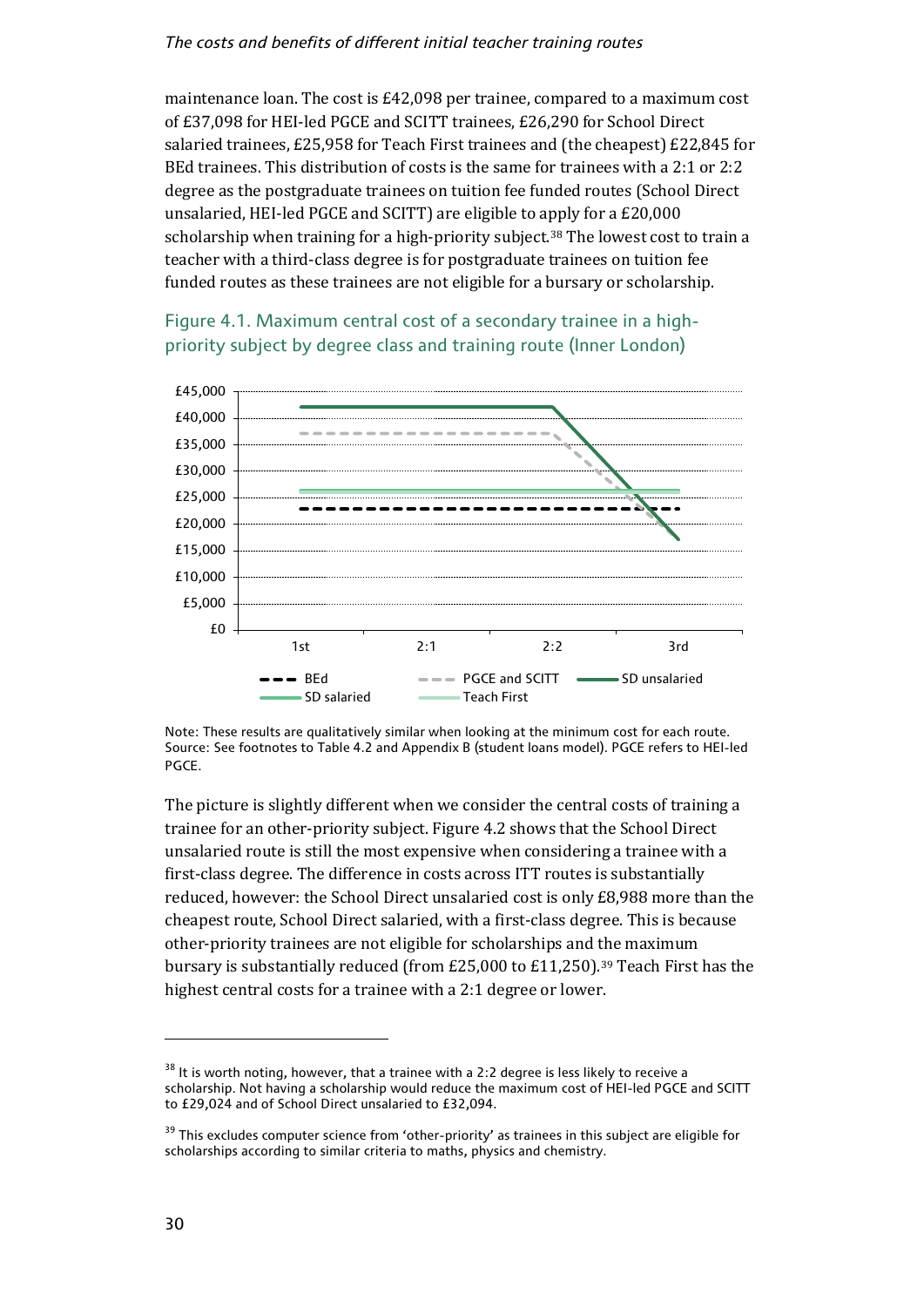maintenance loan. The cost is £42,098 per trainee, compared to a maximum cost of £37,098 for HEI-led PGCE and SCITT trainees, £26,290 for School Direct salaried trainees, £25,958 for Teach First trainees and (the cheapest) £22,845 for BEd trainees. This distribution of costs is the same for trainees with a 2:1 or 2:2 degree as the postgraduate trainees on tuition fee funded routes (School Direct unsalaried, HEI-led PGCE and SCITT) are eligible to apply for a £20,000 scholarship when training for a high-priority subject.[38] The lowest cost to train a teacher with a third-class degree is for postgraduate trainees on tuition fee funded routes as these trainees are not eligible for a bursary or scholarship.

## Figure 4.1. Maximum central cost of a secondary trainee in a high-priority subject by degree class and training route (Inner London)

£45,000
£40,000
£35,000
£30,000
£25,000
£20,000
£15,000
£10,000
£5,000
£0

1st
2:1
2:2
3rd

BEd
PGCE and SCITT
SD unsalaried
SD salaried
Teach First

Note: These results are qualitatively similar when looking at the minimum cost for each route.
Source: See footnotes to Table 4.2 and Appendix B (student loans model). PGCE refers to HEI-led PGCE.

The picture is slightly different when we consider the central costs of training a trainee for an other-priority subject. Figure 4.2 shows that the School Direct unsalaried route is still the most expensive when considering a trainee with a first-class degree. The difference in costs across ITT routes is substantially reduced, however: the School Direct unsalaried cost is only £8,988 more than the cheapest route, School Direct salaried, with a first-class degree. This is because other-priority trainees are not eligible for scholarships and the maximum bursary is substantially reduced (from £25,000 to £11,250).[39] Teach First has the highest central costs for a trainee with a 2:1 degree or lower.

---

[38] It is worth noting, however, that a trainee with a 2:2 degree is less likely to receive a scholarship. Not having a scholarship would reduce the maximum cost of HEI-led PGCE and SCITT to £29,024 and of School Direct unsalaried to £32,094.

[39] This excludes computer science from 'other-priority' as trainees in this subject are eligible for scholarships according to similar criteria to maths, physics and chemistry.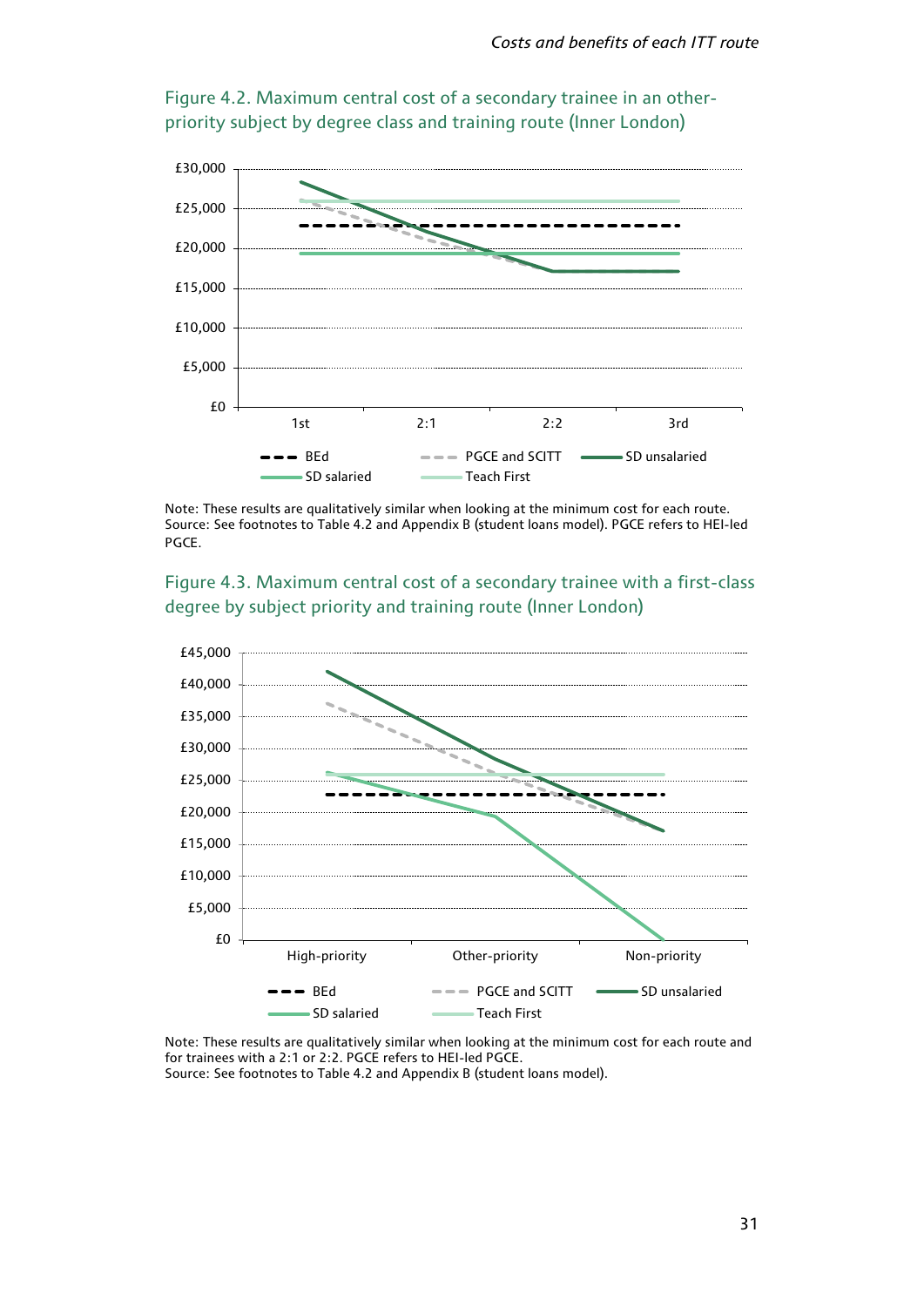## Figure 4.2. Maximum central cost of a secondary trainee in an other-priority subject by degree class and training route (Inner London)

£30,000
£25,000
£20,000
£15,000
£10,000
£5,000
£0

1st
2:1
2:2
3rd

BEd
PGCE and SCITT
SD unsalaried
SD salaried
Teach First

Note: These results are qualitatively similar when looking at the minimum cost for each route.
Source: See footnotes to Table 4.2 and Appendix B (student loans model). PGCE refers to HEI-led PGCE.

## Figure 4.3. Maximum central cost of a secondary trainee with a first-class degree by subject priority and training route (Inner London)

£45,000
£40,000
£35,000
£30,000
£25,000
£20,000
£15,000
£10,000
£5,000
£0

High-priority
Other-priority
Non-priority

BEd
PGCE and SCITT
SD unsalaried
SD salaried
Teach First

Note: These results are qualitatively similar when looking at the minimum cost for each route and for trainees with a 2:1 or 2:2. PGCE refers to HEI-led PGCE.
Source: See footnotes to Table 4.2 and Appendix B (student loans model).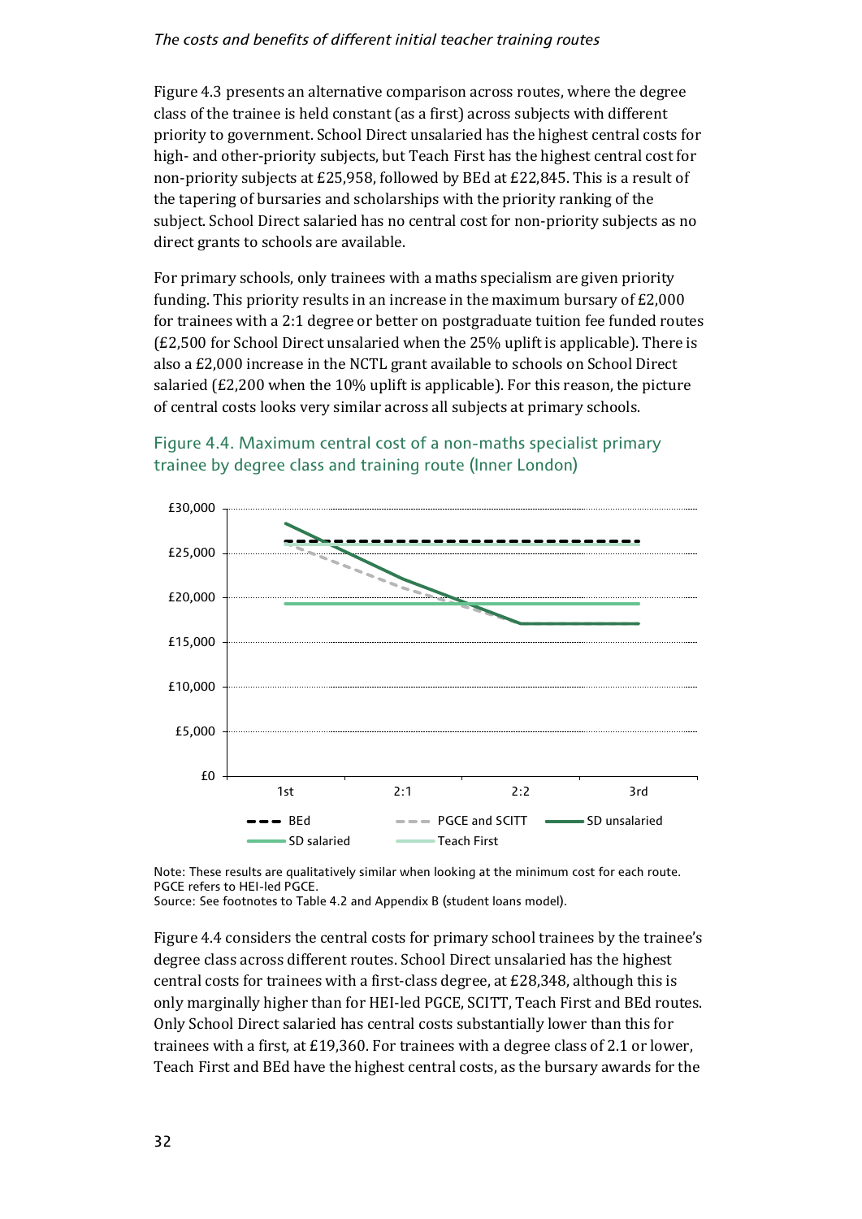Figure 4.3 presents an alternative comparison across routes, where the degree class of the trainee is held constant (as a first) across subjects with different priority to government. School Direct unsalaried has the highest central costs for high- and other-priority subjects, but Teach First has the highest central cost for non-priority subjects at £25,958, followed by BEd at £22,845. This is a result of the tapering of bursaries and scholarships with the priority ranking of the subject. School Direct salaried has no central cost for non-priority subjects as no direct grants to schools are available.

For primary schools, only trainees with a maths specialism are given priority funding. This priority results in an increase in the maximum bursary of £2,000 for trainees with a 2:1 degree or better on postgraduate tuition fee funded routes (£2,500 for School Direct unsalaried when the 25% uplift is applicable). There is also a £2,000 increase in the NCTL grant available to schools on School Direct salaried (£2,200 when the 10% uplift is applicable). For this reason, the picture of central costs looks very similar across all subjects at primary schools.

## Figure 4.4. Maximum central cost of a non-maths specialist primary trainee by degree class and training route (Inner London)

£30,000
£25,000
£20,000
£15,000
£10,000
£5,000
£0

1st
2:1
2:2
3rd

BEd
PGCE and SCITT
SD unsalaried
SD salaried
Teach First

Note: These results are qualitatively similar when looking at the minimum cost for each route. PGCE refers to HEI-led PGCE.
Source: See footnotes to Table 4.2 and Appendix B (student loans model).

Figure 4.4 considers the central costs for primary school trainees by the trainee's degree class across different routes. School Direct unsalaried has the highest central costs for trainees with a first-class degree, at £28,348, although this is only marginally higher than for HEI-led PGCE, SCITT, Teach First and BEd routes. Only School Direct salaried has central costs substantially lower than this for trainees with a first, at £19,360. For trainees with a degree class of 2.1 or lower, Teach First and BEd have the highest central costs, as the bursary awards for the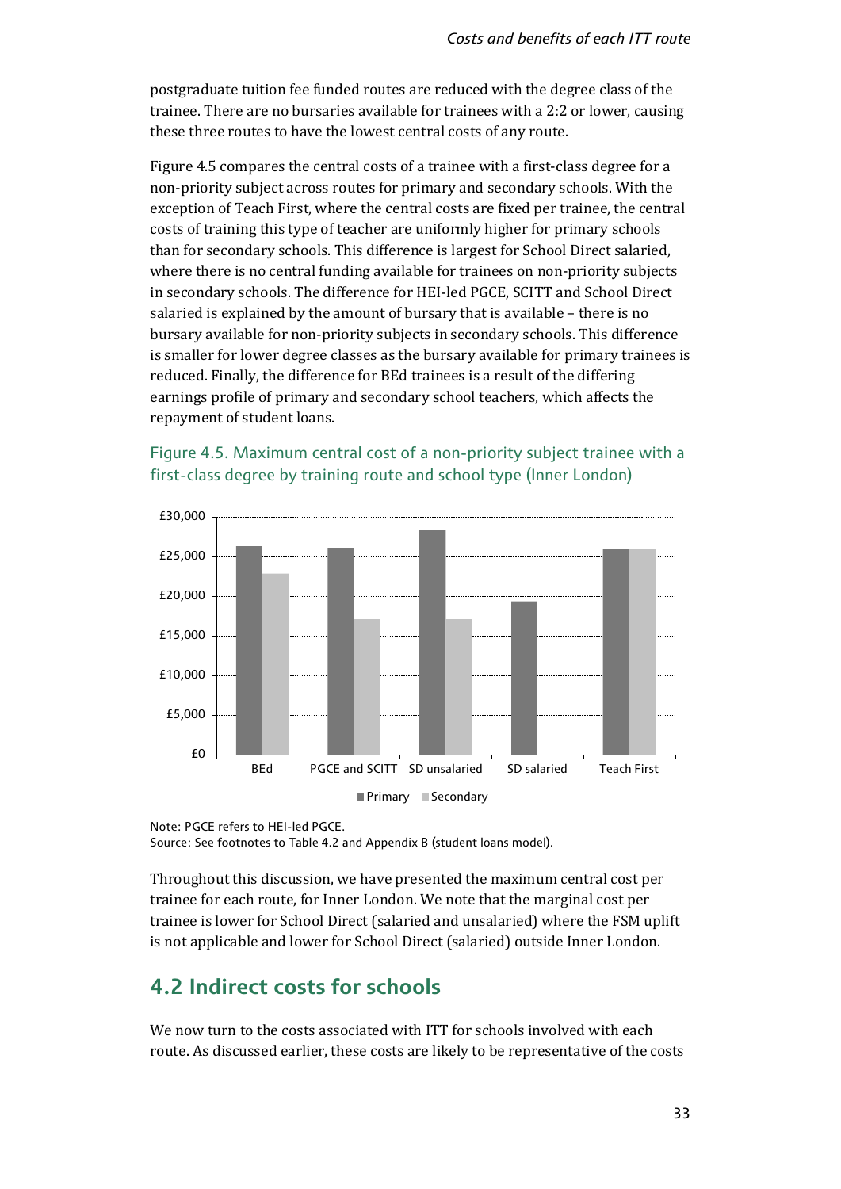postgraduate tuition fee funded routes are reduced with the degree class of the trainee. There are no bursaries available for trainees with a 2:2 or lower, causing these three routes to have the lowest central costs of any route.

Figure 4.5 compares the central costs of a trainee with a first-class degree for a non-priority subject across routes for primary and secondary schools. With the exception of Teach First, where the central costs are fixed per trainee, the central costs of training this type of teacher are uniformly higher for primary schools than for secondary schools. This difference is largest for School Direct salaried, where there is no central funding available for trainees on non-priority subjects in secondary schools. The difference for HEI-led PGCE, SCITT and School Direct salaried is explained by the amount of bursary that is available – there is no bursary available for non-priority subjects in secondary schools. This difference is smaller for lower degree classes as the bursary available for primary trainees is reduced. Finally, the difference for BEd trainees is a result of the differing earnings profile of primary and secondary school teachers, which affects the repayment of student loans.

Figure 4.5. Maximum central cost of a non-priority subject trainee with a first-class degree by training route and school type (Inner London)

£30,000
£25,000
£20,000
£15,000
£10,000
£5,000
£0

BEd
PGCE and SCITT
SD unsalaried
SD salaried
Teach First

Primary
Secondary

Note: PGCE refers to HEI-led PGCE.
Source: See footnotes to Table 4.2 and Appendix B (student loans model).

Throughout this discussion, we have presented the maximum central cost per trainee for each route, for Inner London. We note that the marginal cost per trainee is lower for School Direct (salaried and unsalaried) where the FSM uplift is not applicable and lower for School Direct (salaried) outside Inner London.

## 4.2 Indirect costs for schools

We now turn to the costs associated with ITT for schools involved with each route. As discussed earlier, these costs are likely to be representative of the costs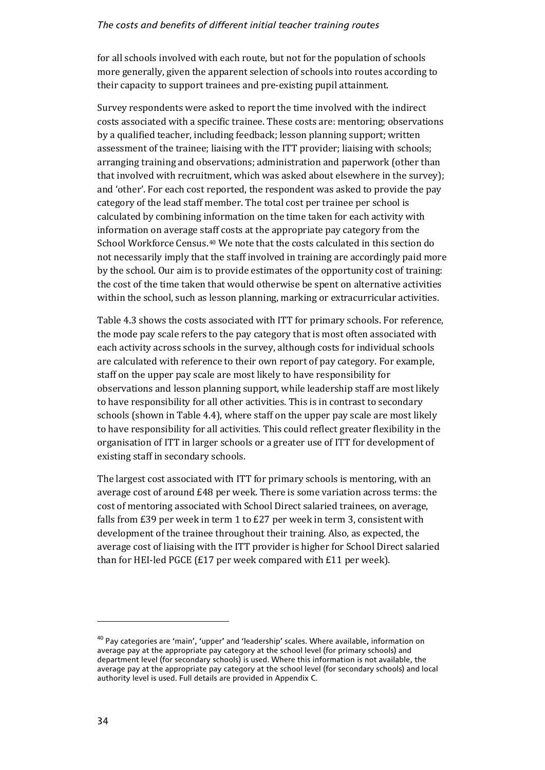for all schools involved with each route, but not for the population of schools more generally, given the apparent selection of schools into routes according to their capacity to support trainees and pre-existing pupil attainment.

Survey respondents were asked to report the time involved with the indirect costs associated with a specific trainee. These costs are: mentoring; observations by a qualified teacher, including feedback; lesson planning support; written assessment of the trainee; liaising with the ITT provider; liaising with schools; arranging training and observations; administration and paperwork (other than that involved with recruitment, which was asked about elsewhere in the survey); and 'other'. For each cost reported, the respondent was asked to provide the pay category of the lead staff member. The total cost per trainee per school is calculated by combining information on the time taken for each activity with information on average staff costs at the appropriate pay category from the School Workforce Census.[40] We note that the costs calculated in this section do not necessarily imply that the staff involved in training are accordingly paid more by the school. Our aim is to provide estimates of the opportunity cost of training: the cost of the time taken that would otherwise be spent on alternative activities within the school, such as lesson planning, marking or extracurricular activities.

Table 4.3 shows the costs associated with ITT for primary schools. For reference, the mode pay scale refers to the pay category that is most often associated with each activity across schools in the survey, although costs for individual schools are calculated with reference to their own report of pay category. For example, staff on the upper pay scale are most likely to have responsibility for observations and lesson planning support, while leadership staff are most likely to have responsibility for all other activities. This is in contrast to secondary schools (shown in Table 4.4), where staff on the upper pay scale are most likely to have responsibility for all activities. This could reflect greater flexibility in the organisation of ITT in larger schools or a greater use of ITT for development of existing staff in secondary schools.

The largest cost associated with ITT for primary schools is mentoring, with an average cost of around £48 per week. There is some variation across terms: the cost of mentoring associated with School Direct salaried trainees, on average, falls from £39 per week in term 1 to £27 per week in term 3, consistent with development of the trainee throughout their training. Also, as expected, the average cost of liaising with the ITT provider is higher for School Direct salaried than for HEI-led PGCE (£17 per week compared with £11 per week).

---

[40] Pay categories are 'main', 'upper' and 'leadership' scales. Where available, information on average pay at the appropriate pay category at the school level (for primary schools) and department level (for secondary schools) is used. Where this information is not available, the average pay at the appropriate pay category at the school level (for secondary schools) and local authority level is used. Full details are provided in Appendix C.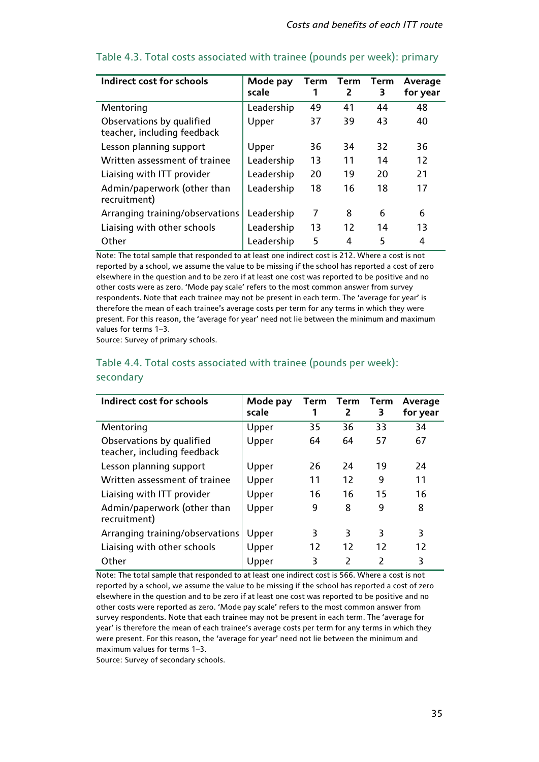Table 4.3. Total costs associated with trainee (pounds per week): primary

| Indirect cost for schools | Mode pay scale | Term 1 | Term 2 | Term 3 | Average for year |
|---|---|---|---|---|---|
| Mentoring | Leadership | 49 | 41 | 44 | 48 |
| Observations by qualified teacher, including feedback | Upper | 37 | 39 | 43 | 40 |
| Lesson planning support | Upper | 36 | 34 | 32 | 36 |
| Written assessment of trainee | Leadership | 13 | 11 | 14 | 12 |
| Liaising with ITT provider | Leadership | 20 | 19 | 20 | 21 |
| Admin/paperwork (other than recruitment) | Leadership | 18 | 16 | 18 | 17 |
| Arranging training/observations | Leadership | 7 | 8 | 6 | 6 |
| Liaising with other schools | Leadership | 13 | 12 | 14 | 13 |
| Other | Leadership | 5 | 4 | 5 | 4 |

Note: The total sample that responded to at least one indirect cost is 212. Where a cost is not reported by a school, we assume the value to be missing if the school has reported a cost of zero elsewhere in the question and to be zero if at least one cost was reported to be positive and no other costs were as zero. 'Mode pay scale' refers to the most common answer from survey respondents. Note that each trainee may not be present in each term. The 'average for year' is therefore the mean of each trainee's average costs per term for any terms in which they were present. For this reason, the 'average for year' need not lie between the minimum and maximum values for terms 1–3.
Source: Survey of primary schools.

Table 4.4. Total costs associated with trainee (pounds per week): secondary

| Indirect cost for schools | Mode pay scale | Term 1 | Term 2 | Term 3 | Average for year |
|---|---|---|---|---|---|
| Mentoring | Upper | 35 | 36 | 33 | 34 |
| Observations by qualified teacher, including feedback | Upper | 64 | 64 | 57 | 67 |
| Lesson planning support | Upper | 26 | 24 | 19 | 24 |
| Written assessment of trainee | Upper | 11 | 12 | 9 | 11 |
| Liaising with ITT provider | Upper | 16 | 16 | 15 | 16 |
| Admin/paperwork (other than recruitment) | Upper | 9 | 8 | 9 | 8 |
| Arranging training/observations | Upper | 3 | 3 | 3 | 3 |
| Liaising with other schools | Upper | 12 | 12 | 12 | 12 |
| Other | Upper | 3 | 2 | 2 | 3 |

Note: The total sample that responded to at least one indirect cost is 566. Where a cost is not reported by a school, we assume the value to be missing if the school has reported a cost of zero elsewhere in the question and to be zero if at least one cost was reported to be positive and no other costs were reported as zero. 'Mode pay scale' refers to the most common answer from survey respondents. Note that each trainee may not be present in each term. The 'average for year' is therefore the mean of each trainee's average costs per term for any terms in which they were present. For this reason, the 'average for year' need not lie between the minimum and maximum values for terms 1–3.
Source: Survey of secondary schools.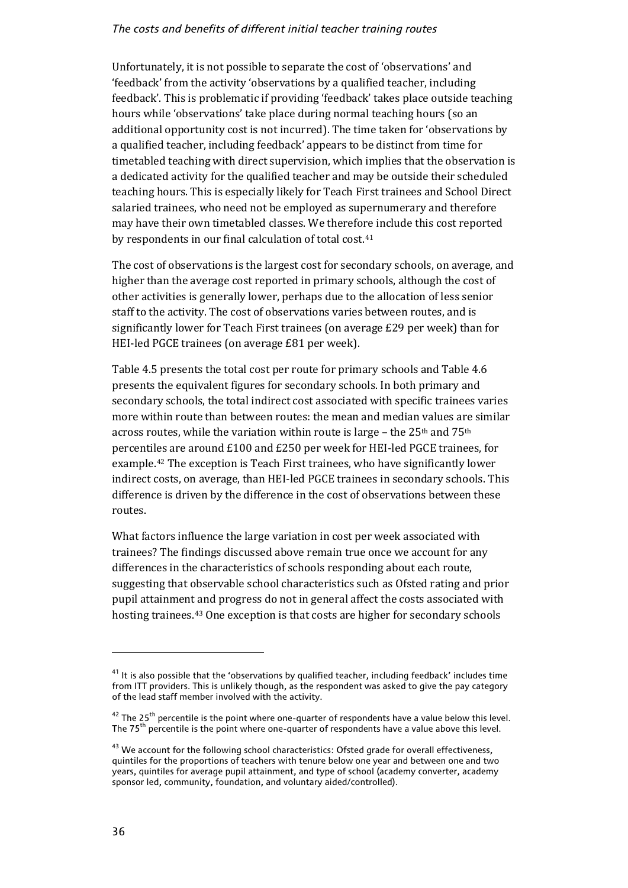Unfortunately, it is not possible to separate the cost of 'observations' and 'feedback' from the activity 'observations by a qualified teacher, including feedback'. This is problematic if providing 'feedback' takes place outside teaching hours while 'observations' take place during normal teaching hours (so an additional opportunity cost is not incurred). The time taken for 'observations by a qualified teacher, including feedback' appears to be distinct from time for timetabled teaching with direct supervision, which implies that the observation is a dedicated activity for the qualified teacher and may be outside their scheduled teaching hours. This is especially likely for Teach First trainees and School Direct salaried trainees, who need not be employed as supernumerary and therefore may have their own timetabled classes. We therefore include this cost reported by respondents in our final calculation of total cost.[41]

The cost of observations is the largest cost for secondary schools, on average, and higher than the average cost reported in primary schools, although the cost of other activities is generally lower, perhaps due to the allocation of less senior staff to the activity. The cost of observations varies between routes, and is significantly lower for Teach First trainees (on average £29 per week) than for HEI-led PGCE trainees (on average £81 per week).

Table 4.5 presents the total cost per route for primary schools and Table 4.6 presents the equivalent figures for secondary schools. In both primary and secondary schools, the total indirect cost associated with specific trainees varies more within route than between routes: the mean and median values are similar across routes, while the variation within route is large – the 25th and 75th percentiles are around £100 and £250 per week for HEI-led PGCE trainees, for example.[42] The exception is Teach First trainees, who have significantly lower indirect costs, on average, than HEI-led PGCE trainees in secondary schools. This difference is driven by the difference in the cost of observations between these routes.

What factors influence the large variation in cost per week associated with trainees? The findings discussed above remain true once we account for any differences in the characteristics of schools responding about each route, suggesting that observable school characteristics such as Ofsted rating and prior pupil attainment and progress do not in general affect the costs associated with hosting trainees.[43] One exception is that costs are higher for secondary schools

[41] It is also possible that the 'observations by qualified teacher, including feedback' includes time from ITT providers. This is unlikely though, as the respondent was asked to give the pay category of the lead staff member involved with the activity.

[42] The 25th percentile is the point where one-quarter of respondents have a value below this level. The 75th percentile is the point where one-quarter of respondents have a value above this level.

[43] We account for the following school characteristics: Ofsted grade for overall effectiveness, quintiles for the proportions of teachers with tenure below one year and between one and two years, quintiles for average pupil attainment, and type of school (academy converter, academy sponsor led, community, foundation, and voluntary aided/controlled).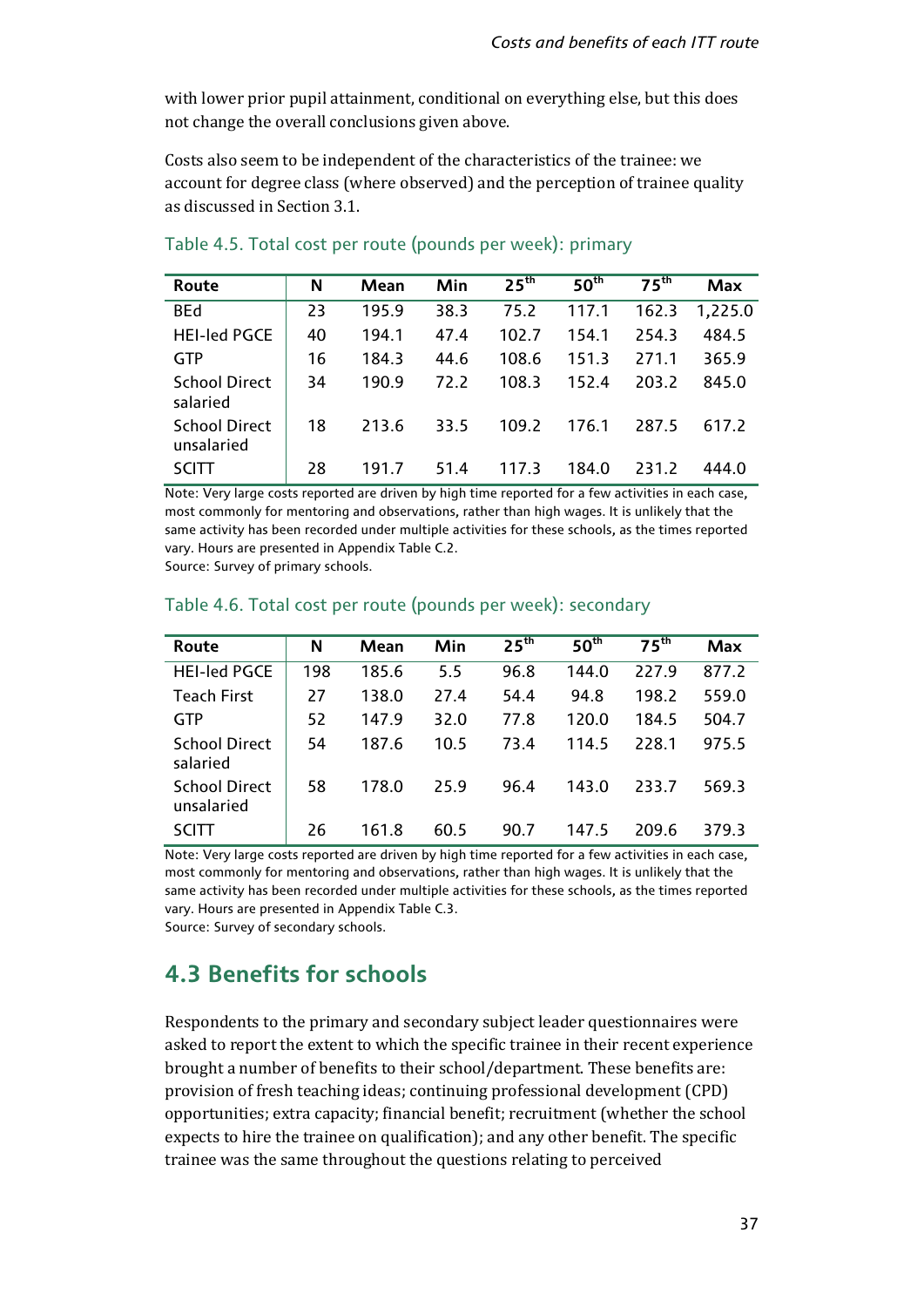with lower prior pupil attainment, conditional on everything else, but this does not change the overall conclusions given above.

Costs also seem to be independent of the characteristics of the trainee: we account for degree class (where observed) and the perception of trainee quality as discussed in Section 3.1.

Table 4.5. Total cost per route (pounds per week): primary

| Route | N | Mean | Min | 25th | 50th | 75th | Max |
|---|---|---|---|---|---|---|---|
| BEd | 23 | 195.9 | 38.3 | 75.2 | 117.1 | 162.3 | 1,225.0 |
| HEI-led PGCE | 40 | 194.1 | 47.4 | 102.7 | 154.1 | 254.3 | 484.5 |
| GTP | 16 | 184.3 | 44.6 | 108.6 | 151.3 | 271.1 | 365.9 |
| School Direct salaried | 34 | 190.9 | 72.2 | 108.3 | 152.4 | 203.2 | 845.0 |
| School Direct unsalaried | 18 | 213.6 | 33.5 | 109.2 | 176.1 | 287.5 | 617.2 |
| SCITT | 28 | 191.7 | 51.4 | 117.3 | 184.0 | 231.2 | 444.0 |

Note: Very large costs reported are driven by high time reported for a few activities in each case, most commonly for mentoring and observations, rather than high wages. It is unlikely that the same activity has been recorded under multiple activities for these schools, as the times reported vary. Hours are presented in Appendix Table C.2.
Source: Survey of primary schools.

Table 4.6. Total cost per route (pounds per week): secondary

| Route | N | Mean | Min | 25th | 50th | 75th | Max |
|---|---|---|---|---|---|---|---|
| HEI-led PGCE | 198 | 185.6 | 5.5 | 96.8 | 144.0 | 227.9 | 877.2 |
| Teach First | 27 | 138.0 | 27.4 | 54.4 | 94.8 | 198.2 | 559.0 |
| GTP | 52 | 147.9 | 32.0 | 77.8 | 120.0 | 184.5 | 504.7 |
| School Direct salaried | 54 | 187.6 | 10.5 | 73.4 | 114.5 | 228.1 | 975.5 |
| School Direct unsalaried | 58 | 178.0 | 25.9 | 96.4 | 143.0 | 233.7 | 569.3 |
| SCITT | 26 | 161.8 | 60.5 | 90.7 | 147.5 | 209.6 | 379.3 |

Note: Very large costs reported are driven by high time reported for a few activities in each case, most commonly for mentoring and observations, rather than high wages. It is unlikely that the same activity has been recorded under multiple activities for these schools, as the times reported vary. Hours are presented in Appendix Table C.3.
Source: Survey of secondary schools.

## 4.3 Benefits for schools

Respondents to the primary and secondary subject leader questionnaires were asked to report the extent to which the specific trainee in their recent experience brought a number of benefits to their school/department. These benefits are: provision of fresh teaching ideas; continuing professional development (CPD) opportunities; extra capacity; financial benefit; recruitment (whether the school expects to hire the trainee on qualification); and any other benefit. The specific trainee was the same throughout the questions relating to perceived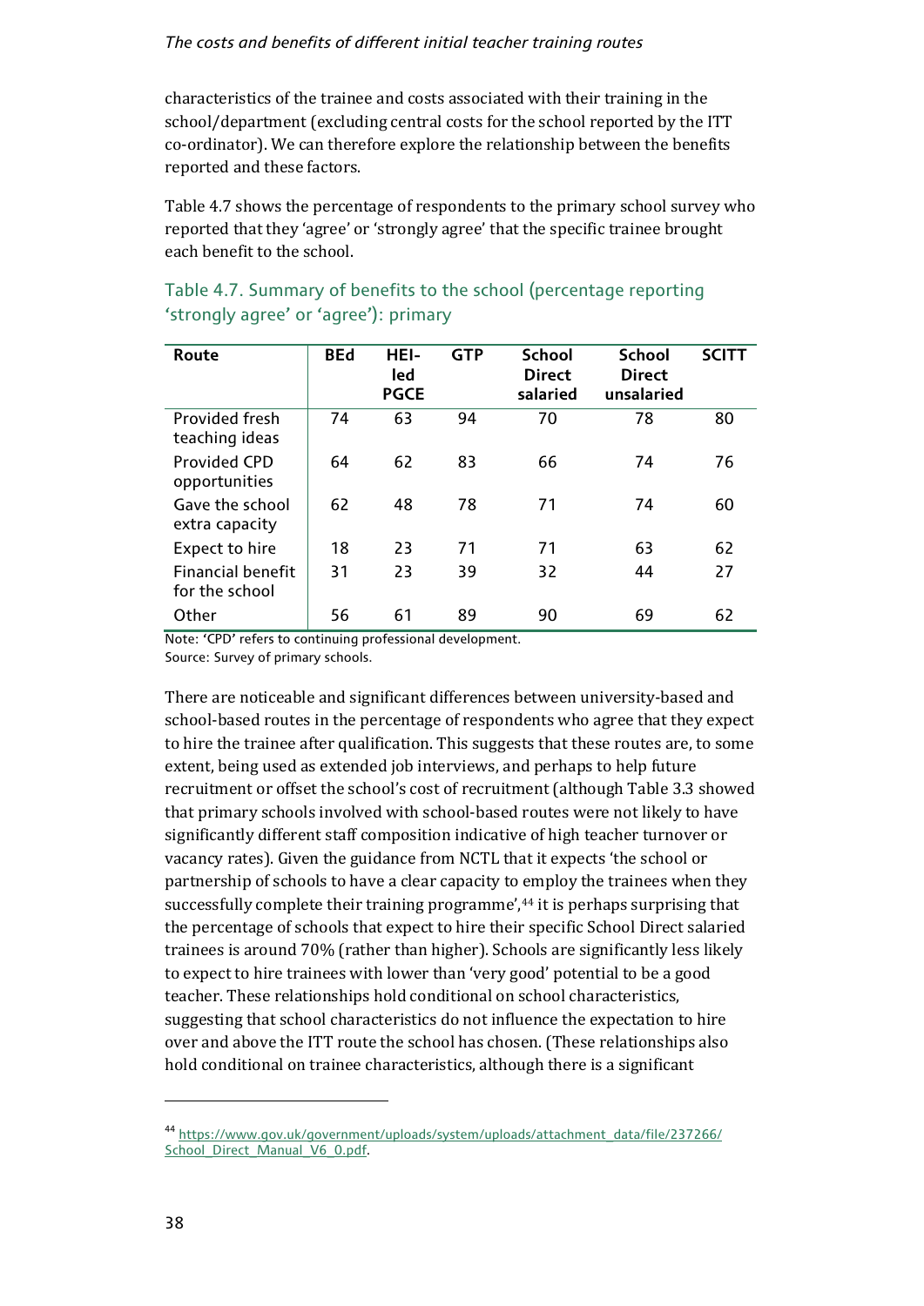characteristics of the trainee and costs associated with their training in the school/department (excluding central costs for the school reported by the ITT co-ordinator). We can therefore explore the relationship between the benefits reported and these factors.

Table 4.7 shows the percentage of respondents to the primary school survey who reported that they 'agree' or 'strongly agree' that the specific trainee brought each benefit to the school.

### Table 4.7. Summary of benefits to the school (percentage reporting 'strongly agree' or 'agree'): primary

| Route | BEd | HEI-led PGCE | GTP | School Direct salaried | School Direct unsalaried | SCITT |
|---|---|---|---|---|---|---|
| Provided fresh teaching ideas | 74 | 63 | 94 | 70 | 78 | 80 |
| Provided CPD opportunities | 64 | 62 | 83 | 66 | 74 | 76 |
| Gave the school extra capacity | 62 | 48 | 78 | 71 | 74 | 60 |
| Expect to hire | 18 | 23 | 71 | 71 | 63 | 62 |
| Financial benefit for the school | 31 | 23 | 39 | 32 | 44 | 27 |
| Other | 56 | 61 | 89 | 90 | 69 | 62 |

Note: 'CPD' refers to continuing professional development.
Source: Survey of primary schools.

There are noticeable and significant differences between university-based and school-based routes in the percentage of respondents who agree that they expect to hire the trainee after qualification. This suggests that these routes are, to some extent, being used as extended job interviews, and perhaps to help future recruitment or offset the school's cost of recruitment (although Table 3.3 showed that primary schools involved with school-based routes were not likely to have significantly different staff composition indicative of high teacher turnover or vacancy rates). Given the guidance from NCTL that it expects 'the school or partnership of schools to have a clear capacity to employ the trainees when they successfully complete their training programme',[44] it is perhaps surprising that the percentage of schools that expect to hire their specific School Direct salaried trainees is around 70% (rather than higher). Schools are significantly less likely to expect to hire trainees with lower than 'very good' potential to be a good teacher. These relationships hold conditional on school characteristics, suggesting that school characteristics do not influence the expectation to hire over and above the ITT route the school has chosen. (These relationships also hold conditional on trainee characteristics, although there is a significant

[44] https://www.gov.uk/government/uploads/system/uploads/attachment_data/file/237266/School_Direct_Manual_V6_0.pdf.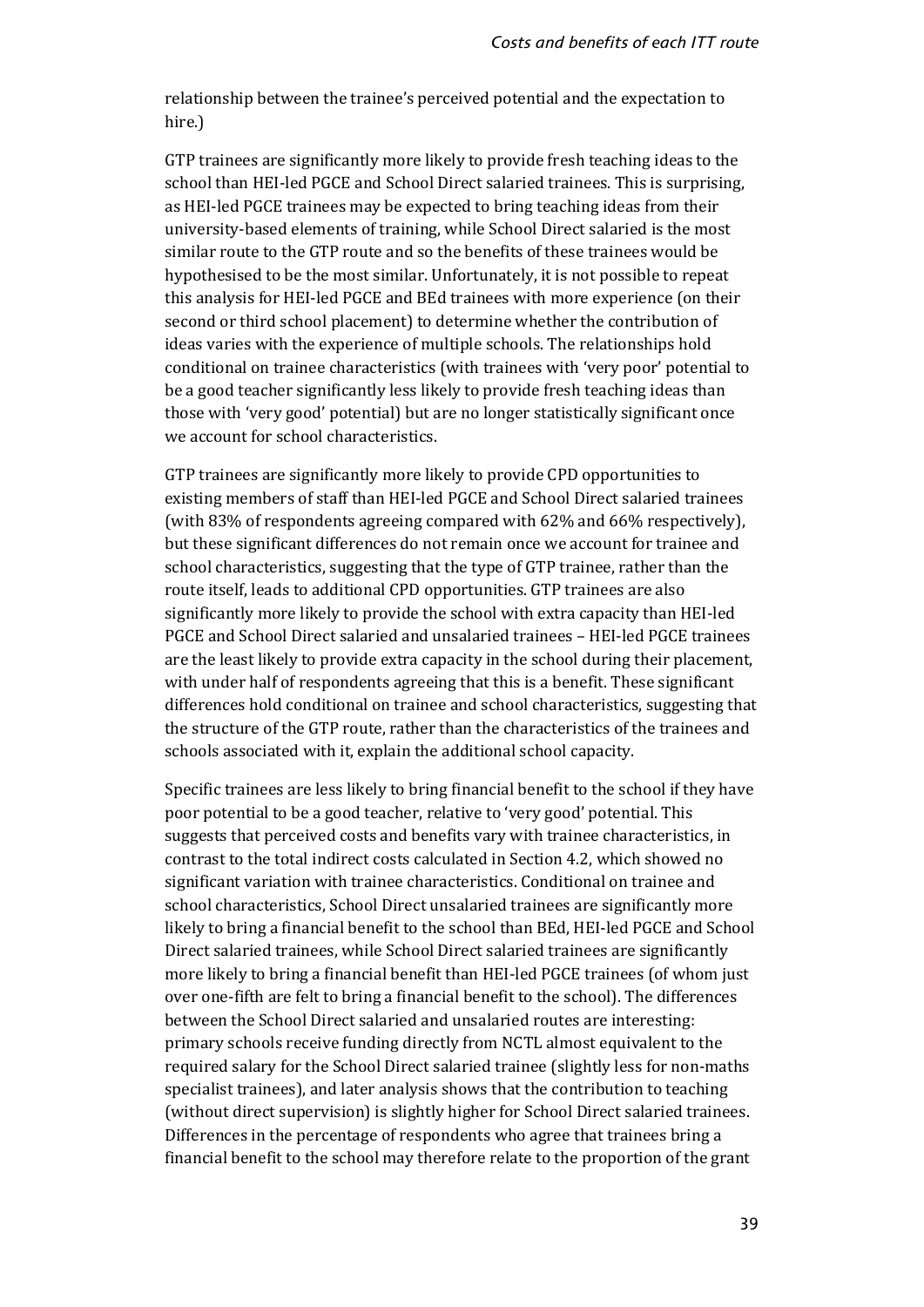relationship between the trainee's perceived potential and the expectation to hire.)

GTP trainees are significantly more likely to provide fresh teaching ideas to the school than HEI-led PGCE and School Direct salaried trainees. This is surprising, as HEI-led PGCE trainees may be expected to bring teaching ideas from their university-based elements of training, while School Direct salaried is the most similar route to the GTP route and so the benefits of these trainees would be hypothesised to be the most similar. Unfortunately, it is not possible to repeat this analysis for HEI-led PGCE and BEd trainees with more experience (on their second or third school placement) to determine whether the contribution of ideas varies with the experience of multiple schools. The relationships hold conditional on trainee characteristics (with trainees with 'very poor' potential to be a good teacher significantly less likely to provide fresh teaching ideas than those with 'very good' potential) but are no longer statistically significant once we account for school characteristics.

GTP trainees are significantly more likely to provide CPD opportunities to existing members of staff than HEI-led PGCE and School Direct salaried trainees (with 83% of respondents agreeing compared with 62% and 66% respectively), but these significant differences do not remain once we account for trainee and school characteristics, suggesting that the type of GTP trainee, rather than the route itself, leads to additional CPD opportunities. GTP trainees are also significantly more likely to provide the school with extra capacity than HEI-led PGCE and School Direct salaried and unsalaried trainees – HEI-led PGCE trainees are the least likely to provide extra capacity in the school during their placement, with under half of respondents agreeing that this is a benefit. These significant differences hold conditional on trainee and school characteristics, suggesting that the structure of the GTP route, rather than the characteristics of the trainees and schools associated with it, explain the additional school capacity.

Specific trainees are less likely to bring financial benefit to the school if they have poor potential to be a good teacher, relative to 'very good' potential. This suggests that perceived costs and benefits vary with trainee characteristics, in contrast to the total indirect costs calculated in Section 4.2, which showed no significant variation with trainee characteristics. Conditional on trainee and school characteristics, School Direct unsalaried trainees are significantly more likely to bring a financial benefit to the school than BEd, HEI-led PGCE and School Direct salaried trainees, while School Direct salaried trainees are significantly more likely to bring a financial benefit than HEI-led PGCE trainees (of whom just over one-fifth are felt to bring a financial benefit to the school). The differences between the School Direct salaried and unsalaried routes are interesting: primary schools receive funding directly from NCTL almost equivalent to the required salary for the School Direct salaried trainee (slightly less for non-maths specialist trainees), and later analysis shows that the contribution to teaching (without direct supervision) is slightly higher for School Direct salaried trainees. Differences in the percentage of respondents who agree that trainees bring a financial benefit to the school may therefore relate to the proportion of the grant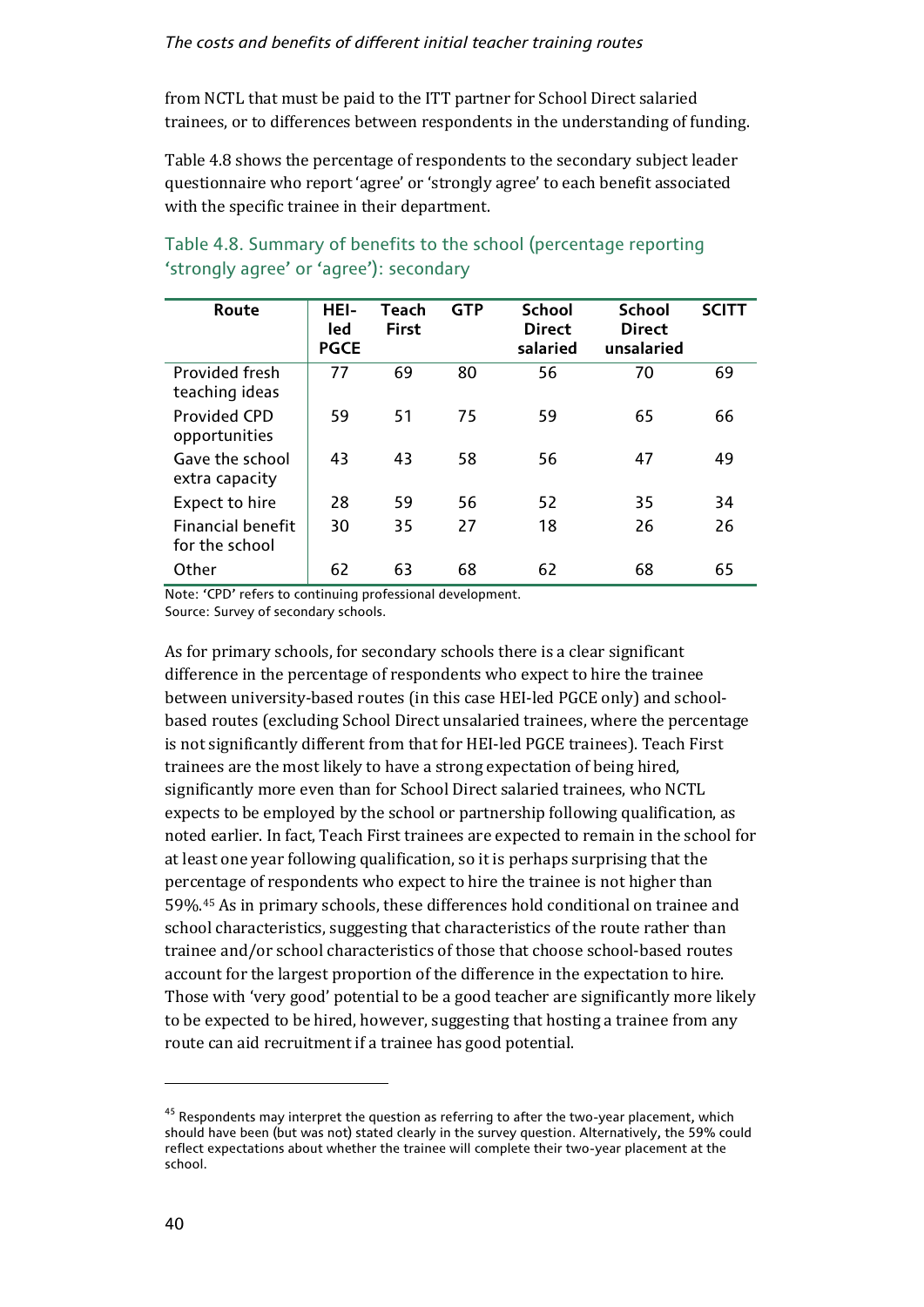from NCTL that must be paid to the ITT partner for School Direct salaried trainees, or to differences between respondents in the understanding of funding.

Table 4.8 shows the percentage of respondents to the secondary subject leader questionnaire who report 'agree' or 'strongly agree' to each benefit associated with the specific trainee in their department.

Table 4.8. Summary of benefits to the school (percentage reporting 'strongly agree' or 'agree'): secondary

| Route | HEI-led PGCE | Teach First | GTP | School Direct salaried | School Direct unsalaried | SCITT |
|---|---|---|---|---|---|---|
| Provided fresh teaching ideas | 77 | 69 | 80 | 56 | 70 | 69 |
| Provided CPD opportunities | 59 | 51 | 75 | 59 | 65 | 66 |
| Gave the school extra capacity | 43 | 43 | 58 | 56 | 47 | 49 |
| Expect to hire | 28 | 59 | 56 | 52 | 35 | 34 |
| Financial benefit for the school | 30 | 35 | 27 | 18 | 26 | 26 |
| Other | 62 | 63 | 68 | 62 | 68 | 65 |

Note: 'CPD' refers to continuing professional development.
Source: Survey of secondary schools.

As for primary schools, for secondary schools there is a clear significant difference in the percentage of respondents who expect to hire the trainee between university-based routes (in this case HEI-led PGCE only) and school-based routes (excluding School Direct unsalaried trainees, where the percentage is not significantly different from that for HEI-led PGCE trainees). Teach First trainees are the most likely to have a strong expectation of being hired, significantly more even than for School Direct salaried trainees, who NCTL expects to be employed by the school or partnership following qualification, as noted earlier. In fact, Teach First trainees are expected to remain in the school for at least one year following qualification, so it is perhaps surprising that the percentage of respondents who expect to hire the trainee is not higher than 59%.[45] As in primary schools, these differences hold conditional on trainee and school characteristics, suggesting that characteristics of the route rather than trainee and/or school characteristics of those that choose school-based routes account for the largest proportion of the difference in the expectation to hire. Those with 'very good' potential to be a good teacher are significantly more likely to be expected to be hired, however, suggesting that hosting a trainee from any route can aid recruitment if a trainee has good potential.

[45] Respondents may interpret the question as referring to after the two-year placement, which should have been (but was not) stated clearly in the survey question. Alternatively, the 59% could reflect expectations about whether the trainee will complete their two-year placement at the school.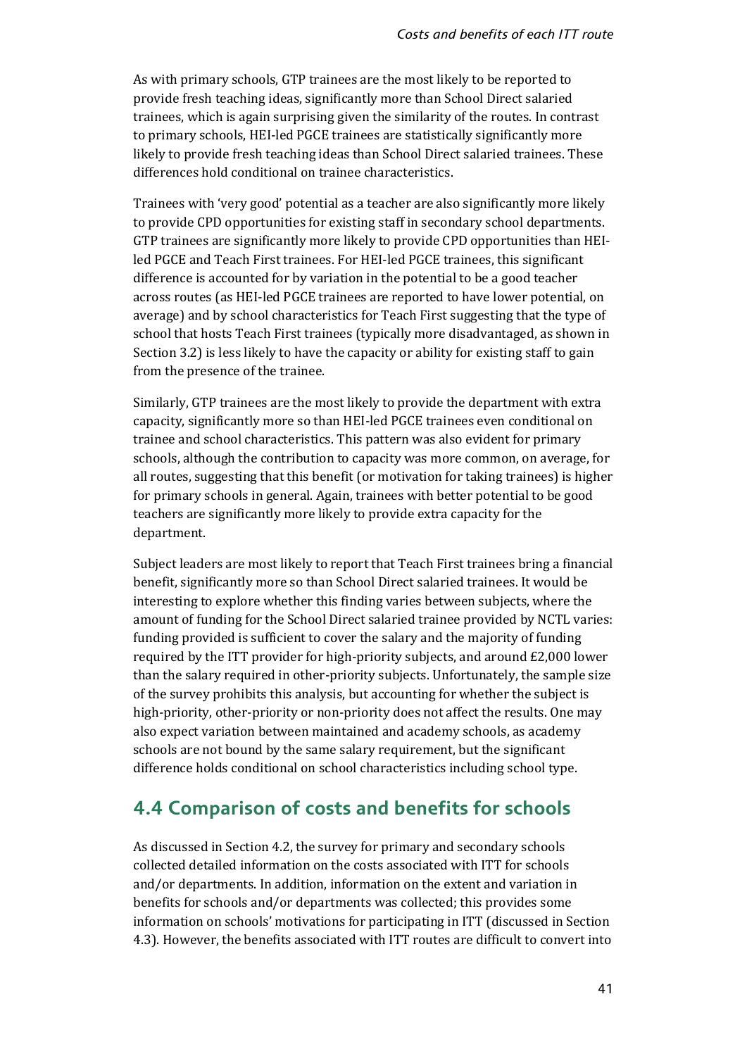As with primary schools, GTP trainees are the most likely to be reported to provide fresh teaching ideas, significantly more than School Direct salaried trainees, which is again surprising given the similarity of the routes. In contrast to primary schools, HEI-led PGCE trainees are statistically significantly more likely to provide fresh teaching ideas than School Direct salaried trainees. These differences hold conditional on trainee characteristics.

Trainees with 'very good' potential as a teacher are also significantly more likely to provide CPD opportunities for existing staff in secondary school departments. GTP trainees are significantly more likely to provide CPD opportunities than HEI-led PGCE and Teach First trainees. For HEI-led PGCE trainees, this significant difference is accounted for by variation in the potential to be a good teacher across routes (as HEI-led PGCE trainees are reported to have lower potential, on average) and by school characteristics for Teach First suggesting that the type of school that hosts Teach First trainees (typically more disadvantaged, as shown in Section 3.2) is less likely to have the capacity or ability for existing staff to gain from the presence of the trainee.

Similarly, GTP trainees are the most likely to provide the department with extra capacity, significantly more so than HEI-led PGCE trainees even conditional on trainee and school characteristics. This pattern was also evident for primary schools, although the contribution to capacity was more common, on average, for all routes, suggesting that this benefit (or motivation for taking trainees) is higher for primary schools in general. Again, trainees with better potential to be good teachers are significantly more likely to provide extra capacity for the department.

Subject leaders are most likely to report that Teach First trainees bring a financial benefit, significantly more so than School Direct salaried trainees. It would be interesting to explore whether this finding varies between subjects, where the amount of funding for the School Direct salaried trainee provided by NCTL varies: funding provided is sufficient to cover the salary and the majority of funding required by the ITT provider for high-priority subjects, and around £2,000 lower than the salary required in other-priority subjects. Unfortunately, the sample size of the survey prohibits this analysis, but accounting for whether the subject is high-priority, other-priority or non-priority does not affect the results. One may also expect variation between maintained and academy schools, as academy schools are not bound by the same salary requirement, but the significant difference holds conditional on school characteristics including school type.

## 4.4 Comparison of costs and benefits for schools

As discussed in Section 4.2, the survey for primary and secondary schools collected detailed information on the costs associated with ITT for schools and/or departments. In addition, information on the extent and variation in benefits for schools and/or departments was collected; this provides some information on schools' motivations for participating in ITT (discussed in Section 4.3). However, the benefits associated with ITT routes are difficult to convert into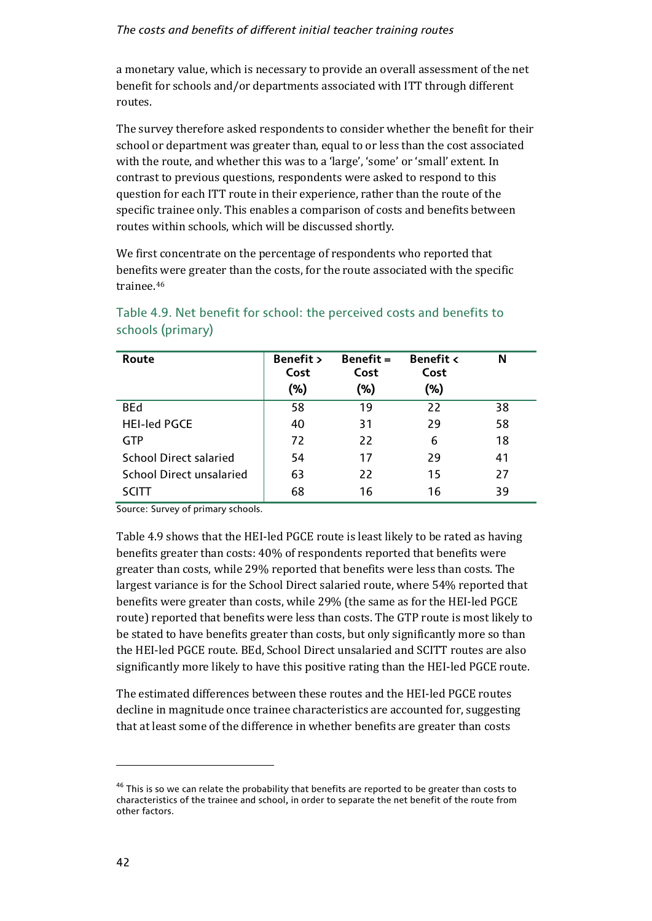a monetary value, which is necessary to provide an overall assessment of the net benefit for schools and/or departments associated with ITT through different routes.

The survey therefore asked respondents to consider whether the benefit for their school or department was greater than, equal to or less than the cost associated with the route, and whether this was to a 'large', 'some' or 'small' extent. In contrast to previous questions, respondents were asked to respond to this question for each ITT route in their experience, rather than the route of the specific trainee only. This enables a comparison of costs and benefits between routes within schools, which will be discussed shortly.

We first concentrate on the percentage of respondents who reported that benefits were greater than the costs, for the route associated with the specific trainee.[46]

### Table 4.9. Net benefit for school: the perceived costs and benefits to schools (primary)

| Route | Benefit > Cost (%) | Benefit = Cost (%) | Benefit < Cost (%) | N |
|---|---|---|---|---|
| BEd | 58 | 19 | 22 | 38 |
| HEI-led PGCE | 40 | 31 | 29 | 58 |
| GTP | 72 | 22 | 6 | 18 |
| School Direct salaried | 54 | 17 | 29 | 41 |
| School Direct unsalaried | 63 | 22 | 15 | 27 |
| SCITT | 68 | 16 | 16 | 39 |

Source: Survey of primary schools.

Table 4.9 shows that the HEI-led PGCE route is least likely to be rated as having benefits greater than costs: 40% of respondents reported that benefits were greater than costs, while 29% reported that benefits were less than costs. The largest variance is for the School Direct salaried route, where 54% reported that benefits were greater than costs, while 29% (the same as for the HEI-led PGCE route) reported that benefits were less than costs. The GTP route is most likely to be stated to have benefits greater than costs, but only significantly more so than the HEI-led PGCE route. BEd, School Direct unsalaried and SCITT routes are also significantly more likely to have this positive rating than the HEI-led PGCE route.

The estimated differences between these routes and the HEI-led PGCE routes decline in magnitude once trainee characteristics are accounted for, suggesting that at least some of the difference in whether benefits are greater than costs

[46] This is so we can relate the probability that benefits are reported to be greater than costs to characteristics of the trainee and school, in order to separate the net benefit of the route from other factors.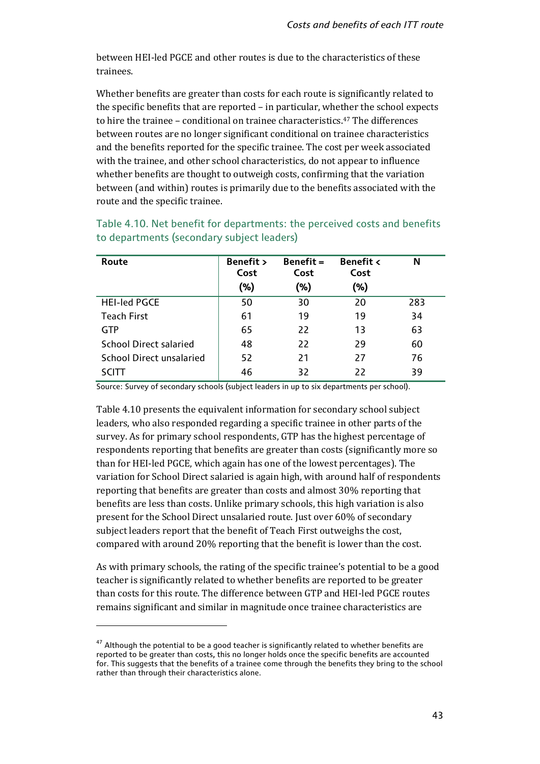between HEI-led PGCE and other routes is due to the characteristics of these trainees.

Whether benefits are greater than costs for each route is significantly related to the specific benefits that are reported – in particular, whether the school expects to hire the trainee – conditional on trainee characteristics.[47] The differences between routes are no longer significant conditional on trainee characteristics and the benefits reported for the specific trainee. The cost per week associated with the trainee, and other school characteristics, do not appear to influence whether benefits are thought to outweigh costs, confirming that the variation between (and within) routes is primarily due to the benefits associated with the route and the specific trainee.

Table 4.10. Net benefit for departments: the perceived costs and benefits to departments (secondary subject leaders)

| Route | Benefit > Cost (%) | Benefit = Cost (%) | Benefit < Cost (%) | N |
|---|---|---|---|---|
| HEI-led PGCE | 50 | 30 | 20 | 283 |
| Teach First | 61 | 19 | 19 | 34 |
| GTP | 65 | 22 | 13 | 63 |
| School Direct salaried | 48 | 22 | 29 | 60 |
| School Direct unsalaried | 52 | 21 | 27 | 76 |
| SCITT | 46 | 32 | 22 | 39 |

Source: Survey of secondary schools (subject leaders in up to six departments per school).

Table 4.10 presents the equivalent information for secondary school subject leaders, who also responded regarding a specific trainee in other parts of the survey. As for primary school respondents, GTP has the highest percentage of respondents reporting that benefits are greater than costs (significantly more so than for HEI-led PGCE, which again has one of the lowest percentages). The variation for School Direct salaried is again high, with around half of respondents reporting that benefits are greater than costs and almost 30% reporting that benefits are less than costs. Unlike primary schools, this high variation is also present for the School Direct unsalaried route. Just over 60% of secondary subject leaders report that the benefit of Teach First outweighs the cost, compared with around 20% reporting that the benefit is lower than the cost.

As with primary schools, the rating of the specific trainee's potential to be a good teacher is significantly related to whether benefits are reported to be greater than costs for this route. The difference between GTP and HEI-led PGCE routes remains significant and similar in magnitude once trainee characteristics are

[47] Although the potential to be a good teacher is significantly related to whether benefits are reported to be greater than costs, this no longer holds once the specific benefits are accounted for. This suggests that the benefits of a trainee come through the benefits they bring to the school rather than through their characteristics alone.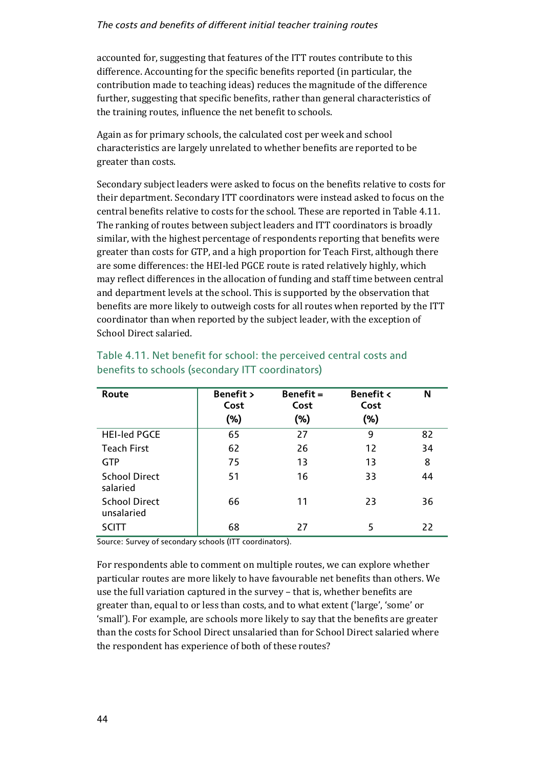accounted for, suggesting that features of the ITT routes contribute to this difference. Accounting for the specific benefits reported (in particular, the contribution made to teaching ideas) reduces the magnitude of the difference further, suggesting that specific benefits, rather than general characteristics of the training routes, influence the net benefit to schools.

Again as for primary schools, the calculated cost per week and school characteristics are largely unrelated to whether benefits are reported to be greater than costs.

Secondary subject leaders were asked to focus on the benefits relative to costs for their department. Secondary ITT coordinators were instead asked to focus on the central benefits relative to costs for the school. These are reported in Table 4.11. The ranking of routes between subject leaders and ITT coordinators is broadly similar, with the highest percentage of respondents reporting that benefits were greater than costs for GTP, and a high proportion for Teach First, although there are some differences: the HEI-led PGCE route is rated relatively highly, which may reflect differences in the allocation of funding and staff time between central and department levels at the school. This is supported by the observation that benefits are more likely to outweigh costs for all routes when reported by the ITT coordinator than when reported by the subject leader, with the exception of School Direct salaried.

Table 4.11. Net benefit for school: the perceived central costs and benefits to schools (secondary ITT coordinators)

| Route | Benefit > Cost (%) | Benefit = Cost (%) | Benefit < Cost (%) | N |
|---|---|---|---|---|
| HEI-led PGCE | 65 | 27 | 9 | 82 |
| Teach First | 62 | 26 | 12 | 34 |
| GTP | 75 | 13 | 13 | 8 |
| School Direct salaried | 51 | 16 | 33 | 44 |
| School Direct unsalaried | 66 | 11 | 23 | 36 |
| SCITT | 68 | 27 | 5 | 22 |

Source: Survey of secondary schools (ITT coordinators).

For respondents able to comment on multiple routes, we can explore whether particular routes are more likely to have favourable net benefits than others. We use the full variation captured in the survey – that is, whether benefits are greater than, equal to or less than costs, and to what extent ('large', 'some' or 'small'). For example, are schools more likely to say that the benefits are greater than the costs for School Direct unsalaried than for School Direct salaried where the respondent has experience of both of these routes?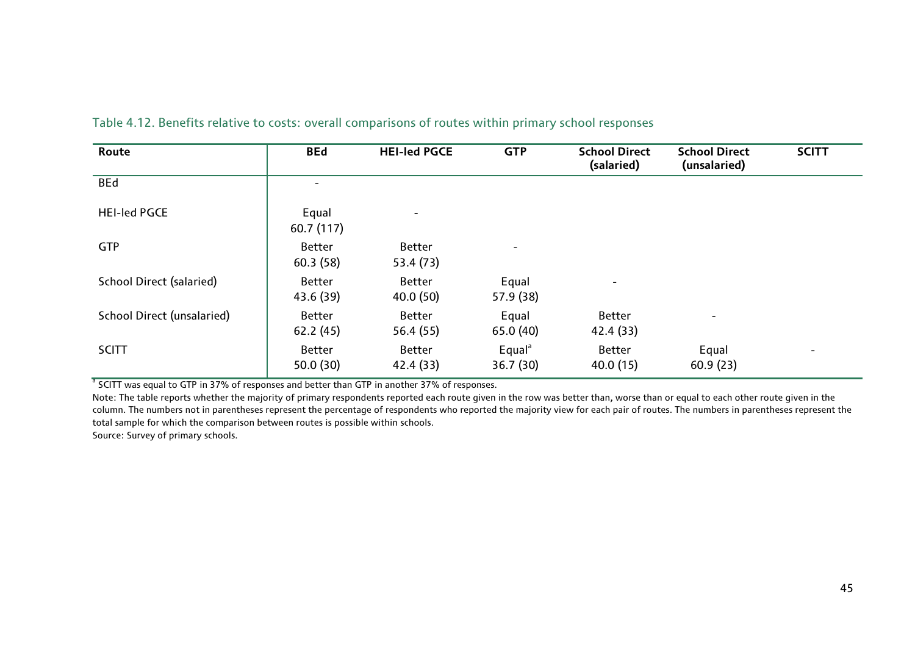Table 4.12. Benefits relative to costs: overall comparisons of routes within primary school responses

| Route | BEd | HEI-led PGCE | GTP | School Direct (salaried) | School Direct (unsalaried) | SCITT |
|---|---|---|---|---|---|---|
| BEd | - | | | | | |
| HEI-led PGCE | Equal 60.7 (117) | - | | | | |
| GTP | Better 60.3 (58) | Better 53.4 (73) | - | | | |
| School Direct (salaried) | Better 43.6 (39) | Better 40.0 (50) | Equal 57.9 (38) | - | | |
| School Direct (unsalaried) | Better 62.2 (45) | Better 56.4 (55) | Equal 65.0 (40) | Better 42.4 (33) | - | |
| SCITT | Better 50.0 (30) | Better 42.4 (33) | Equal[a] 36.7 (30) | Better 40.0 (15) | Equal 60.9 (23) | - |

[a] SCITT was equal to GTP in 37% of responses and better than GTP in another 37% of responses.

Note: The table reports whether the majority of primary respondents reported each route given in the row was better than, worse than or equal to each other route given in the column. The numbers not in parentheses represent the percentage of respondents who reported the majority view for each pair of routes. The numbers in parentheses represent the total sample for which the comparison between routes is possible within schools.

Source: Survey of primary schools.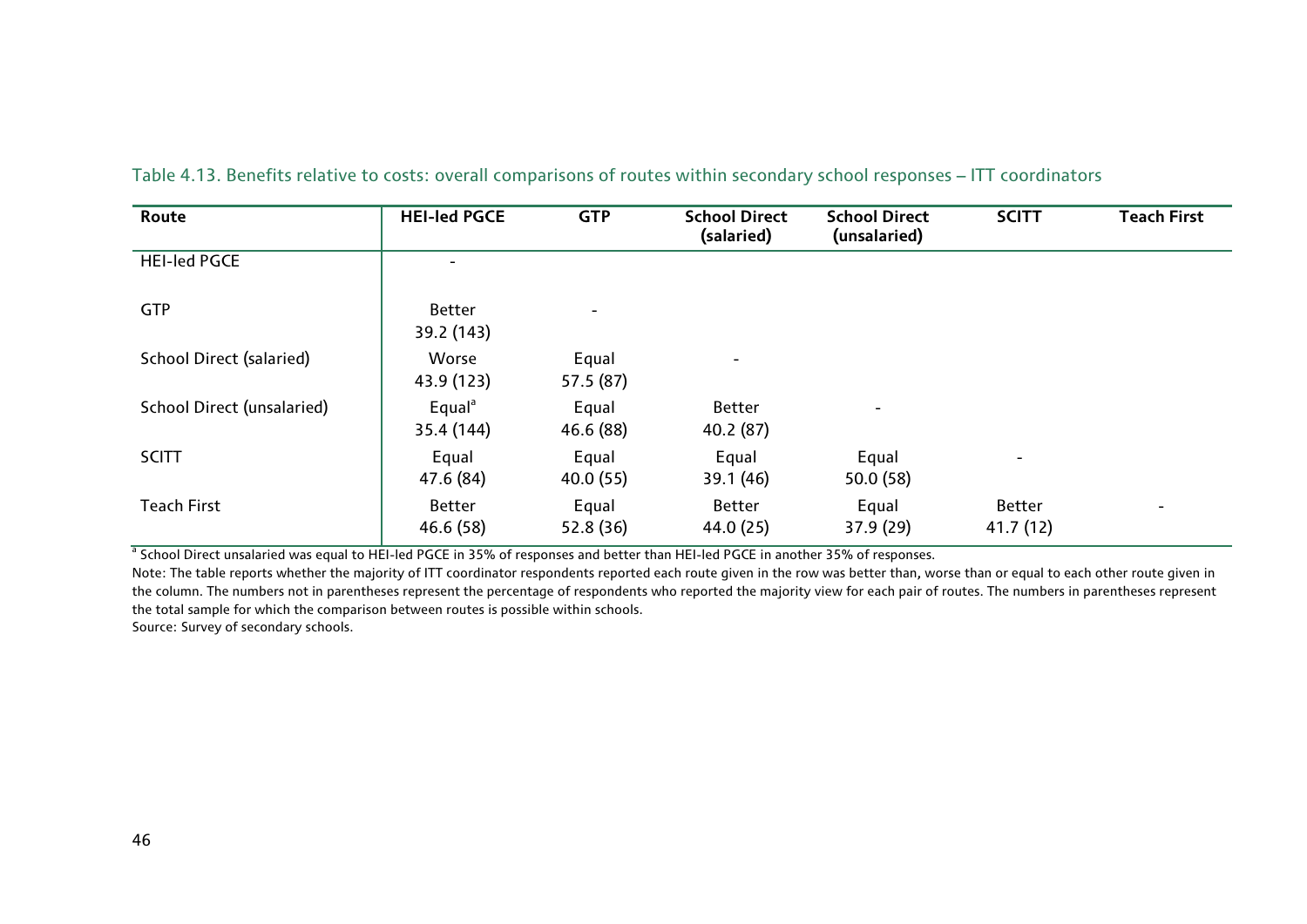Table 4.13. Benefits relative to costs: overall comparisons of routes within secondary school responses – ITT coordinators

| Route | HEI-led PGCE | GTP | School Direct (salaried) | School Direct (unsalaried) | SCITT | Teach First |
|---|---|---|---|---|---|---|
| HEI-led PGCE | - | | | | | |
| GTP | Better 39.2 (143) | - | | | | |
| School Direct (salaried) | Worse 43.9 (123) | Equal 57.5 (87) | - | | | |
| School Direct (unsalaried) | Equal[a] 35.4 (144) | Equal 46.6 (88) | Better 40.2 (87) | - | | |
| SCITT | Equal 47.6 (84) | Equal 40.0 (55) | Equal 39.1 (46) | Equal 50.0 (58) | - | |
| Teach First | Better 46.6 (58) | Equal 52.8 (36) | Better 44.0 (25) | Equal 37.9 (29) | Better 41.7 (12) | - |

[a] School Direct unsalaried was equal to HEI-led PGCE in 35% of responses and better than HEI-led PGCE in another 35% of responses.

Note: The table reports whether the majority of ITT coordinator respondents reported each route given in the row was better than, worse than or equal to each other route given in the column. The numbers not in parentheses represent the percentage of respondents who reported the majority view for each pair of routes. The numbers in parentheses represent the total sample for which the comparison between routes is possible within schools.

Source: Survey of secondary schools.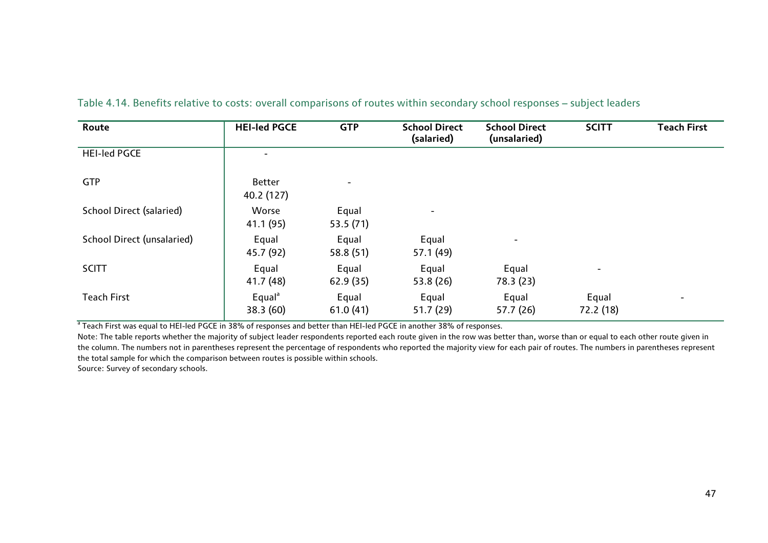Table 4.14. Benefits relative to costs: overall comparisons of routes within secondary school responses – subject leaders

| Route | HEI-led PGCE | GTP | School Direct (salaried) | School Direct (unsalaried) | SCITT | Teach First |
|---|---|---|---|---|---|---|
| HEI-led PGCE | - | | | | | |
| GTP | Better 40.2 (127) | - | | | | |
| School Direct (salaried) | Worse 41.1 (95) | Equal 53.5 (71) | - | | | |
| School Direct (unsalaried) | Equal 45.7 (92) | Equal 58.8 (51) | Equal 57.1 (49) | - | | |
| SCITT | Equal 41.7 (48) | Equal 62.9 (35) | Equal 53.8 (26) | Equal 78.3 (23) | - | |
| Teach First | Equal[a] 38.3 (60) | Equal 61.0 (41) | Equal 51.7 (29) | Equal 57.7 (26) | Equal 72.2 (18) | - |

[a] Teach First was equal to HEI-led PGCE in 38% of responses and better than HEI-led PGCE in another 38% of responses.

Note: The table reports whether the majority of subject leader respondents reported each route given in the row was better than, worse than or equal to each other route given in the column. The numbers not in parentheses represent the percentage of respondents who reported the majority view for each pair of routes. The numbers in parentheses represent the total sample for which the comparison between routes is possible within schools.

Source: Survey of secondary schools.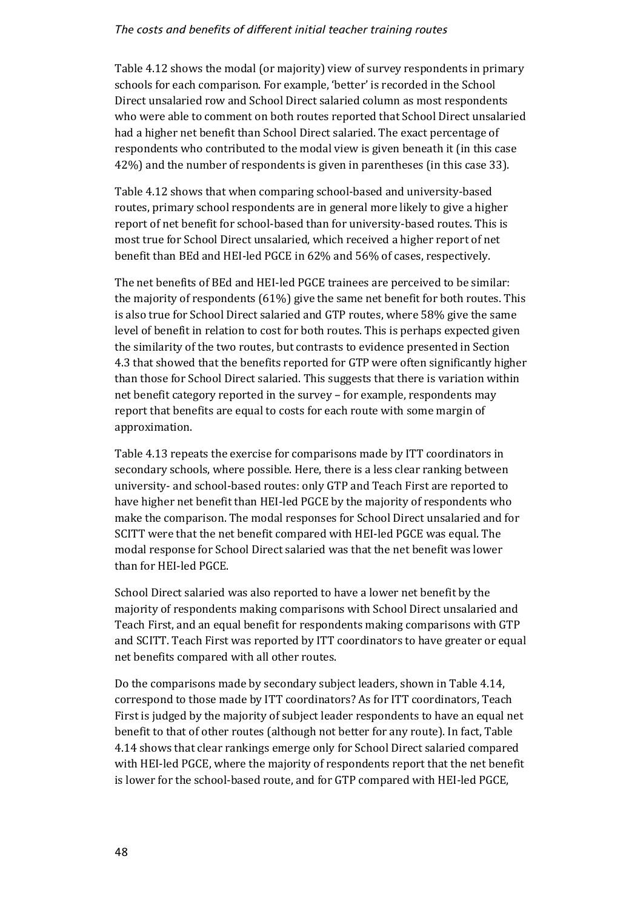Table 4.12 shows the modal (or majority) view of survey respondents in primary schools for each comparison. For example, 'better' is recorded in the School Direct unsalaried row and School Direct salaried column as most respondents who were able to comment on both routes reported that School Direct unsalaried had a higher net benefit than School Direct salaried. The exact percentage of respondents who contributed to the modal view is given beneath it (in this case 42%) and the number of respondents is given in parentheses (in this case 33).

Table 4.12 shows that when comparing school-based and university-based routes, primary school respondents are in general more likely to give a higher report of net benefit for school-based than for university-based routes. This is most true for School Direct unsalaried, which received a higher report of net benefit than BEd and HEI-led PGCE in 62% and 56% of cases, respectively.

The net benefits of BEd and HEI-led PGCE trainees are perceived to be similar: the majority of respondents (61%) give the same net benefit for both routes. This is also true for School Direct salaried and GTP routes, where 58% give the same level of benefit in relation to cost for both routes. This is perhaps expected given the similarity of the two routes, but contrasts to evidence presented in Section 4.3 that showed that the benefits reported for GTP were often significantly higher than those for School Direct salaried. This suggests that there is variation within net benefit category reported in the survey – for example, respondents may report that benefits are equal to costs for each route with some margin of approximation.

Table 4.13 repeats the exercise for comparisons made by ITT coordinators in secondary schools, where possible. Here, there is a less clear ranking between university- and school-based routes: only GTP and Teach First are reported to have higher net benefit than HEI-led PGCE by the majority of respondents who make the comparison. The modal responses for School Direct unsalaried and for SCITT were that the net benefit compared with HEI-led PGCE was equal. The modal response for School Direct salaried was that the net benefit was lower than for HEI-led PGCE.

School Direct salaried was also reported to have a lower net benefit by the majority of respondents making comparisons with School Direct unsalaried and Teach First, and an equal benefit for respondents making comparisons with GTP and SCITT. Teach First was reported by ITT coordinators to have greater or equal net benefits compared with all other routes.

Do the comparisons made by secondary subject leaders, shown in Table 4.14, correspond to those made by ITT coordinators? As for ITT coordinators, Teach First is judged by the majority of subject leader respondents to have an equal net benefit to that of other routes (although not better for any route). In fact, Table 4.14 shows that clear rankings emerge only for School Direct salaried compared with HEI-led PGCE, where the majority of respondents report that the net benefit is lower for the school-based route, and for GTP compared with HEI-led PGCE,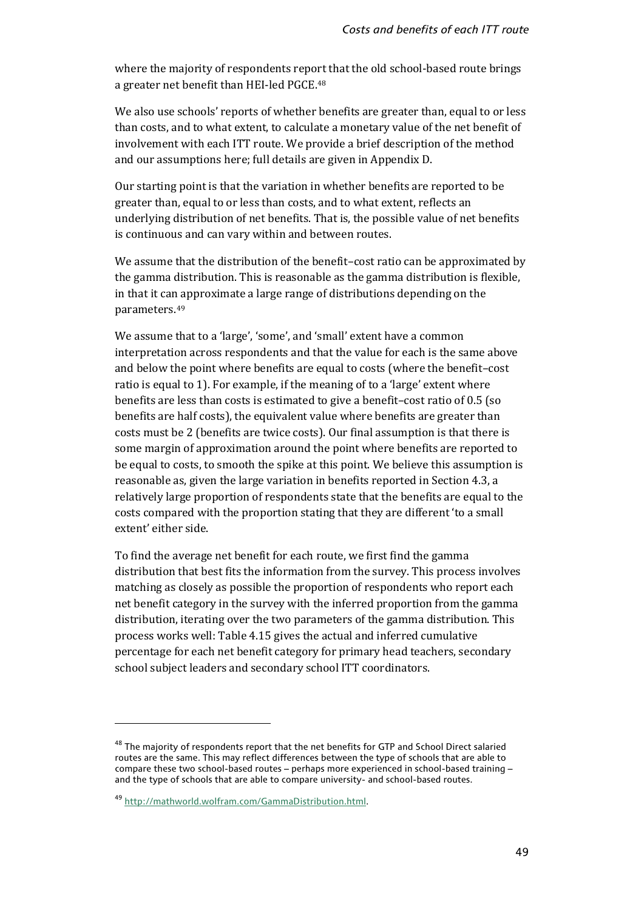where the majority of respondents report that the old school-based route brings a greater net benefit than HEI-led PGCE.[48]

We also use schools' reports of whether benefits are greater than, equal to or less than costs, and to what extent, to calculate a monetary value of the net benefit of involvement with each ITT route. We provide a brief description of the method and our assumptions here; full details are given in Appendix D.

Our starting point is that the variation in whether benefits are reported to be greater than, equal to or less than costs, and to what extent, reflects an underlying distribution of net benefits. That is, the possible value of net benefits is continuous and can vary within and between routes.

We assume that the distribution of the benefit–cost ratio can be approximated by the gamma distribution. This is reasonable as the gamma distribution is flexible, in that it can approximate a large range of distributions depending on the parameters.[49]

We assume that to a 'large', 'some', and 'small' extent have a common interpretation across respondents and that the value for each is the same above and below the point where benefits are equal to costs (where the benefit–cost ratio is equal to 1). For example, if the meaning of to a 'large' extent where benefits are less than costs is estimated to give a benefit–cost ratio of 0.5 (so benefits are half costs), the equivalent value where benefits are greater than costs must be 2 (benefits are twice costs). Our final assumption is that there is some margin of approximation around the point where benefits are reported to be equal to costs, to smooth the spike at this point. We believe this assumption is reasonable as, given the large variation in benefits reported in Section 4.3, a relatively large proportion of respondents state that the benefits are equal to the costs compared with the proportion stating that they are different 'to a small extent' either side.

To find the average net benefit for each route, we first find the gamma distribution that best fits the information from the survey. This process involves matching as closely as possible the proportion of respondents who report each net benefit category in the survey with the inferred proportion from the gamma distribution, iterating over the two parameters of the gamma distribution. This process works well: Table 4.15 gives the actual and inferred cumulative percentage for each net benefit category for primary head teachers, secondary school subject leaders and secondary school ITT coordinators.

---

[48] The majority of respondents report that the net benefits for GTP and School Direct salaried routes are the same. This may reflect differences between the type of schools that are able to compare these two school-based routes – perhaps more experienced in school-based training – and the type of schools that are able to compare university- and school-based routes.

[49] http://mathworld.wolfram.com/GammaDistribution.html.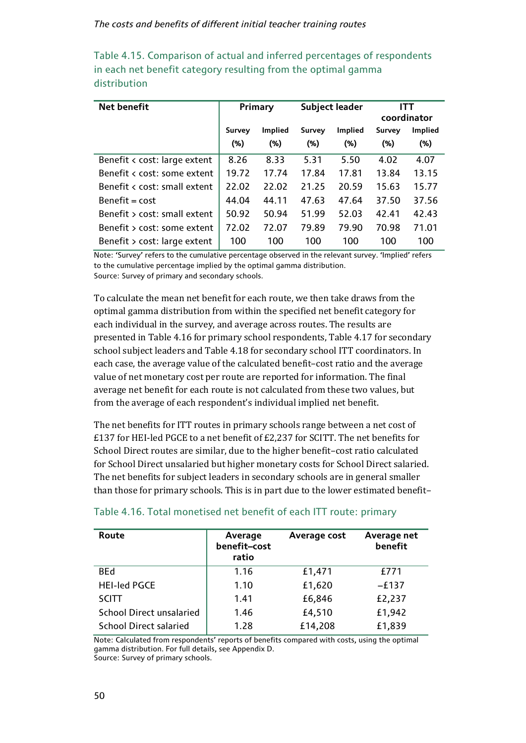Table 4.15. Comparison of actual and inferred percentages of respondents in each net benefit category resulting from the optimal gamma distribution

| Net benefit | Primary | | Subject leader | | ITT coordinator | |
|---|---|---|---|---|---|---|
| | Survey (%) | Implied (%) | Survey (%) | Implied (%) | Survey (%) | Implied (%) |
| Benefit < cost: large extent | 8.26 | 8.33 | 5.31 | 5.50 | 4.02 | 4.07 |
| Benefit < cost: some extent | 19.72 | 17.74 | 17.84 | 17.81 | 13.84 | 13.15 |
| Benefit < cost: small extent | 22.02 | 22.02 | 21.25 | 20.59 | 15.63 | 15.77 |
| Benefit = cost | 44.04 | 44.11 | 47.63 | 47.64 | 37.50 | 37.56 |
| Benefit > cost: small extent | 50.92 | 50.94 | 51.99 | 52.03 | 42.41 | 42.43 |
| Benefit > cost: some extent | 72.02 | 72.07 | 79.89 | 79.90 | 70.98 | 71.01 |
| Benefit > cost: large extent | 100 | 100 | 100 | 100 | 100 | 100 |

Note: 'Survey' refers to the cumulative percentage observed in the relevant survey. 'Implied' refers to the cumulative percentage implied by the optimal gamma distribution.
Source: Survey of primary and secondary schools.

To calculate the mean net benefit for each route, we then take draws from the optimal gamma distribution from within the specified net benefit category for each individual in the survey, and average across routes. The results are presented in Table 4.16 for primary school respondents, Table 4.17 for secondary school subject leaders and Table 4.18 for secondary school ITT coordinators. In each case, the average value of the calculated benefit–cost ratio and the average value of net monetary cost per route are reported for information. The final average net benefit for each route is not calculated from these two values, but from the average of each respondent's individual implied net benefit.

The net benefits for ITT routes in primary schools range between a net cost of £137 for HEI-led PGCE to a net benefit of £2,237 for SCITT. The net benefits for School Direct routes are similar, due to the higher benefit–cost ratio calculated for School Direct unsalaried but higher monetary costs for School Direct salaried. The net benefits for subject leaders in secondary schools are in general smaller than those for primary schools. This is in part due to the lower estimated benefit–

Table 4.16. Total monetised net benefit of each ITT route: primary

| Route | Average benefit–cost ratio | Average cost | Average net benefit |
|---|---|---|---|
| BEd | 1.16 | £1,471 | £771 |
| HEI-led PGCE | 1.10 | £1,620 | –£137 |
| SCITT | 1.41 | £6,846 | £2,237 |
| School Direct unsalaried | 1.46 | £4,510 | £1,942 |
| School Direct salaried | 1.28 | £14,208 | £1,839 |

Note: Calculated from respondents' reports of benefits compared with costs, using the optimal gamma distribution. For full details, see Appendix D.
Source: Survey of primary schools.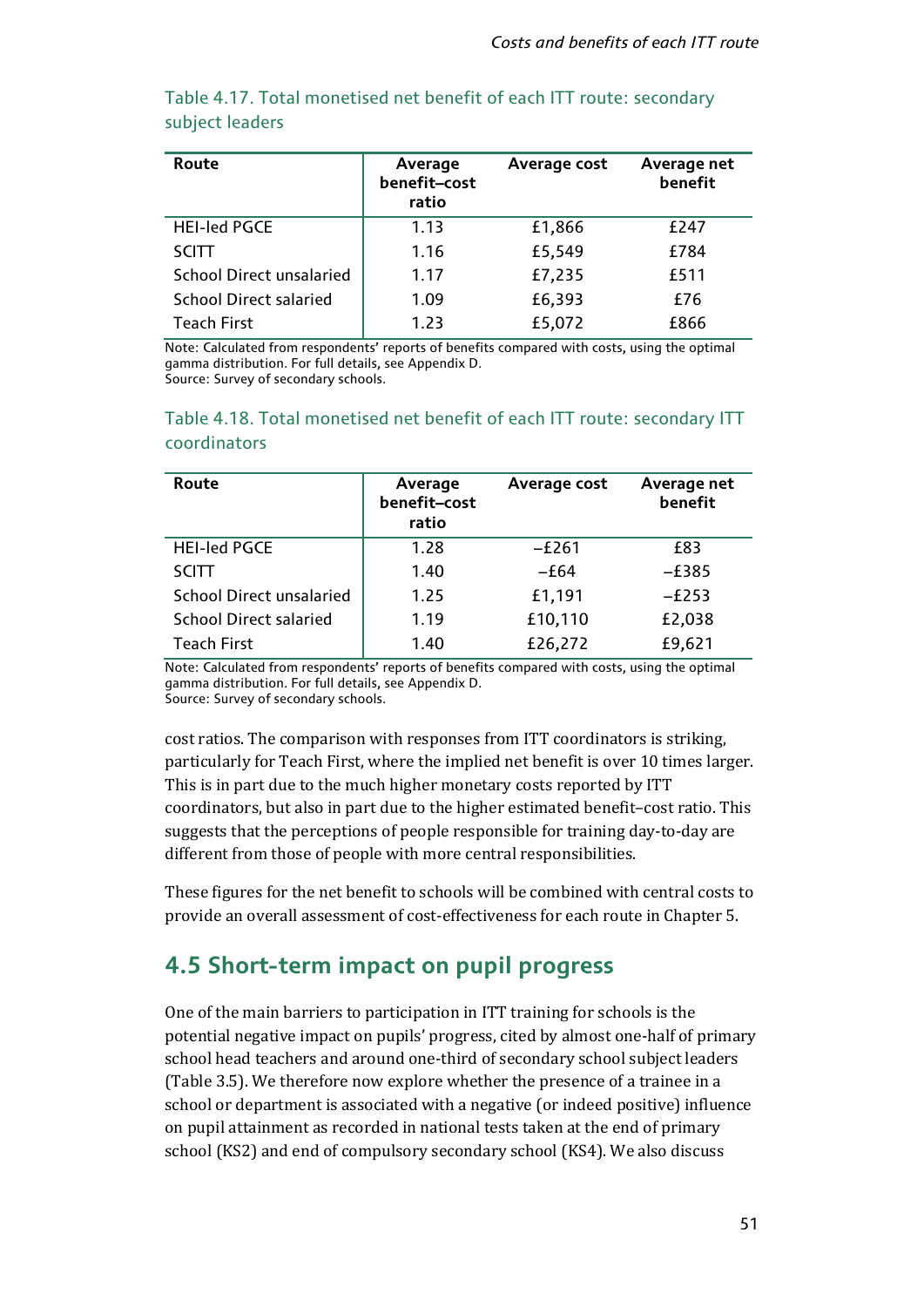Table 4.17. Total monetised net benefit of each ITT route: secondary subject leaders

| Route | Average benefit–cost ratio | Average cost | Average net benefit |
|---|---|---|---|
| HEI-led PGCE | 1.13 | £1,866 | £247 |
| SCITT | 1.16 | £5,549 | £784 |
| School Direct unsalaried | 1.17 | £7,235 | £511 |
| School Direct salaried | 1.09 | £6,393 | £76 |
| Teach First | 1.23 | £5,072 | £866 |

Note: Calculated from respondents' reports of benefits compared with costs, using the optimal gamma distribution. For full details, see Appendix D.
Source: Survey of secondary schools.

Table 4.18. Total monetised net benefit of each ITT route: secondary ITT coordinators

| Route | Average benefit–cost ratio | Average cost | Average net benefit |
|---|---|---|---|
| HEI-led PGCE | 1.28 | −£261 | £83 |
| SCITT | 1.40 | −£64 | −£385 |
| School Direct unsalaried | 1.25 | £1,191 | −£253 |
| School Direct salaried | 1.19 | £10,110 | £2,038 |
| Teach First | 1.40 | £26,272 | £9,621 |

Note: Calculated from respondents' reports of benefits compared with costs, using the optimal gamma distribution. For full details, see Appendix D.
Source: Survey of secondary schools.

cost ratios. The comparison with responses from ITT coordinators is striking, particularly for Teach First, where the implied net benefit is over 10 times larger. This is in part due to the much higher monetary costs reported by ITT coordinators, but also in part due to the higher estimated benefit–cost ratio. This suggests that the perceptions of people responsible for training day-to-day are different from those of people with more central responsibilities.

These figures for the net benefit to schools will be combined with central costs to provide an overall assessment of cost-effectiveness for each route in Chapter 5.

## 4.5 Short-term impact on pupil progress

One of the main barriers to participation in ITT training for schools is the potential negative impact on pupils' progress, cited by almost one-half of primary school head teachers and around one-third of secondary school subject leaders (Table 3.5). We therefore now explore whether the presence of a trainee in a school or department is associated with a negative (or indeed positive) influence on pupil attainment as recorded in national tests taken at the end of primary school (KS2) and end of compulsory secondary school (KS4). We also discuss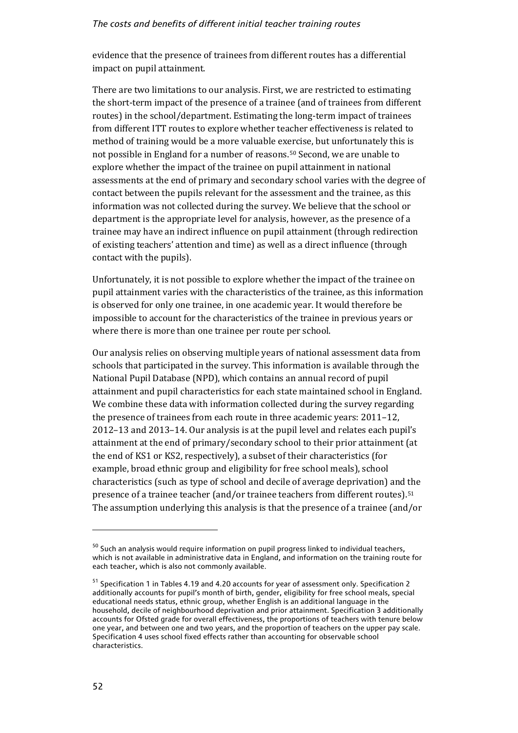evidence that the presence of trainees from different routes has a differential impact on pupil attainment.

There are two limitations to our analysis. First, we are restricted to estimating the short-term impact of the presence of a trainee (and of trainees from different routes) in the school/department. Estimating the long-term impact of trainees from different ITT routes to explore whether teacher effectiveness is related to method of training would be a more valuable exercise, but unfortunately this is not possible in England for a number of reasons.[50] Second, we are unable to explore whether the impact of the trainee on pupil attainment in national assessments at the end of primary and secondary school varies with the degree of contact between the pupils relevant for the assessment and the trainee, as this information was not collected during the survey. We believe that the school or department is the appropriate level for analysis, however, as the presence of a trainee may have an indirect influence on pupil attainment (through redirection of existing teachers' attention and time) as well as a direct influence (through contact with the pupils).

Unfortunately, it is not possible to explore whether the impact of the trainee on pupil attainment varies with the characteristics of the trainee, as this information is observed for only one trainee, in one academic year. It would therefore be impossible to account for the characteristics of the trainee in previous years or where there is more than one trainee per route per school.

Our analysis relies on observing multiple years of national assessment data from schools that participated in the survey. This information is available through the National Pupil Database (NPD), which contains an annual record of pupil attainment and pupil characteristics for each state maintained school in England. We combine these data with information collected during the survey regarding the presence of trainees from each route in three academic years: 2011–12, 2012–13 and 2013–14. Our analysis is at the pupil level and relates each pupil's attainment at the end of primary/secondary school to their prior attainment (at the end of KS1 or KS2, respectively), a subset of their characteristics (for example, broad ethnic group and eligibility for free school meals), school characteristics (such as type of school and decile of average deprivation) and the presence of a trainee teacher (and/or trainee teachers from different routes).[51] The assumption underlying this analysis is that the presence of a trainee (and/or

---

[50] Such an analysis would require information on pupil progress linked to individual teachers, which is not available in administrative data in England, and information on the training route for each teacher, which is also not commonly available.

[51] Specification 1 in Tables 4.19 and 4.20 accounts for year of assessment only. Specification 2 additionally accounts for pupil's month of birth, gender, eligibility for free school meals, special educational needs status, ethnic group, whether English is an additional language in the household, decile of neighbourhood deprivation and prior attainment. Specification 3 additionally accounts for Ofsted grade for overall effectiveness, the proportions of teachers with tenure below one year, and between one and two years, and the proportion of teachers on the upper pay scale. Specification 4 uses school fixed effects rather than accounting for observable school characteristics.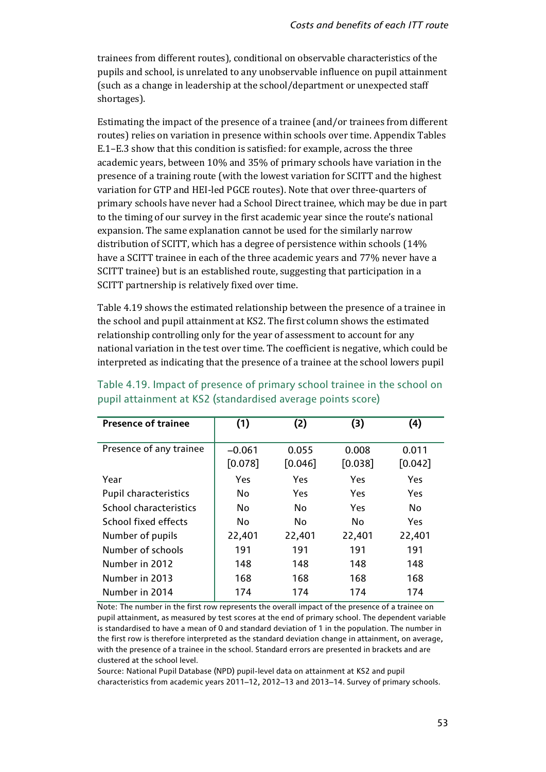trainees from different routes), conditional on observable characteristics of the pupils and school, is unrelated to any unobservable influence on pupil attainment (such as a change in leadership at the school/department or unexpected staff shortages).

Estimating the impact of the presence of a trainee (and/or trainees from different routes) relies on variation in presence within schools over time. Appendix Tables E.1–E.3 show that this condition is satisfied: for example, across the three academic years, between 10% and 35% of primary schools have variation in the presence of a training route (with the lowest variation for SCITT and the highest variation for GTP and HEI-led PGCE routes). Note that over three-quarters of primary schools have never had a School Direct trainee, which may be due in part to the timing of our survey in the first academic year since the route's national expansion. The same explanation cannot be used for the similarly narrow distribution of SCITT, which has a degree of persistence within schools (14% have a SCITT trainee in each of the three academic years and 77% never have a SCITT trainee) but is an established route, suggesting that participation in a SCITT partnership is relatively fixed over time.

Table 4.19 shows the estimated relationship between the presence of a trainee in the school and pupil attainment at KS2. The first column shows the estimated relationship controlling only for the year of assessment to account for any national variation in the test over time. The coefficient is negative, which could be interpreted as indicating that the presence of a trainee at the school lowers pupil

Table 4.19. Impact of presence of primary school trainee in the school on pupil attainment at KS2 (standardised average points score)

| Presence of trainee | (1) | (2) | (3) | (4) |
|---|---|---|---|---|
| Presence of any trainee | −0.061<br>[0.078] | 0.055<br>[0.046] | 0.008<br>[0.038] | 0.011<br>[0.042] |
| Year | Yes | Yes | Yes | Yes |
| Pupil characteristics | No | Yes | Yes | Yes |
| School characteristics | No | No | Yes | No |
| School fixed effects | No | No | No | Yes |
| Number of pupils | 22,401 | 22,401 | 22,401 | 22,401 |
| Number of schools | 191 | 191 | 191 | 191 |
| Number in 2012 | 148 | 148 | 148 | 148 |
| Number in 2013 | 168 | 168 | 168 | 168 |
| Number in 2014 | 174 | 174 | 174 | 174 |

Note: The number in the first row represents the overall impact of the presence of a trainee on pupil attainment, as measured by test scores at the end of primary school. The dependent variable is standardised to have a mean of 0 and standard deviation of 1 in the population. The number in the first row is therefore interpreted as the standard deviation change in attainment, on average, with the presence of a trainee in the school. Standard errors are presented in brackets and are clustered at the school level.

Source: National Pupil Database (NPD) pupil-level data on attainment at KS2 and pupil characteristics from academic years 2011–12, 2012–13 and 2013–14. Survey of primary schools.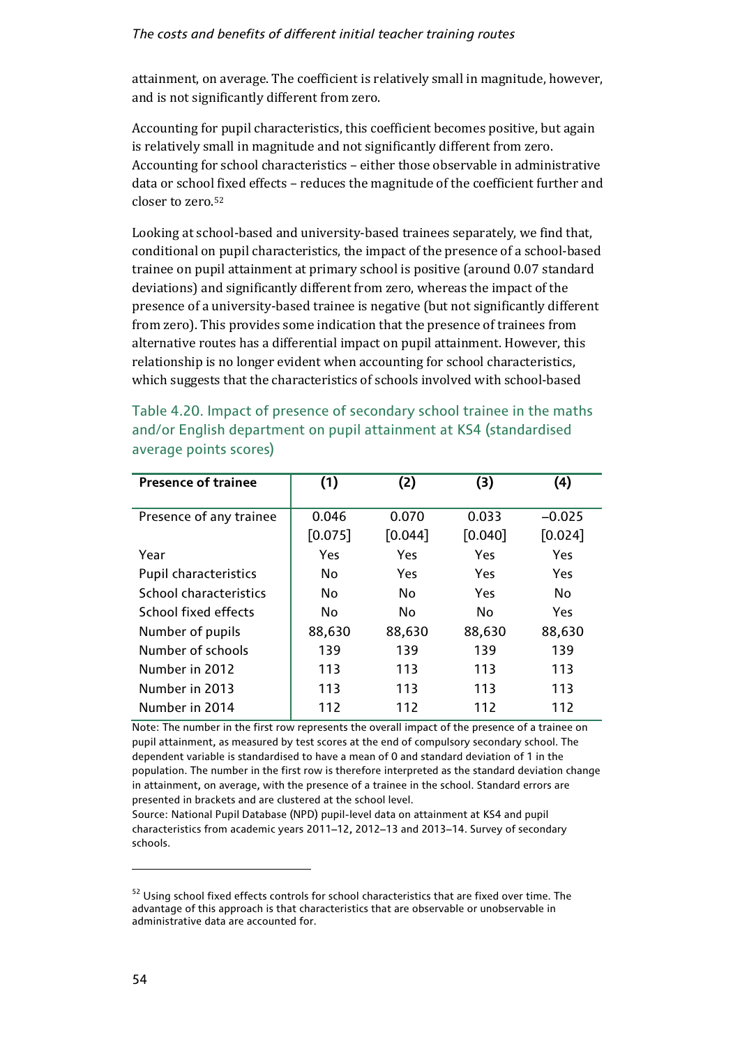attainment, on average. The coefficient is relatively small in magnitude, however, and is not significantly different from zero.

Accounting for pupil characteristics, this coefficient becomes positive, but again is relatively small in magnitude and not significantly different from zero. Accounting for school characteristics – either those observable in administrative data or school fixed effects – reduces the magnitude of the coefficient further and closer to zero.[52]

Looking at school-based and university-based trainees separately, we find that, conditional on pupil characteristics, the impact of the presence of a school-based trainee on pupil attainment at primary school is positive (around 0.07 standard deviations) and significantly different from zero, whereas the impact of the presence of a university-based trainee is negative (but not significantly different from zero). This provides some indication that the presence of trainees from alternative routes has a differential impact on pupil attainment. However, this relationship is no longer evident when accounting for school characteristics, which suggests that the characteristics of schools involved with school-based

Table 4.20. Impact of presence of secondary school trainee in the maths and/or English department on pupil attainment at KS4 (standardised average points scores)

| Presence of trainee | (1) | (2) | (3) | (4) |
|---|---|---|---|---|
| Presence of any trainee | 0.046 | 0.070 | 0.033 | –0.025 |
| | [0.075] | [0.044] | [0.040] | [0.024] |
| Year | Yes | Yes | Yes | Yes |
| Pupil characteristics | No | Yes | Yes | Yes |
| School characteristics | No | No | Yes | No |
| School fixed effects | No | No | No | Yes |
| Number of pupils | 88,630 | 88,630 | 88,630 | 88,630 |
| Number of schools | 139 | 139 | 139 | 139 |
| Number in 2012 | 113 | 113 | 113 | 113 |
| Number in 2013 | 113 | 113 | 113 | 113 |
| Number in 2014 | 112 | 112 | 112 | 112 |

Note: The number in the first row represents the overall impact of the presence of a trainee on pupil attainment, as measured by test scores at the end of compulsory secondary school. The dependent variable is standardised to have a mean of 0 and standard deviation of 1 in the population. The number in the first row is therefore interpreted as the standard deviation change in attainment, on average, with the presence of a trainee in the school. Standard errors are presented in brackets and are clustered at the school level.
Source: National Pupil Database (NPD) pupil-level data on attainment at KS4 and pupil characteristics from academic years 2011–12, 2012–13 and 2013–14. Survey of secondary schools.

[52] Using school fixed effects controls for school characteristics that are fixed over time. The advantage of this approach is that characteristics that are observable or unobservable in administrative data are accounted for.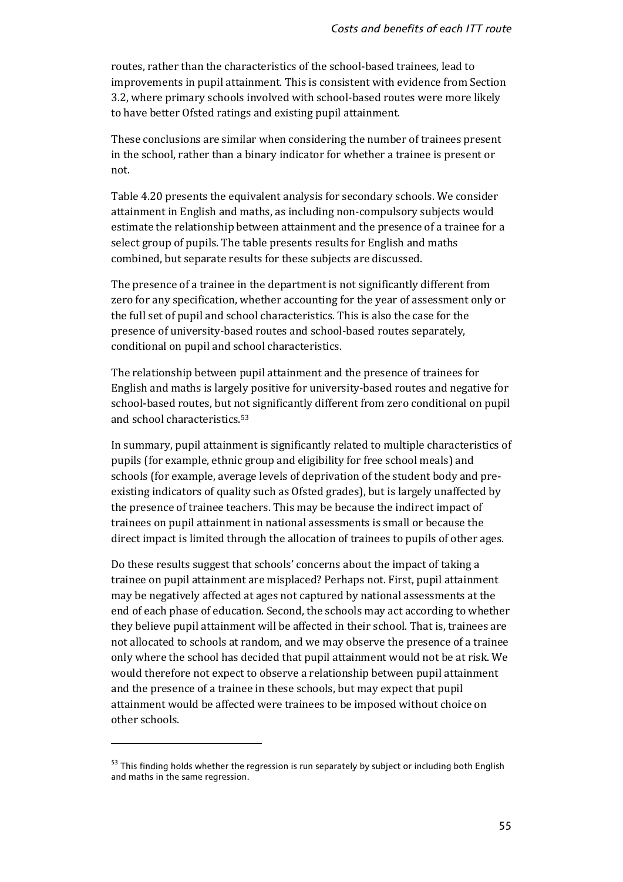routes, rather than the characteristics of the school-based trainees, lead to improvements in pupil attainment. This is consistent with evidence from Section 3.2, where primary schools involved with school-based routes were more likely to have better Ofsted ratings and existing pupil attainment.

These conclusions are similar when considering the number of trainees present in the school, rather than a binary indicator for whether a trainee is present or not.

Table 4.20 presents the equivalent analysis for secondary schools. We consider attainment in English and maths, as including non-compulsory subjects would estimate the relationship between attainment and the presence of a trainee for a select group of pupils. The table presents results for English and maths combined, but separate results for these subjects are discussed.

The presence of a trainee in the department is not significantly different from zero for any specification, whether accounting for the year of assessment only or the full set of pupil and school characteristics. This is also the case for the presence of university-based routes and school-based routes separately, conditional on pupil and school characteristics.

The relationship between pupil attainment and the presence of trainees for English and maths is largely positive for university-based routes and negative for school-based routes, but not significantly different from zero conditional on pupil and school characteristics.[53]

In summary, pupil attainment is significantly related to multiple characteristics of pupils (for example, ethnic group and eligibility for free school meals) and schools (for example, average levels of deprivation of the student body and pre-existing indicators of quality such as Ofsted grades), but is largely unaffected by the presence of trainee teachers. This may be because the indirect impact of trainees on pupil attainment in national assessments is small or because the direct impact is limited through the allocation of trainees to pupils of other ages.

Do these results suggest that schools' concerns about the impact of taking a trainee on pupil attainment are misplaced? Perhaps not. First, pupil attainment may be negatively affected at ages not captured by national assessments at the end of each phase of education. Second, the schools may act according to whether they believe pupil attainment will be affected in their school. That is, trainees are not allocated to schools at random, and we may observe the presence of a trainee only where the school has decided that pupil attainment would not be at risk. We would therefore not expect to observe a relationship between pupil attainment and the presence of a trainee in these schools, but may expect that pupil attainment would be affected were trainees to be imposed without choice on other schools.

---

[53] This finding holds whether the regression is run separately by subject or including both English and maths in the same regression.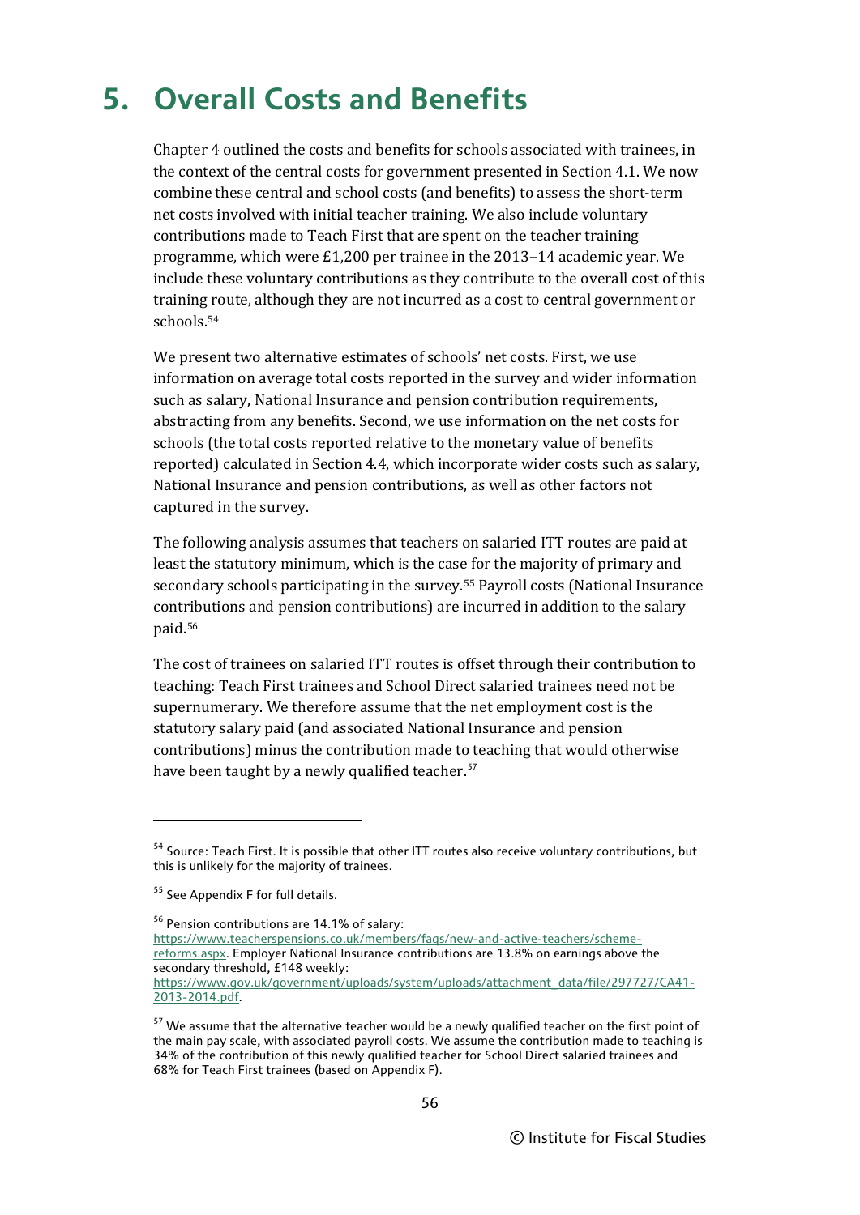# 5. Overall Costs and Benefits

Chapter 4 outlined the costs and benefits for schools associated with trainees, in the context of the central costs for government presented in Section 4.1. We now combine these central and school costs (and benefits) to assess the short-term net costs involved with initial teacher training. We also include voluntary contributions made to Teach First that are spent on the teacher training programme, which were £1,200 per trainee in the 2013–14 academic year. We include these voluntary contributions as they contribute to the overall cost of this training route, although they are not incurred as a cost to central government or schools.[54]

We present two alternative estimates of schools' net costs. First, we use information on average total costs reported in the survey and wider information such as salary, National Insurance and pension contribution requirements, abstracting from any benefits. Second, we use information on the net costs for schools (the total costs reported relative to the monetary value of benefits reported) calculated in Section 4.4, which incorporate wider costs such as salary, National Insurance and pension contributions, as well as other factors not captured in the survey.

The following analysis assumes that teachers on salaried ITT routes are paid at least the statutory minimum, which is the case for the majority of primary and secondary schools participating in the survey.[55] Payroll costs (National Insurance contributions and pension contributions) are incurred in addition to the salary paid.[56]

The cost of trainees on salaried ITT routes is offset through their contribution to teaching: Teach First trainees and School Direct salaried trainees need not be supernumerary. We therefore assume that the net employment cost is the statutory salary paid (and associated National Insurance and pension contributions) minus the contribution made to teaching that would otherwise have been taught by a newly qualified teacher.[57]

---

[54] Source: Teach First. It is possible that other ITT routes also receive voluntary contributions, but this is unlikely for the majority of trainees.

[55] See Appendix F for full details.

[56] Pension contributions are 14.1% of salary: https://www.teacherspensions.co.uk/members/faqs/new-and-active-teachers/scheme-reforms.aspx. Employer National Insurance contributions are 13.8% on earnings above the secondary threshold, £148 weekly: https://www.gov.uk/government/uploads/system/uploads/attachment_data/file/297727/CA41-2013-2014.pdf.

[57] We assume that the alternative teacher would be a newly qualified teacher on the first point of the main pay scale, with associated payroll costs. We assume the contribution made to teaching is 34% of the contribution of this newly qualified teacher for School Direct salaried trainees and 68% for Teach First trainees (based on Appendix F).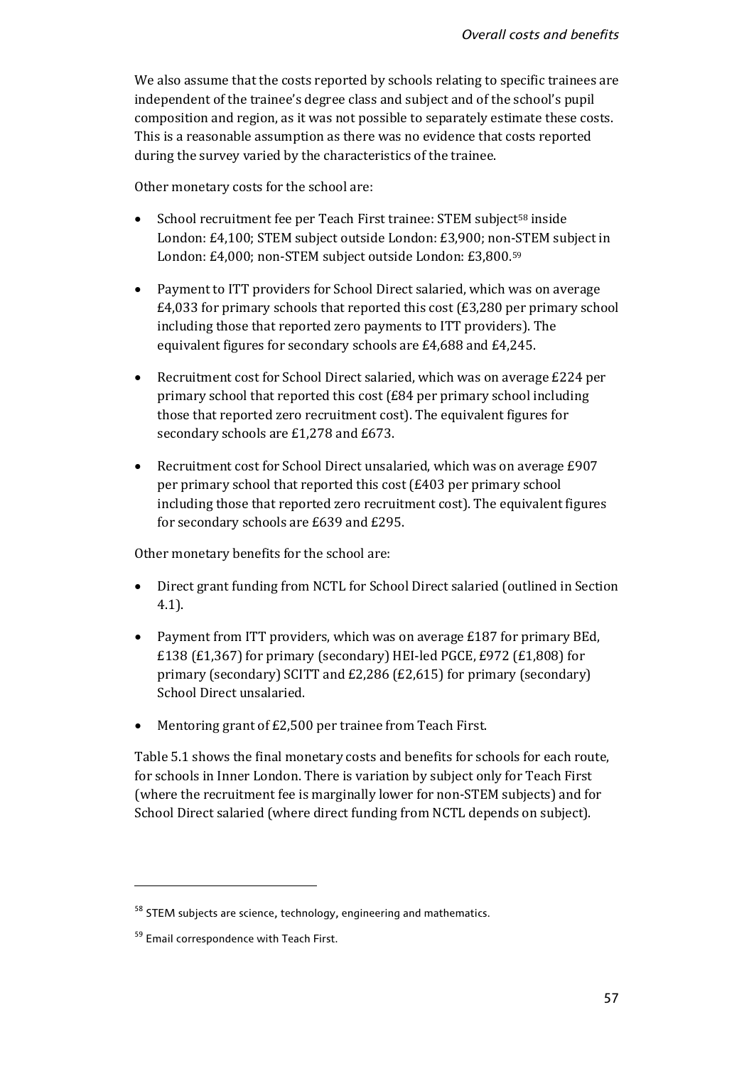We also assume that the costs reported by schools relating to specific trainees are independent of the trainee's degree class and subject and of the school's pupil composition and region, as it was not possible to separately estimate these costs. This is a reasonable assumption as there was no evidence that costs reported during the survey varied by the characteristics of the trainee.

Other monetary costs for the school are:

- School recruitment fee per Teach First trainee: STEM subject[58] inside London: £4,100; STEM subject outside London: £3,900; non-STEM subject in London: £4,000; non-STEM subject outside London: £3,800.[59]
- Payment to ITT providers for School Direct salaried, which was on average £4,033 for primary schools that reported this cost (£3,280 per primary school including those that reported zero payments to ITT providers). The equivalent figures for secondary schools are £4,688 and £4,245.
- Recruitment cost for School Direct salaried, which was on average £224 per primary school that reported this cost (£84 per primary school including those that reported zero recruitment cost). The equivalent figures for secondary schools are £1,278 and £673.
- Recruitment cost for School Direct unsalaried, which was on average £907 per primary school that reported this cost (£403 per primary school including those that reported zero recruitment cost). The equivalent figures for secondary schools are £639 and £295.

Other monetary benefits for the school are:

- Direct grant funding from NCTL for School Direct salaried (outlined in Section 4.1).
- Payment from ITT providers, which was on average £187 for primary BEd, £138 (£1,367) for primary (secondary) HEI-led PGCE, £972 (£1,808) for primary (secondary) SCITT and £2,286 (£2,615) for primary (secondary) School Direct unsalaried.
- Mentoring grant of £2,500 per trainee from Teach First.

Table 5.1 shows the final monetary costs and benefits for schools for each route, for schools in Inner London. There is variation by subject only for Teach First (where the recruitment fee is marginally lower for non-STEM subjects) and for School Direct salaried (where direct funding from NCTL depends on subject).

[58] STEM subjects are science, technology, engineering and mathematics.

[59] Email correspondence with Teach First.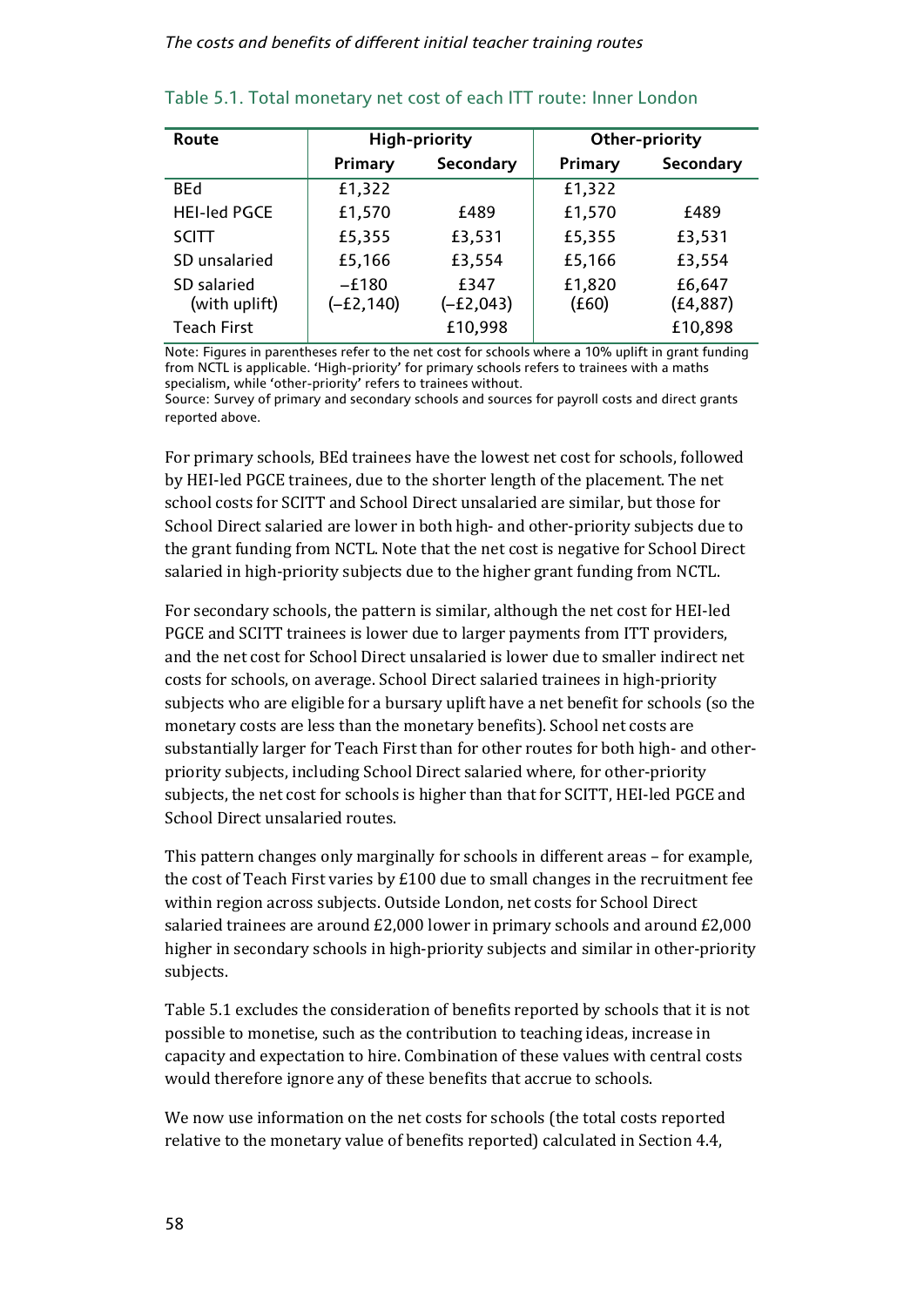Table 5.1. Total monetary net cost of each ITT route: Inner London

| Route | High-priority | | Other-priority | |
|---|---|---|---|---|
| | Primary | Secondary | Primary | Secondary |
| BEd | £1,322 | | £1,322 | |
| HEI-led PGCE | £1,570 | £489 | £1,570 | £489 |
| SCITT | £5,355 | £3,531 | £5,355 | £3,531 |
| SD unsalaried | £5,166 | £3,554 | £5,166 | £3,554 |
| SD salaried (with uplift) | −£180 (−£2,140) | £347 (−£2,043) | £1,820 (£60) | £6,647 (£4,887) |
| Teach First | | £10,998 | | £10,898 |

Note: Figures in parentheses refer to the net cost for schools where a 10% uplift in grant funding from NCTL is applicable. 'High-priority' for primary schools refers to trainees with a maths specialism, while 'other-priority' refers to trainees without.
Source: Survey of primary and secondary schools and sources for payroll costs and direct grants reported above.

For primary schools, BEd trainees have the lowest net cost for schools, followed by HEI-led PGCE trainees, due to the shorter length of the placement. The net school costs for SCITT and School Direct unsalaried are similar, but those for School Direct salaried are lower in both high- and other-priority subjects due to the grant funding from NCTL. Note that the net cost is negative for School Direct salaried in high-priority subjects due to the higher grant funding from NCTL.

For secondary schools, the pattern is similar, although the net cost for HEI-led PGCE and SCITT trainees is lower due to larger payments from ITT providers, and the net cost for School Direct unsalaried is lower due to smaller indirect net costs for schools, on average. School Direct salaried trainees in high-priority subjects who are eligible for a bursary uplift have a net benefit for schools (so the monetary costs are less than the monetary benefits). School net costs are substantially larger for Teach First than for other routes for both high- and other-priority subjects, including School Direct salaried where, for other-priority subjects, the net cost for schools is higher than that for SCITT, HEI-led PGCE and School Direct unsalaried routes.

This pattern changes only marginally for schools in different areas – for example, the cost of Teach First varies by £100 due to small changes in the recruitment fee within region across subjects. Outside London, net costs for School Direct salaried trainees are around £2,000 lower in primary schools and around £2,000 higher in secondary schools in high-priority subjects and similar in other-priority subjects.

Table 5.1 excludes the consideration of benefits reported by schools that it is not possible to monetise, such as the contribution to teaching ideas, increase in capacity and expectation to hire. Combination of these values with central costs would therefore ignore any of these benefits that accrue to schools.

We now use information on the net costs for schools (the total costs reported relative to the monetary value of benefits reported) calculated in Section 4.4,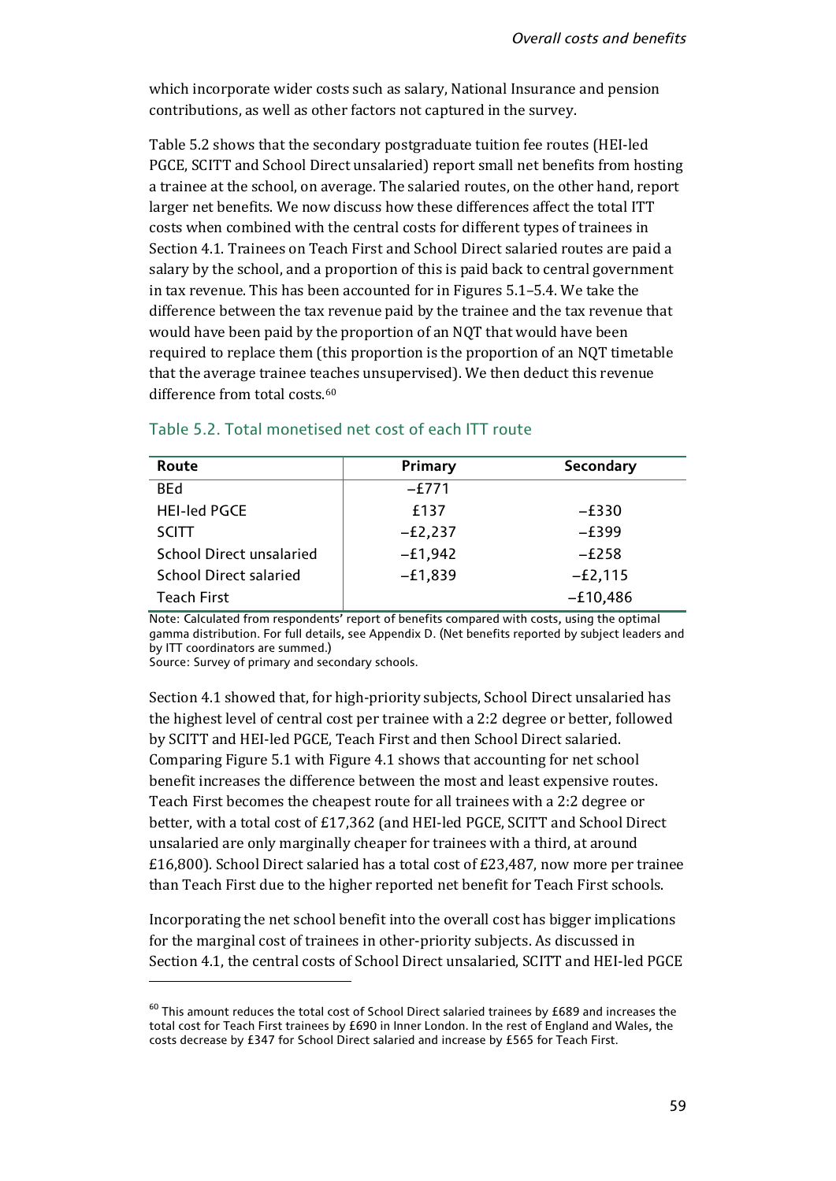which incorporate wider costs such as salary, National Insurance and pension contributions, as well as other factors not captured in the survey.

Table 5.2 shows that the secondary postgraduate tuition fee routes (HEI-led PGCE, SCITT and School Direct unsalaried) report small net benefits from hosting a trainee at the school, on average. The salaried routes, on the other hand, report larger net benefits. We now discuss how these differences affect the total ITT costs when combined with the central costs for different types of trainees in Section 4.1. Trainees on Teach First and School Direct salaried routes are paid a salary by the school, and a proportion of this is paid back to central government in tax revenue. This has been accounted for in Figures 5.1–5.4. We take the difference between the tax revenue paid by the trainee and the tax revenue that would have been paid by the proportion of an NQT that would have been required to replace them (this proportion is the proportion of an NQT timetable that the average trainee teaches unsupervised). We then deduct this revenue difference from total costs.[60]

Table 5.2. Total monetised net cost of each ITT route

| Route | Primary | Secondary |
|---|---|---|
| BEd | −£771 | |
| HEI-led PGCE | £137 | −£330 |
| SCITT | −£2,237 | −£399 |
| School Direct unsalaried | −£1,942 | −£258 |
| School Direct salaried | −£1,839 | −£2,115 |
| Teach First | | −£10,486 |

Note: Calculated from respondents' report of benefits compared with costs, using the optimal gamma distribution. For full details, see Appendix D. (Net benefits reported by subject leaders and by ITT coordinators are summed.)
Source: Survey of primary and secondary schools.

Section 4.1 showed that, for high-priority subjects, School Direct unsalaried has the highest level of central cost per trainee with a 2:2 degree or better, followed by SCITT and HEI-led PGCE, Teach First and then School Direct salaried. Comparing Figure 5.1 with Figure 4.1 shows that accounting for net school benefit increases the difference between the most and least expensive routes. Teach First becomes the cheapest route for all trainees with a 2:2 degree or better, with a total cost of £17,362 (and HEI-led PGCE, SCITT and School Direct unsalaried are only marginally cheaper for trainees with a third, at around £16,800). School Direct salaried has a total cost of £23,487, now more per trainee than Teach First due to the higher reported net benefit for Teach First schools.

Incorporating the net school benefit into the overall cost has bigger implications for the marginal cost of trainees in other-priority subjects. As discussed in Section 4.1, the central costs of School Direct unsalaried, SCITT and HEI-led PGCE

[60] This amount reduces the total cost of School Direct salaried trainees by £689 and increases the total cost for Teach First trainees by £690 in Inner London. In the rest of England and Wales, the costs decrease by £347 for School Direct salaried and increase by £565 for Teach First.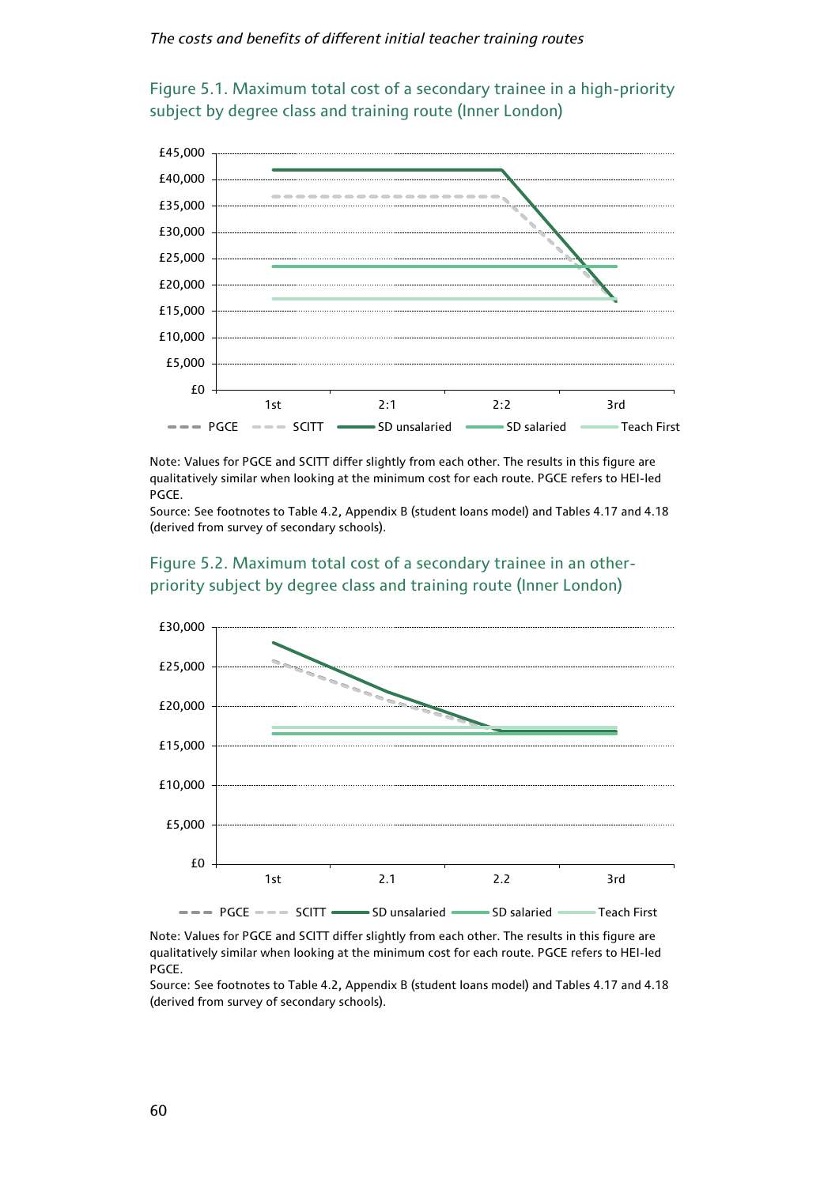### Figure 5.1. Maximum total cost of a secondary trainee in a high-priority subject by degree class and training route (Inner London)

£45,000
£40,000
£35,000
£30,000
£25,000
£20,000
£15,000
£10,000
£5,000
£0

1st
2:1
2:2
3rd

PGCE SCITT SD unsalaried SD salaried Teach First

Note: Values for PGCE and SCITT differ slightly from each other. The results in this figure are qualitatively similar when looking at the minimum cost for each route. PGCE refers to HEI-led PGCE.
Source: See footnotes to Table 4.2, Appendix B (student loans model) and Tables 4.17 and 4.18 (derived from survey of secondary schools).

### Figure 5.2. Maximum total cost of a secondary trainee in an other-priority subject by degree class and training route (Inner London)

£30,000
£25,000
£20,000
£15,000
£10,000
£5,000
£0

1st
2.1
2.2
3rd

PGCE SCITT SD unsalaried SD salaried Teach First

Note: Values for PGCE and SCITT differ slightly from each other. The results in this figure are qualitatively similar when looking at the minimum cost for each route. PGCE refers to HEI-led PGCE.
Source: See footnotes to Table 4.2, Appendix B (student loans model) and Tables 4.17 and 4.18 (derived from survey of secondary schools).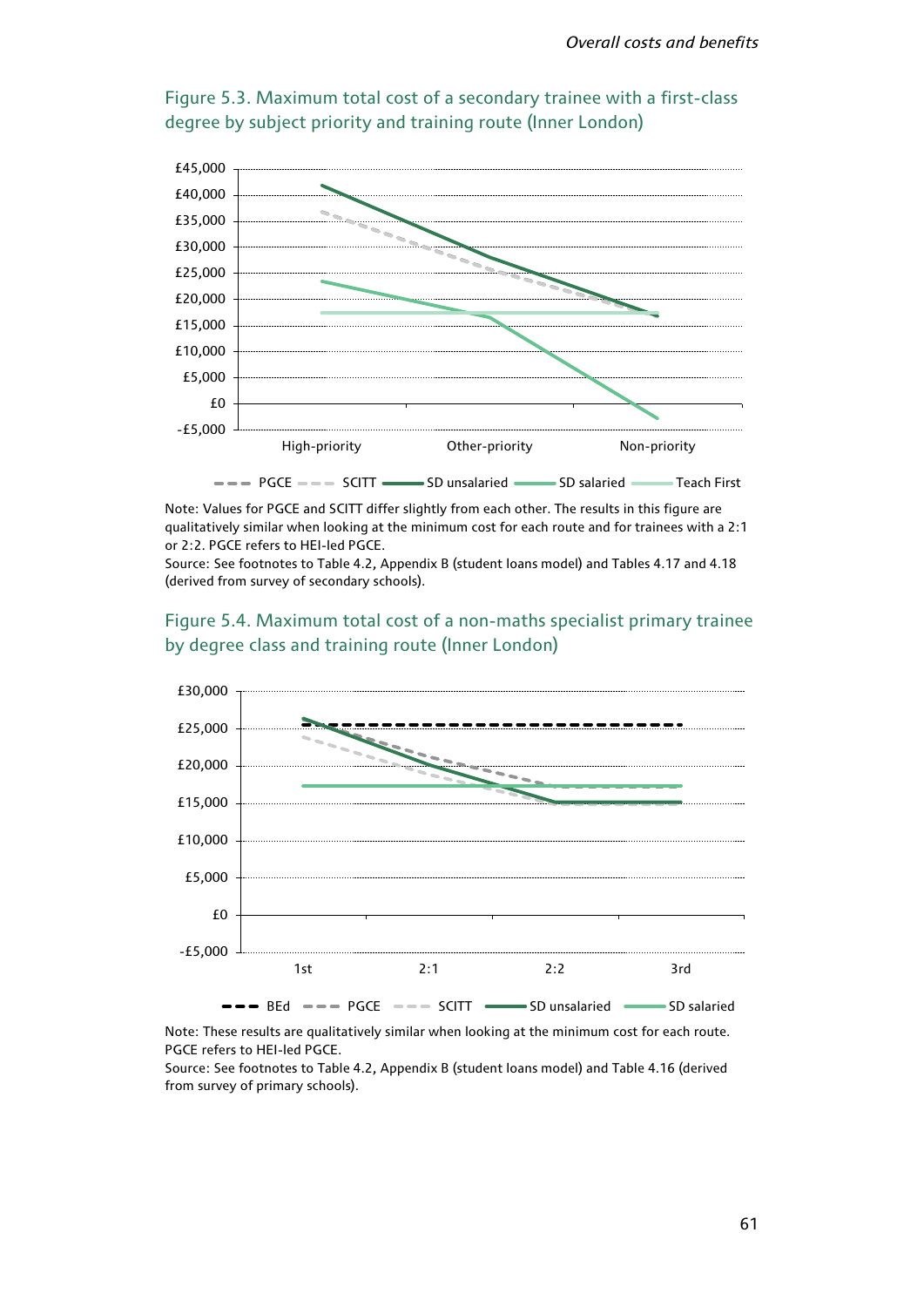## Figure 5.3. Maximum total cost of a secondary trainee with a first-class degree by subject priority and training route (Inner London)

£45,000
£40,000
£35,000
£30,000
£25,000
£20,000
£15,000
£10,000
£5,000
£0
-£5,000

High-priority
Other-priority
Non-priority

PGCE
SCITT
SD unsalaried
SD salaried
Teach First

Note: Values for PGCE and SCITT differ slightly from each other. The results in this figure are qualitatively similar when looking at the minimum cost for each route and for trainees with a 2:1 or 2:2. PGCE refers to HEI-led PGCE.
Source: See footnotes to Table 4.2, Appendix B (student loans model) and Tables 4.17 and 4.18 (derived from survey of secondary schools).

## Figure 5.4. Maximum total cost of a non-maths specialist primary trainee by degree class and training route (Inner London)

£30,000
£25,000
£20,000
£15,000
£10,000
£5,000
£0
-£5,000

1st
2:1
2:2
3rd

BEd
PGCE
SCITT
SD unsalaried
SD salaried

Note: These results are qualitatively similar when looking at the minimum cost for each route. PGCE refers to HEI-led PGCE.
Source: See footnotes to Table 4.2, Appendix B (student loans model) and Table 4.16 (derived from survey of primary schools).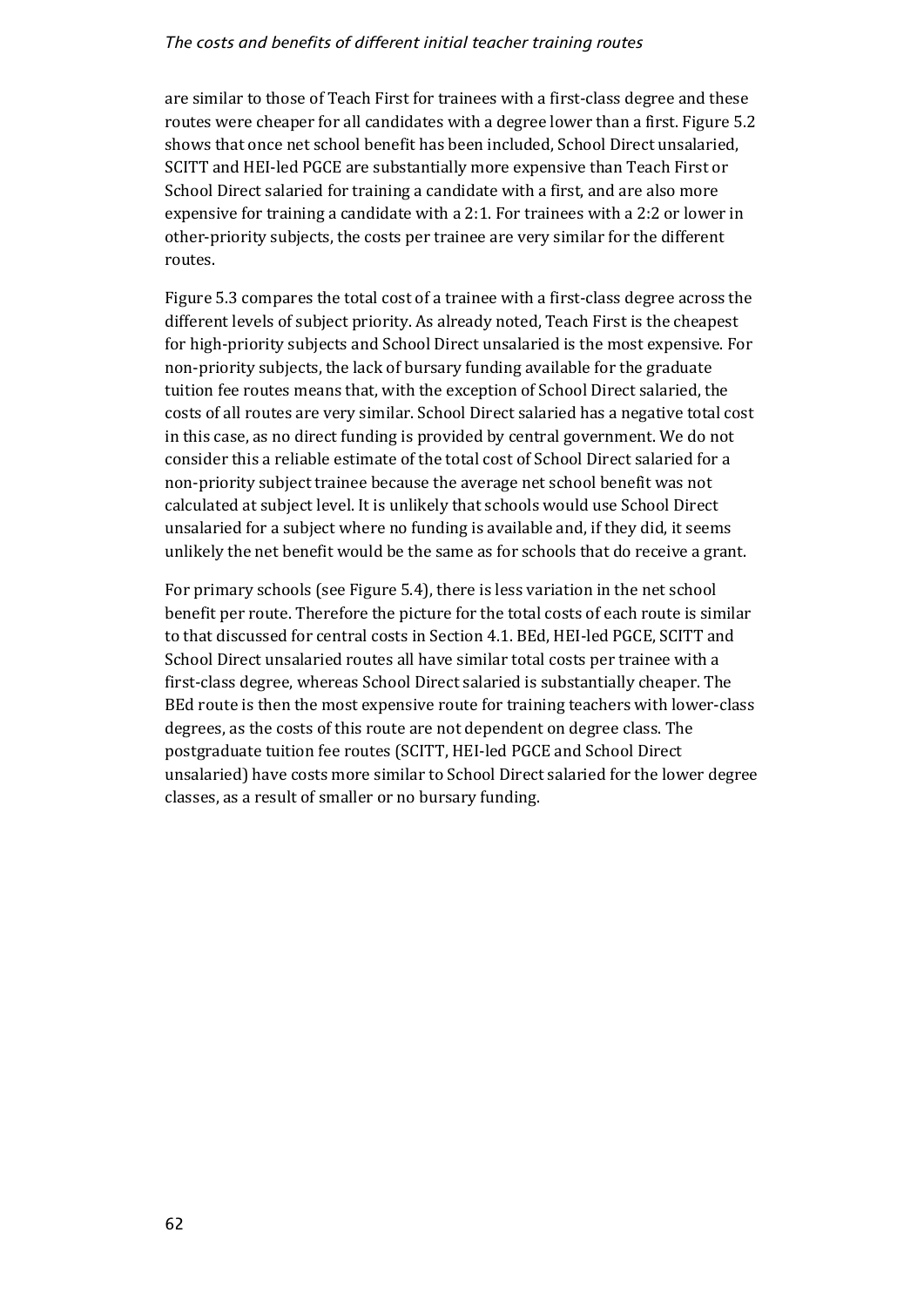are similar to those of Teach First for trainees with a first-class degree and these routes were cheaper for all candidates with a degree lower than a first. Figure 5.2 shows that once net school benefit has been included, School Direct unsalaried, SCITT and HEI-led PGCE are substantially more expensive than Teach First or School Direct salaried for training a candidate with a first, and are also more expensive for training a candidate with a 2:1. For trainees with a 2:2 or lower in other-priority subjects, the costs per trainee are very similar for the different routes.

Figure 5.3 compares the total cost of a trainee with a first-class degree across the different levels of subject priority. As already noted, Teach First is the cheapest for high-priority subjects and School Direct unsalaried is the most expensive. For non-priority subjects, the lack of bursary funding available for the graduate tuition fee routes means that, with the exception of School Direct salaried, the costs of all routes are very similar. School Direct salaried has a negative total cost in this case, as no direct funding is provided by central government. We do not consider this a reliable estimate of the total cost of School Direct salaried for a non-priority subject trainee because the average net school benefit was not calculated at subject level. It is unlikely that schools would use School Direct unsalaried for a subject where no funding is available and, if they did, it seems unlikely the net benefit would be the same as for schools that do receive a grant.

For primary schools (see Figure 5.4), there is less variation in the net school benefit per route. Therefore the picture for the total costs of each route is similar to that discussed for central costs in Section 4.1. BEd, HEI-led PGCE, SCITT and School Direct unsalaried routes all have similar total costs per trainee with a first-class degree, whereas School Direct salaried is substantially cheaper. The BEd route is then the most expensive route for training teachers with lower-class degrees, as the costs of this route are not dependent on degree class. The postgraduate tuition fee routes (SCITT, HEI-led PGCE and School Direct unsalaried) have costs more similar to School Direct salaried for the lower degree classes, as a result of smaller or no bursary funding.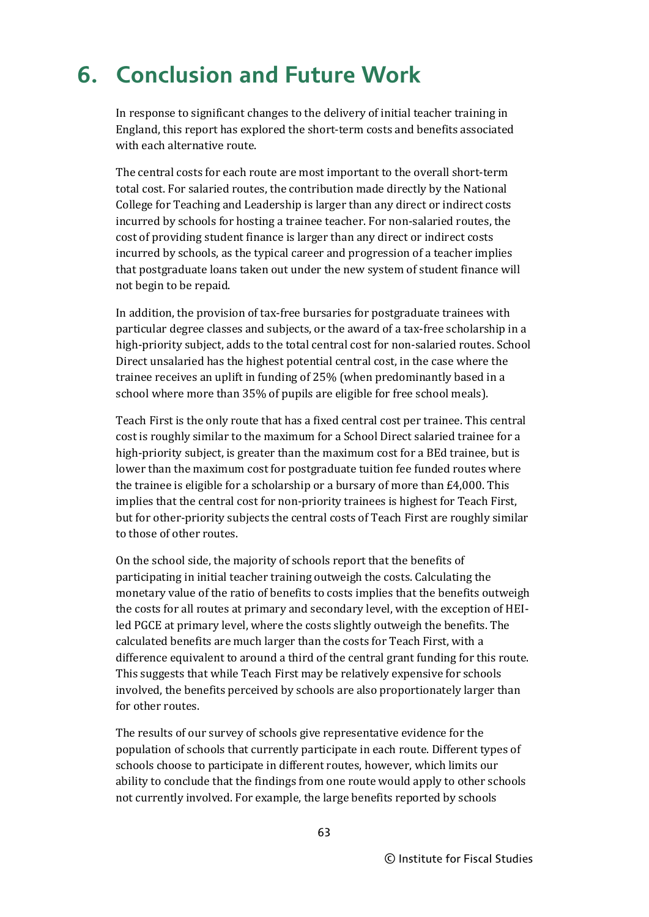# 6. Conclusion and Future Work

In response to significant changes to the delivery of initial teacher training in England, this report has explored the short-term costs and benefits associated with each alternative route.

The central costs for each route are most important to the overall short-term total cost. For salaried routes, the contribution made directly by the National College for Teaching and Leadership is larger than any direct or indirect costs incurred by schools for hosting a trainee teacher. For non-salaried routes, the cost of providing student finance is larger than any direct or indirect costs incurred by schools, as the typical career and progression of a teacher implies that postgraduate loans taken out under the new system of student finance will not begin to be repaid.

In addition, the provision of tax-free bursaries for postgraduate trainees with particular degree classes and subjects, or the award of a tax-free scholarship in a high-priority subject, adds to the total central cost for non-salaried routes. School Direct unsalaried has the highest potential central cost, in the case where the trainee receives an uplift in funding of 25% (when predominantly based in a school where more than 35% of pupils are eligible for free school meals).

Teach First is the only route that has a fixed central cost per trainee. This central cost is roughly similar to the maximum for a School Direct salaried trainee for a high-priority subject, is greater than the maximum cost for a BEd trainee, but is lower than the maximum cost for postgraduate tuition fee funded routes where the trainee is eligible for a scholarship or a bursary of more than £4,000. This implies that the central cost for non-priority trainees is highest for Teach First, but for other-priority subjects the central costs of Teach First are roughly similar to those of other routes.

On the school side, the majority of schools report that the benefits of participating in initial teacher training outweigh the costs. Calculating the monetary value of the ratio of benefits to costs implies that the benefits outweigh the costs for all routes at primary and secondary level, with the exception of HEI-led PGCE at primary level, where the costs slightly outweigh the benefits. The calculated benefits are much larger than the costs for Teach First, with a difference equivalent to around a third of the central grant funding for this route. This suggests that while Teach First may be relatively expensive for schools involved, the benefits perceived by schools are also proportionately larger than for other routes.

The results of our survey of schools give representative evidence for the population of schools that currently participate in each route. Different types of schools choose to participate in different routes, however, which limits our ability to conclude that the findings from one route would apply to other schools not currently involved. For example, the large benefits reported by schools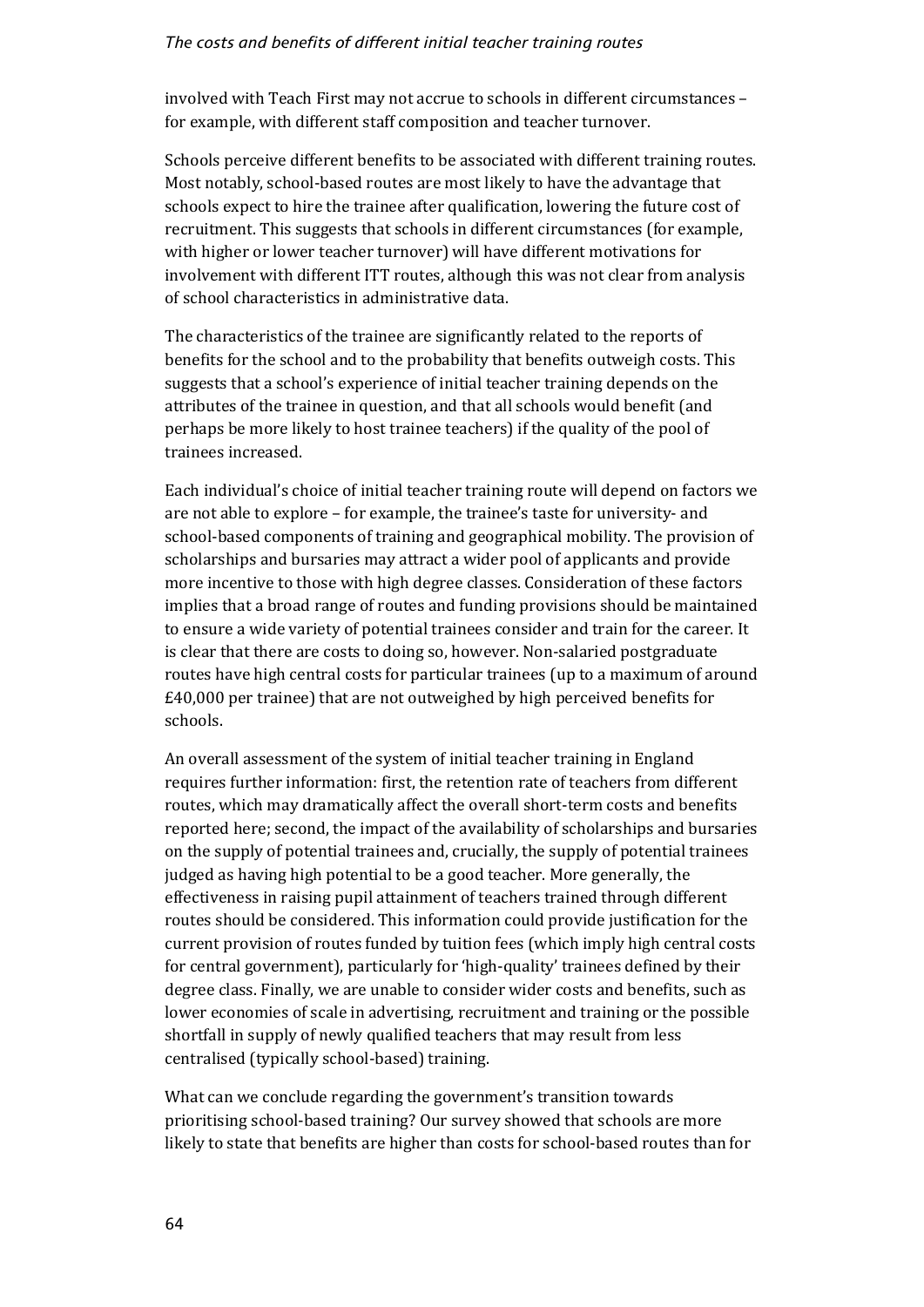involved with Teach First may not accrue to schools in different circumstances – for example, with different staff composition and teacher turnover.

Schools perceive different benefits to be associated with different training routes. Most notably, school-based routes are most likely to have the advantage that schools expect to hire the trainee after qualification, lowering the future cost of recruitment. This suggests that schools in different circumstances (for example, with higher or lower teacher turnover) will have different motivations for involvement with different ITT routes, although this was not clear from analysis of school characteristics in administrative data.

The characteristics of the trainee are significantly related to the reports of benefits for the school and to the probability that benefits outweigh costs. This suggests that a school's experience of initial teacher training depends on the attributes of the trainee in question, and that all schools would benefit (and perhaps be more likely to host trainee teachers) if the quality of the pool of trainees increased.

Each individual's choice of initial teacher training route will depend on factors we are not able to explore – for example, the trainee's taste for university- and school-based components of training and geographical mobility. The provision of scholarships and bursaries may attract a wider pool of applicants and provide more incentive to those with high degree classes. Consideration of these factors implies that a broad range of routes and funding provisions should be maintained to ensure a wide variety of potential trainees consider and train for the career. It is clear that there are costs to doing so, however. Non-salaried postgraduate routes have high central costs for particular trainees (up to a maximum of around £40,000 per trainee) that are not outweighed by high perceived benefits for schools.

An overall assessment of the system of initial teacher training in England requires further information: first, the retention rate of teachers from different routes, which may dramatically affect the overall short-term costs and benefits reported here; second, the impact of the availability of scholarships and bursaries on the supply of potential trainees and, crucially, the supply of potential trainees judged as having high potential to be a good teacher. More generally, the effectiveness in raising pupil attainment of teachers trained through different routes should be considered. This information could provide justification for the current provision of routes funded by tuition fees (which imply high central costs for central government), particularly for 'high-quality' trainees defined by their degree class. Finally, we are unable to consider wider costs and benefits, such as lower economies of scale in advertising, recruitment and training or the possible shortfall in supply of newly qualified teachers that may result from less centralised (typically school-based) training.

What can we conclude regarding the government's transition towards prioritising school-based training? Our survey showed that schools are more likely to state that benefits are higher than costs for school-based routes than for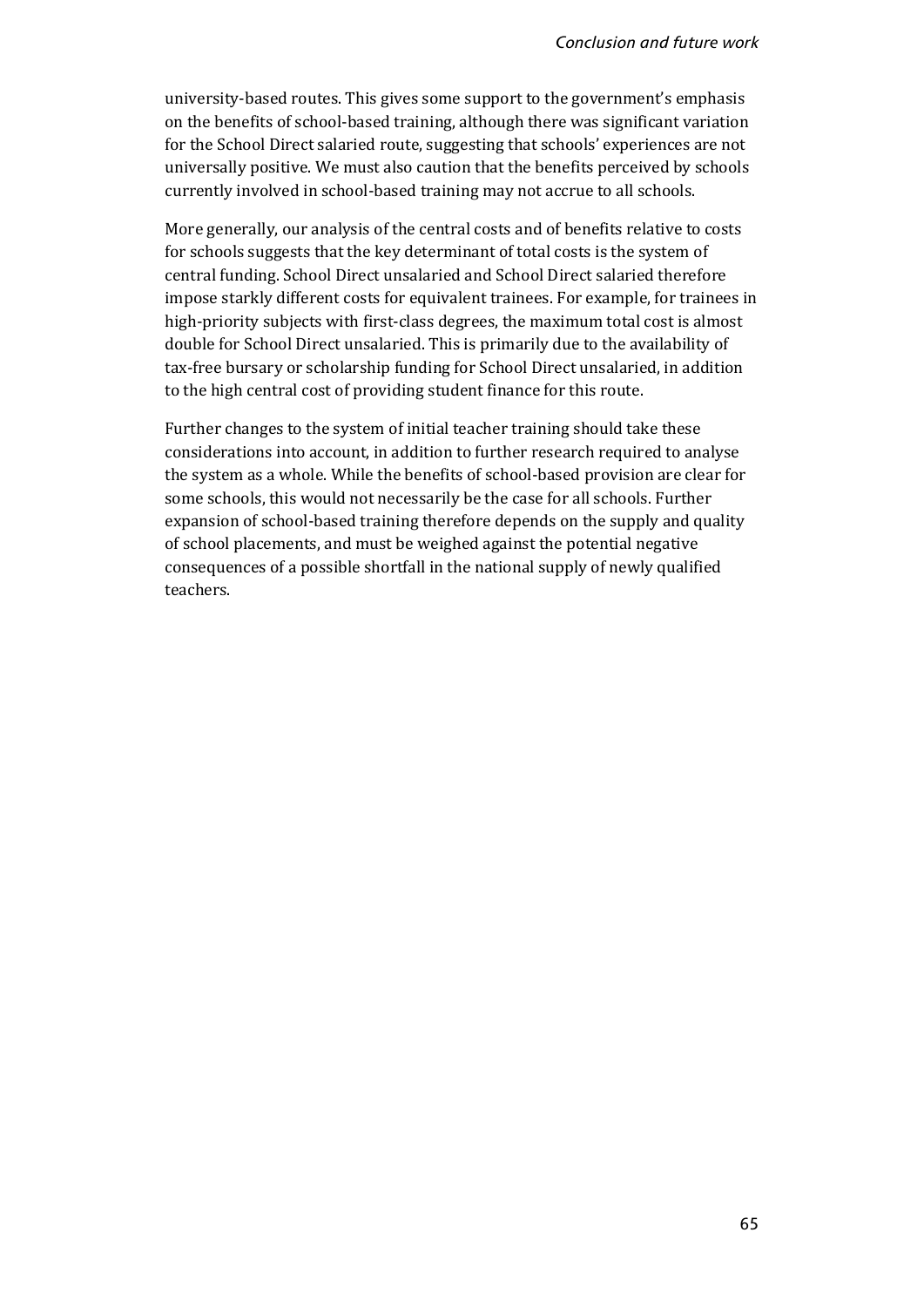university-based routes. This gives some support to the government's emphasis on the benefits of school-based training, although there was significant variation for the School Direct salaried route, suggesting that schools' experiences are not universally positive. We must also caution that the benefits perceived by schools currently involved in school-based training may not accrue to all schools.

More generally, our analysis of the central costs and of benefits relative to costs for schools suggests that the key determinant of total costs is the system of central funding. School Direct unsalaried and School Direct salaried therefore impose starkly different costs for equivalent trainees. For example, for trainees in high-priority subjects with first-class degrees, the maximum total cost is almost double for School Direct unsalaried. This is primarily due to the availability of tax-free bursary or scholarship funding for School Direct unsalaried, in addition to the high central cost of providing student finance for this route.

Further changes to the system of initial teacher training should take these considerations into account, in addition to further research required to analyse the system as a whole. While the benefits of school-based provision are clear for some schools, this would not necessarily be the case for all schools. Further expansion of school-based training therefore depends on the supply and quality of school placements, and must be weighed against the potential negative consequences of a possible shortfall in the national supply of newly qualified teachers.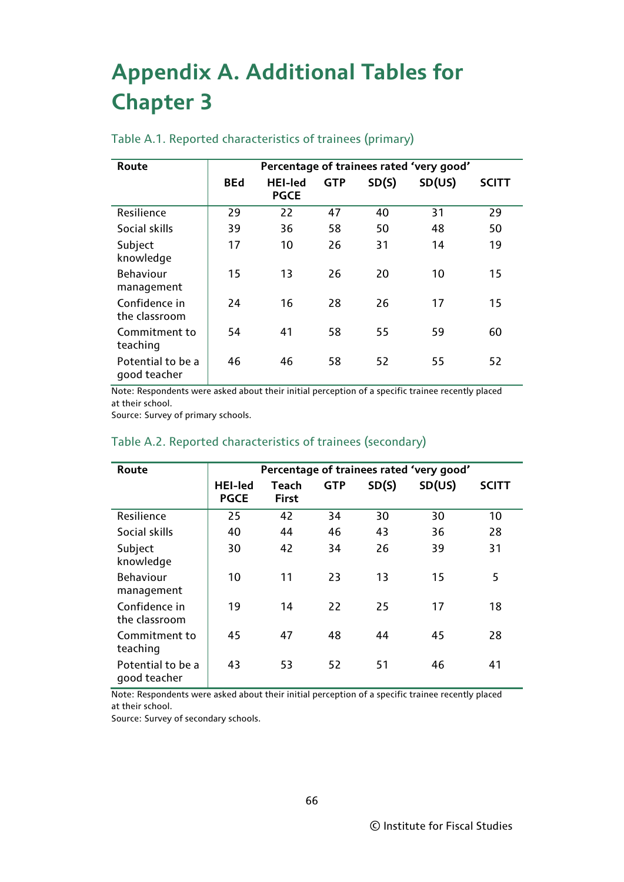# Appendix A. Additional Tables for Chapter 3

Table A.1. Reported characteristics of trainees (primary)

| Route | Percentage of trainees rated 'very good' | | | | | |
|---|---|---|---|---|---|---|
| | BEd | HEI-led PGCE | GTP | SD(S) | SD(US) | SCITT |
| Resilience | 29 | 22 | 47 | 40 | 31 | 29 |
| Social skills | 39 | 36 | 58 | 50 | 48 | 50 |
| Subject knowledge | 17 | 10 | 26 | 31 | 14 | 19 |
| Behaviour management | 15 | 13 | 26 | 20 | 10 | 15 |
| Confidence in the classroom | 24 | 16 | 28 | 26 | 17 | 15 |
| Commitment to teaching | 54 | 41 | 58 | 55 | 59 | 60 |
| Potential to be a good teacher | 46 | 46 | 58 | 52 | 55 | 52 |

Note: Respondents were asked about their initial perception of a specific trainee recently placed at their school.
Source: Survey of primary schools.

Table A.2. Reported characteristics of trainees (secondary)

| Route | Percentage of trainees rated 'very good' | | | | | |
|---|---|---|---|---|---|---|
| | HEI-led PGCE | Teach First | GTP | SD(S) | SD(US) | SCITT |
| Resilience | 25 | 42 | 34 | 30 | 30 | 10 |
| Social skills | 40 | 44 | 46 | 43 | 36 | 28 |
| Subject knowledge | 30 | 42 | 34 | 26 | 39 | 31 |
| Behaviour management | 10 | 11 | 23 | 13 | 15 | 5 |
| Confidence in the classroom | 19 | 14 | 22 | 25 | 17 | 18 |
| Commitment to teaching | 45 | 47 | 48 | 44 | 45 | 28 |
| Potential to be a good teacher | 43 | 53 | 52 | 51 | 46 | 41 |

Note: Respondents were asked about their initial perception of a specific trainee recently placed at their school.
Source: Survey of secondary schools.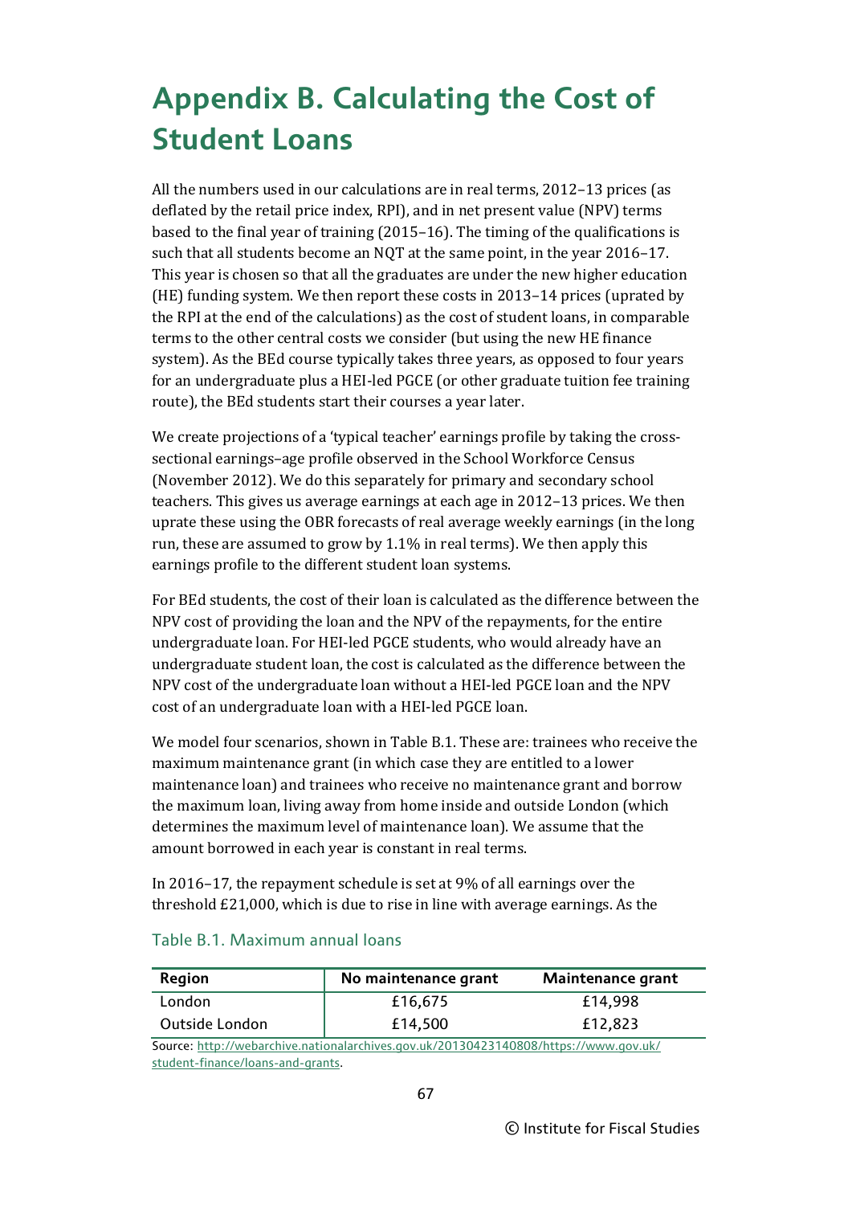# Appendix B. Calculating the Cost of Student Loans

All the numbers used in our calculations are in real terms, 2012–13 prices (as deflated by the retail price index, RPI), and in net present value (NPV) terms based to the final year of training (2015–16). The timing of the qualifications is such that all students become an NQT at the same point, in the year 2016–17. This year is chosen so that all the graduates are under the new higher education (HE) funding system. We then report these costs in 2013–14 prices (uprated by the RPI at the end of the calculations) as the cost of student loans, in comparable terms to the other central costs we consider (but using the new HE finance system). As the BEd course typically takes three years, as opposed to four years for an undergraduate plus a HEI-led PGCE (or other graduate tuition fee training route), the BEd students start their courses a year later.

We create projections of a 'typical teacher' earnings profile by taking the cross-sectional earnings–age profile observed in the School Workforce Census (November 2012). We do this separately for primary and secondary school teachers. This gives us average earnings at each age in 2012–13 prices. We then uprate these using the OBR forecasts of real average weekly earnings (in the long run, these are assumed to grow by 1.1% in real terms). We then apply this earnings profile to the different student loan systems.

For BEd students, the cost of their loan is calculated as the difference between the NPV cost of providing the loan and the NPV of the repayments, for the entire undergraduate loan. For HEI-led PGCE students, who would already have an undergraduate student loan, the cost is calculated as the difference between the NPV cost of the undergraduate loan without a HEI-led PGCE loan and the NPV cost of an undergraduate loan with a HEI-led PGCE loan.

We model four scenarios, shown in Table B.1. These are: trainees who receive the maximum maintenance grant (in which case they are entitled to a lower maintenance loan) and trainees who receive no maintenance grant and borrow the maximum loan, living away from home inside and outside London (which determines the maximum level of maintenance loan). We assume that the amount borrowed in each year is constant in real terms.

In 2016–17, the repayment schedule is set at 9% of all earnings over the threshold £21,000, which is due to rise in line with average earnings. As the

Table B.1. Maximum annual loans

| Region | No maintenance grant | Maintenance grant |
|---|---|---|
| London | £16,675 | £14,998 |
| Outside London | £14,500 | £12,823 |

Source: http://webarchive.nationalarchives.gov.uk/20130423140808/https://www.gov.uk/student-finance/loans-and-grants.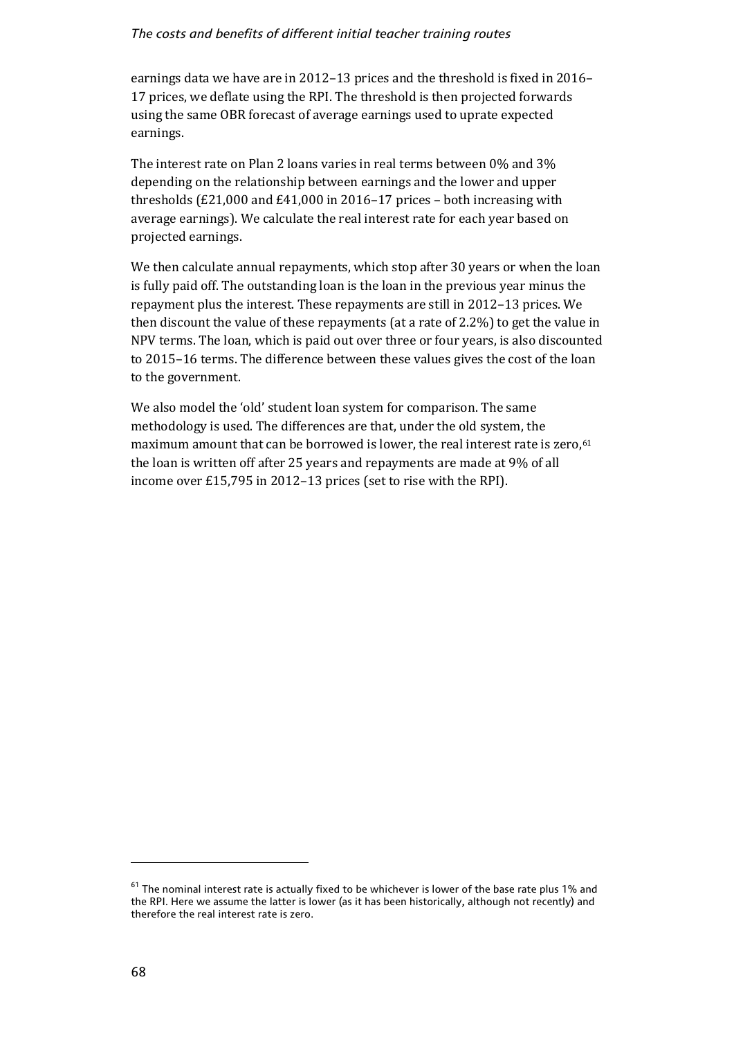earnings data we have are in 2012–13 prices and the threshold is fixed in 2016–17 prices, we deflate using the RPI. The threshold is then projected forwards using the same OBR forecast of average earnings used to uprate expected earnings.

The interest rate on Plan 2 loans varies in real terms between 0% and 3% depending on the relationship between earnings and the lower and upper thresholds (£21,000 and £41,000 in 2016–17 prices – both increasing with average earnings). We calculate the real interest rate for each year based on projected earnings.

We then calculate annual repayments, which stop after 30 years or when the loan is fully paid off. The outstanding loan is the loan in the previous year minus the repayment plus the interest. These repayments are still in 2012–13 prices. We then discount the value of these repayments (at a rate of 2.2%) to get the value in NPV terms. The loan, which is paid out over three or four years, is also discounted to 2015–16 terms. The difference between these values gives the cost of the loan to the government.

We also model the 'old' student loan system for comparison. The same methodology is used. The differences are that, under the old system, the maximum amount that can be borrowed is lower, the real interest rate is zero,[61] the loan is written off after 25 years and repayments are made at 9% of all income over £15,795 in 2012–13 prices (set to rise with the RPI).

[61] The nominal interest rate is actually fixed to be whichever is lower of the base rate plus 1% and the RPI. Here we assume the latter is lower (as it has been historically, although not recently) and therefore the real interest rate is zero.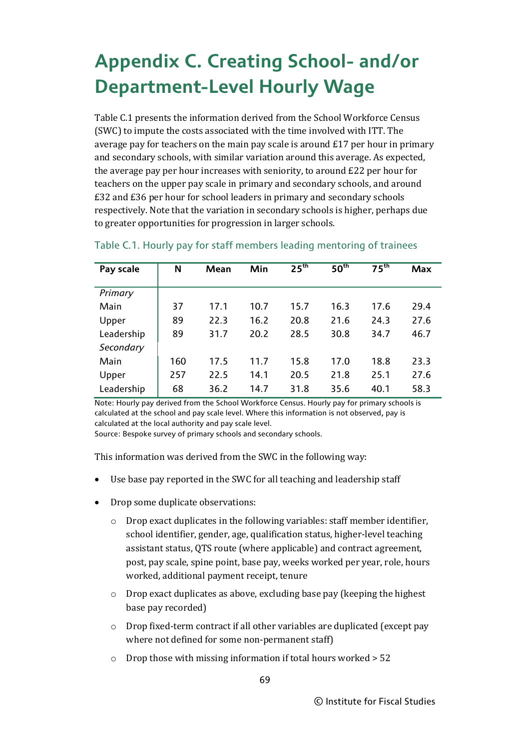# Appendix C. Creating School- and/or Department-Level Hourly Wage

Table C.1 presents the information derived from the School Workforce Census (SWC) to impute the costs associated with the time involved with ITT. The average pay for teachers on the main pay scale is around £17 per hour in primary and secondary schools, with similar variation around this average. As expected, the average pay per hour increases with seniority, to around £22 per hour for teachers on the upper pay scale in primary and secondary schools, and around £32 and £36 per hour for school leaders in primary and secondary schools respectively. Note that the variation in secondary schools is higher, perhaps due to greater opportunities for progression in larger schools.

Table C.1. Hourly pay for staff members leading mentoring of trainees

| Pay scale | N | Mean | Min | 25th | 50th | 75th | Max |
|---|---|---|---|---|---|---|---|
| *Primary* | | | | | | | |
| Main | 37 | 17.1 | 10.7 | 15.7 | 16.3 | 17.6 | 29.4 |
| Upper | 89 | 22.3 | 16.2 | 20.8 | 21.6 | 24.3 | 27.6 |
| Leadership | 89 | 31.7 | 20.2 | 28.5 | 30.8 | 34.7 | 46.7 |
| *Secondary* | | | | | | | |
| Main | 160 | 17.5 | 11.7 | 15.8 | 17.0 | 18.8 | 23.3 |
| Upper | 257 | 22.5 | 14.1 | 20.5 | 21.8 | 25.1 | 27.6 |
| Leadership | 68 | 36.2 | 14.7 | 31.8 | 35.6 | 40.1 | 58.3 |

Note: Hourly pay derived from the School Workforce Census. Hourly pay for primary schools is calculated at the school and pay scale level. Where this information is not observed, pay is calculated at the local authority and pay scale level.
Source: Bespoke survey of primary schools and secondary schools.

This information was derived from the SWC in the following way:

- Use base pay reported in the SWC for all teaching and leadership staff
- Drop some duplicate observations:
  - Drop exact duplicates in the following variables: staff member identifier, school identifier, gender, age, qualification status, higher-level teaching assistant status, QTS route (where applicable) and contract agreement, post, pay scale, spine point, base pay, weeks worked per year, role, hours worked, additional payment receipt, tenure
  - Drop exact duplicates as above, excluding base pay (keeping the highest base pay recorded)
  - Drop fixed-term contract if all other variables are duplicated (except pay where not defined for some non-permanent staff)
  - Drop those with missing information if total hours worked > 52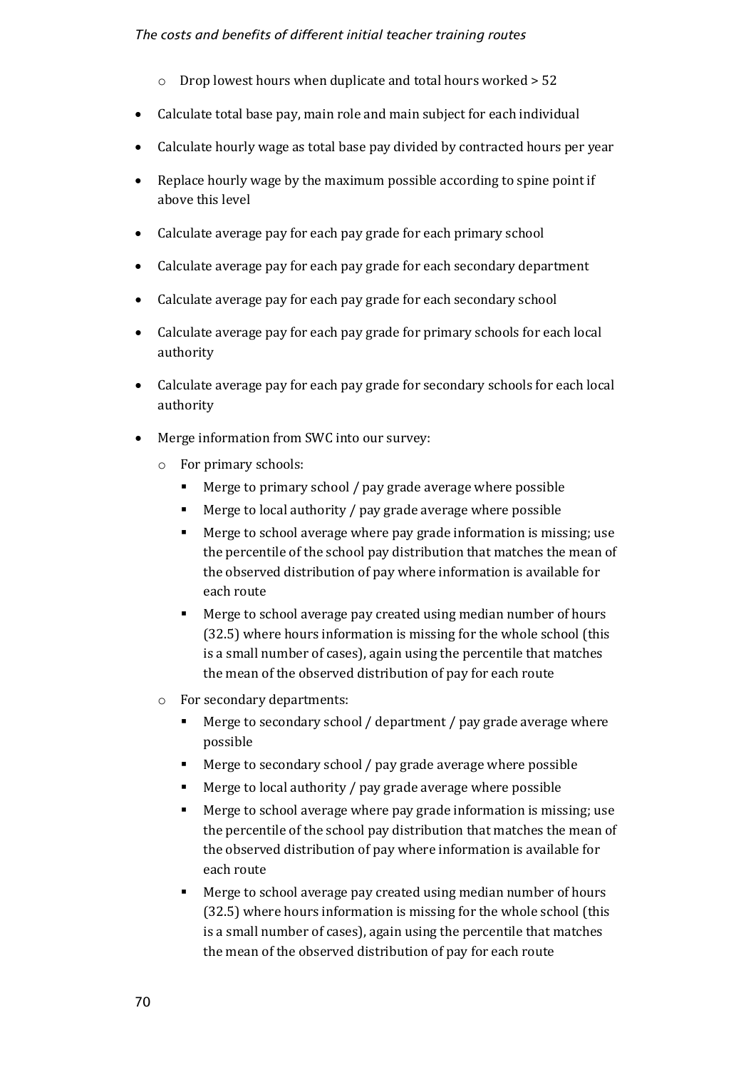- Drop lowest hours when duplicate and total hours worked > 52

- Calculate total base pay, main role and main subject for each individual
- Calculate hourly wage as total base pay divided by contracted hours per year
- Replace hourly wage by the maximum possible according to spine point if above this level
- Calculate average pay for each pay grade for each primary school
- Calculate average pay for each pay grade for each secondary department
- Calculate average pay for each pay grade for each secondary school
- Calculate average pay for each pay grade for primary schools for each local authority
- Calculate average pay for each pay grade for secondary schools for each local authority
- Merge information from SWC into our survey:
  - For primary schools:
    - Merge to primary school / pay grade average where possible
    - Merge to local authority / pay grade average where possible
    - Merge to school average where pay grade information is missing; use the percentile of the school pay distribution that matches the mean of the observed distribution of pay where information is available for each route
    - Merge to school average pay created using median number of hours (32.5) where hours information is missing for the whole school (this is a small number of cases), again using the percentile that matches the mean of the observed distribution of pay for each route
  - For secondary departments:
    - Merge to secondary school / department / pay grade average where possible
    - Merge to secondary school / pay grade average where possible
    - Merge to local authority / pay grade average where possible
    - Merge to school average where pay grade information is missing; use the percentile of the school pay distribution that matches the mean of the observed distribution of pay where information is available for each route
    - Merge to school average pay created using median number of hours (32.5) where hours information is missing for the whole school (this is a small number of cases), again using the percentile that matches the mean of the observed distribution of pay for each route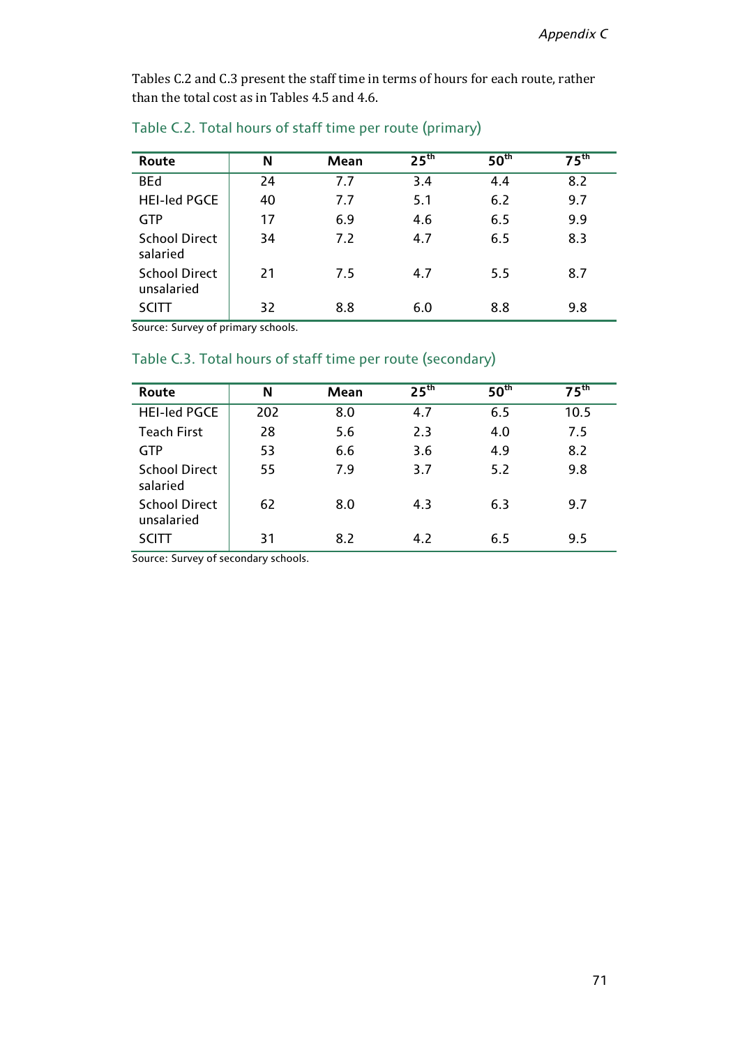Tables C.2 and C.3 present the staff time in terms of hours for each route, rather than the total cost as in Tables 4.5 and 4.6.

## Table C.2. Total hours of staff time per route (primary)

| Route | N | Mean | 25th | 50th | 75th |
|---|---|---|---|---|---|
| BEd | 24 | 7.7 | 3.4 | 4.4 | 8.2 |
| HEI-led PGCE | 40 | 7.7 | 5.1 | 6.2 | 9.7 |
| GTP | 17 | 6.9 | 4.6 | 6.5 | 9.9 |
| School Direct salaried | 34 | 7.2 | 4.7 | 6.5 | 8.3 |
| School Direct unsalaried | 21 | 7.5 | 4.7 | 5.5 | 8.7 |
| SCITT | 32 | 8.8 | 6.0 | 8.8 | 9.8 |

Source: Survey of primary schools.

## Table C.3. Total hours of staff time per route (secondary)

| Route | N | Mean | 25th | 50th | 75th |
|---|---|---|---|---|---|
| HEI-led PGCE | 202 | 8.0 | 4.7 | 6.5 | 10.5 |
| Teach First | 28 | 5.6 | 2.3 | 4.0 | 7.5 |
| GTP | 53 | 6.6 | 3.6 | 4.9 | 8.2 |
| School Direct salaried | 55 | 7.9 | 3.7 | 5.2 | 9.8 |
| School Direct unsalaried | 62 | 8.0 | 4.3 | 6.3 | 9.7 |
| SCITT | 31 | 8.2 | 4.2 | 6.5 | 9.5 |

Source: Survey of secondary schools.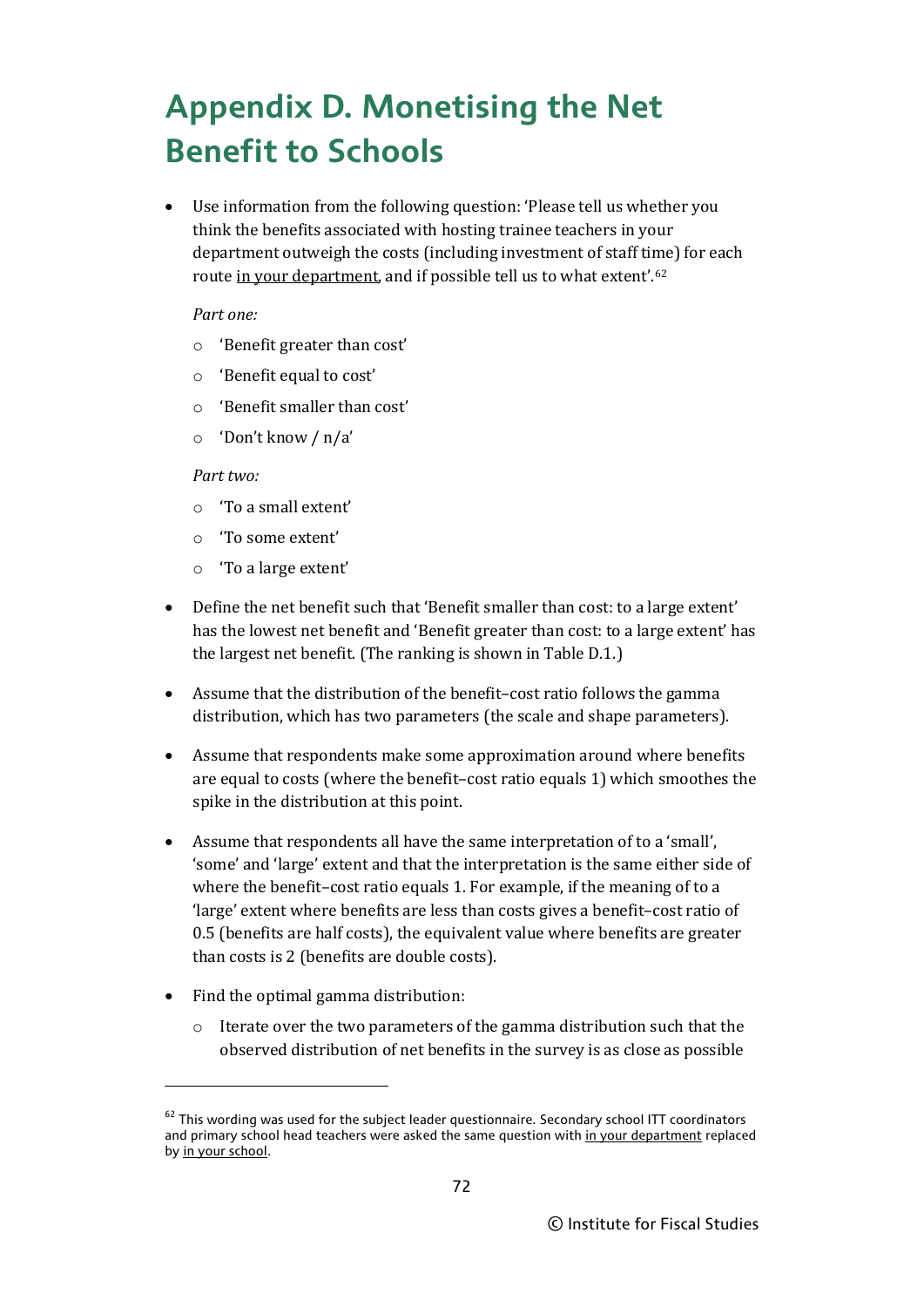# Appendix D. Monetising the Net Benefit to Schools

- Use information from the following question: 'Please tell us whether you think the benefits associated with hosting trainee teachers in your department outweigh the costs (including investment of staff time) for each route <u>in your department</u>, and if possible tell us to what extent'.[62]

  *Part one:*

  - 'Benefit greater than cost'
  - 'Benefit equal to cost'
  - 'Benefit smaller than cost'
  - 'Don't know / n/a'

  *Part two:*

  - 'To a small extent'
  - 'To some extent'
  - 'To a large extent'

- Define the net benefit such that 'Benefit smaller than cost: to a large extent' has the lowest net benefit and 'Benefit greater than cost: to a large extent' has the largest net benefit. (The ranking is shown in Table D.1.)

- Assume that the distribution of the benefit–cost ratio follows the gamma distribution, which has two parameters (the scale and shape parameters).

- Assume that respondents make some approximation around where benefits are equal to costs (where the benefit–cost ratio equals 1) which smoothes the spike in the distribution at this point.

- Assume that respondents all have the same interpretation of to a 'small', 'some' and 'large' extent and that the interpretation is the same either side of where the benefit–cost ratio equals 1. For example, if the meaning of to a 'large' extent where benefits are less than costs gives a benefit–cost ratio of 0.5 (benefits are half costs), the equivalent value where benefits are greater than costs is 2 (benefits are double costs).

- Find the optimal gamma distribution:

  - Iterate over the two parameters of the gamma distribution such that the observed distribution of net benefits in the survey is as close as possible

[62] This wording was used for the subject leader questionnaire. Secondary school ITT coordinators and primary school head teachers were asked the same question with <u>in your department</u> replaced by <u>in your school</u>.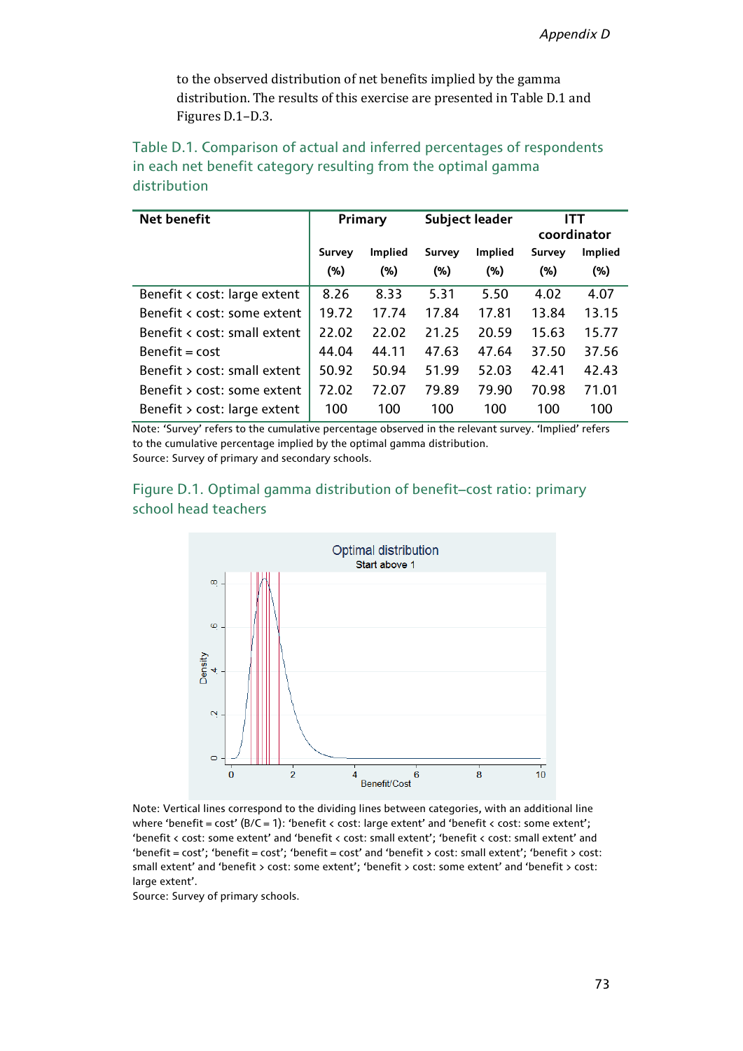to the observed distribution of net benefits implied by the gamma distribution. The results of this exercise are presented in Table D.1 and Figures D.1–D.3.

### Table D.1. Comparison of actual and inferred percentages of respondents in each net benefit category resulting from the optimal gamma distribution

| Net benefit | Primary | | Subject leader | | ITT coordinator | |
|---|---|---|---|---|---|---|
| | Survey (%) | Implied (%) | Survey (%) | Implied (%) | Survey (%) | Implied (%) |
| Benefit < cost: large extent | 8.26 | 8.33 | 5.31 | 5.50 | 4.02 | 4.07 |
| Benefit < cost: some extent | 19.72 | 17.74 | 17.84 | 17.81 | 13.84 | 13.15 |
| Benefit < cost: small extent | 22.02 | 22.02 | 21.25 | 20.59 | 15.63 | 15.77 |
| Benefit = cost | 44.04 | 44.11 | 47.63 | 47.64 | 37.50 | 37.56 |
| Benefit > cost: small extent | 50.92 | 50.94 | 51.99 | 52.03 | 42.41 | 42.43 |
| Benefit > cost: some extent | 72.02 | 72.07 | 79.89 | 79.90 | 70.98 | 71.01 |
| Benefit > cost: large extent | 100 | 100 | 100 | 100 | 100 | 100 |

Note: 'Survey' refers to the cumulative percentage observed in the relevant survey. 'Implied' refers to the cumulative percentage implied by the optimal gamma distribution.
Source: Survey of primary and secondary schools.

### Figure D.1. Optimal gamma distribution of benefit–cost ratio: primary school head teachers

Optimal distribution
Start above 1
Density
0
.2
.4
.6
.8
0
2
4
6
8
10
Benefit/Cost

Note: Vertical lines correspond to the dividing lines between categories, with an additional line where 'benefit = cost' (B/C = 1): 'benefit < cost: large extent' and 'benefit < cost: some extent'; 'benefit < cost: some extent' and 'benefit < cost: small extent'; 'benefit < cost: small extent' and 'benefit = cost'; 'benefit = cost'; 'benefit = cost' and 'benefit > cost: small extent'; 'benefit > cost: small extent' and 'benefit > cost: some extent'; 'benefit > cost: some extent' and 'benefit > cost: large extent'.
Source: Survey of primary schools.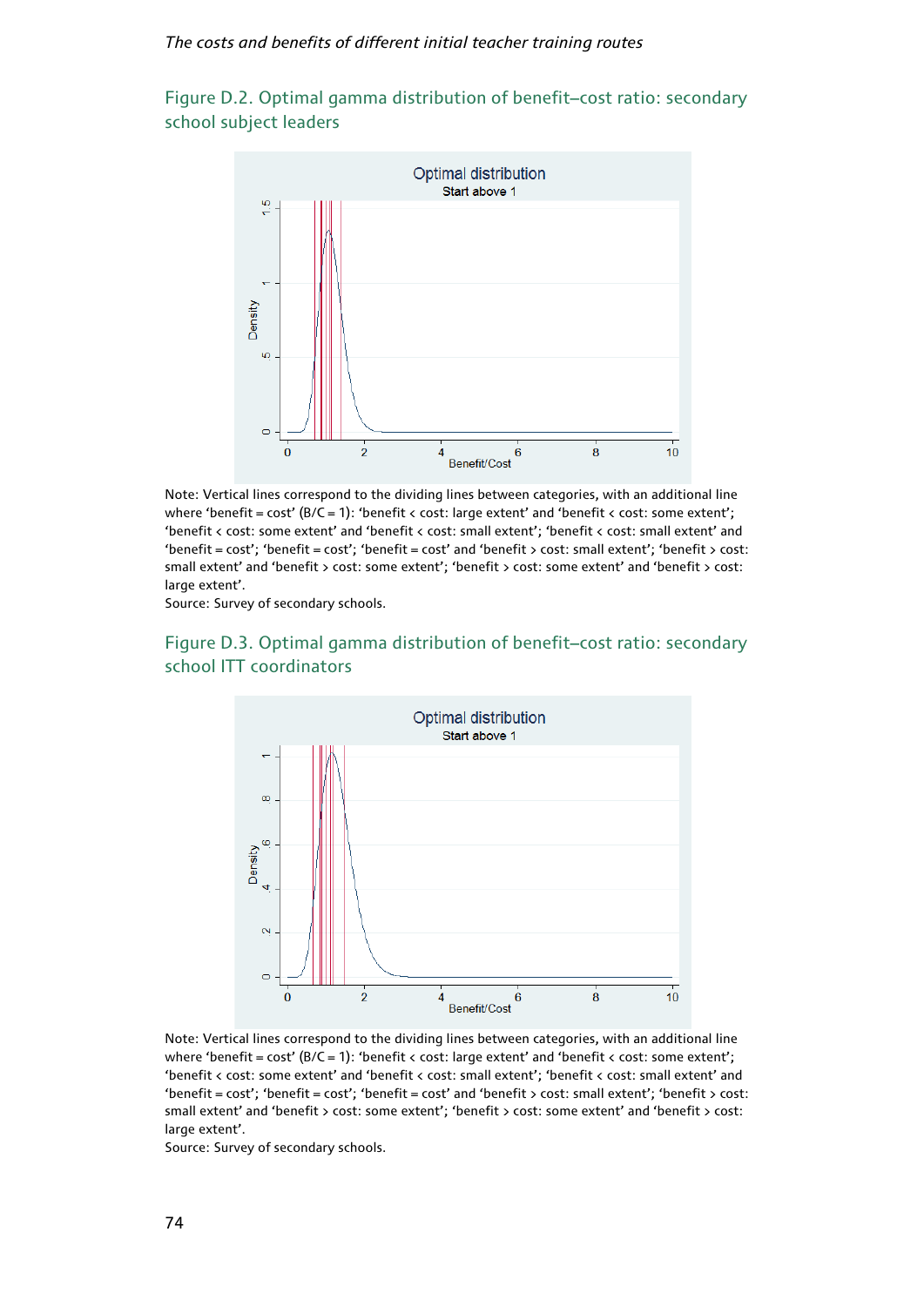### Figure D.2. Optimal gamma distribution of benefit–cost ratio: secondary school subject leaders

Optimal distribution
Start above 1

Density
0
.5
1
1.5

0
2
4
6
8
10
Benefit/Cost

Note: Vertical lines correspond to the dividing lines between categories, with an additional line where 'benefit = cost' (B/C = 1): 'benefit < cost: large extent' and 'benefit < cost: some extent'; 'benefit < cost: some extent' and 'benefit < cost: small extent'; 'benefit < cost: small extent' and 'benefit = cost'; 'benefit = cost'; 'benefit = cost' and 'benefit > cost: small extent'; 'benefit > cost: small extent' and 'benefit > cost: some extent'; 'benefit > cost: some extent' and 'benefit > cost: large extent'.

Source: Survey of secondary schools.

### Figure D.3. Optimal gamma distribution of benefit–cost ratio: secondary school ITT coordinators

Optimal distribution
Start above 1

Density
0
.2
.4
.6
.8
1

0
2
4
6
8
10
Benefit/Cost

Note: Vertical lines correspond to the dividing lines between categories, with an additional line where 'benefit = cost' (B/C = 1): 'benefit < cost: large extent' and 'benefit < cost: some extent'; 'benefit < cost: some extent' and 'benefit < cost: small extent'; 'benefit < cost: small extent' and 'benefit = cost'; 'benefit = cost'; 'benefit = cost' and 'benefit > cost: small extent'; 'benefit > cost: small extent' and 'benefit > cost: some extent'; 'benefit > cost: some extent' and 'benefit > cost: large extent'.

Source: Survey of secondary schools.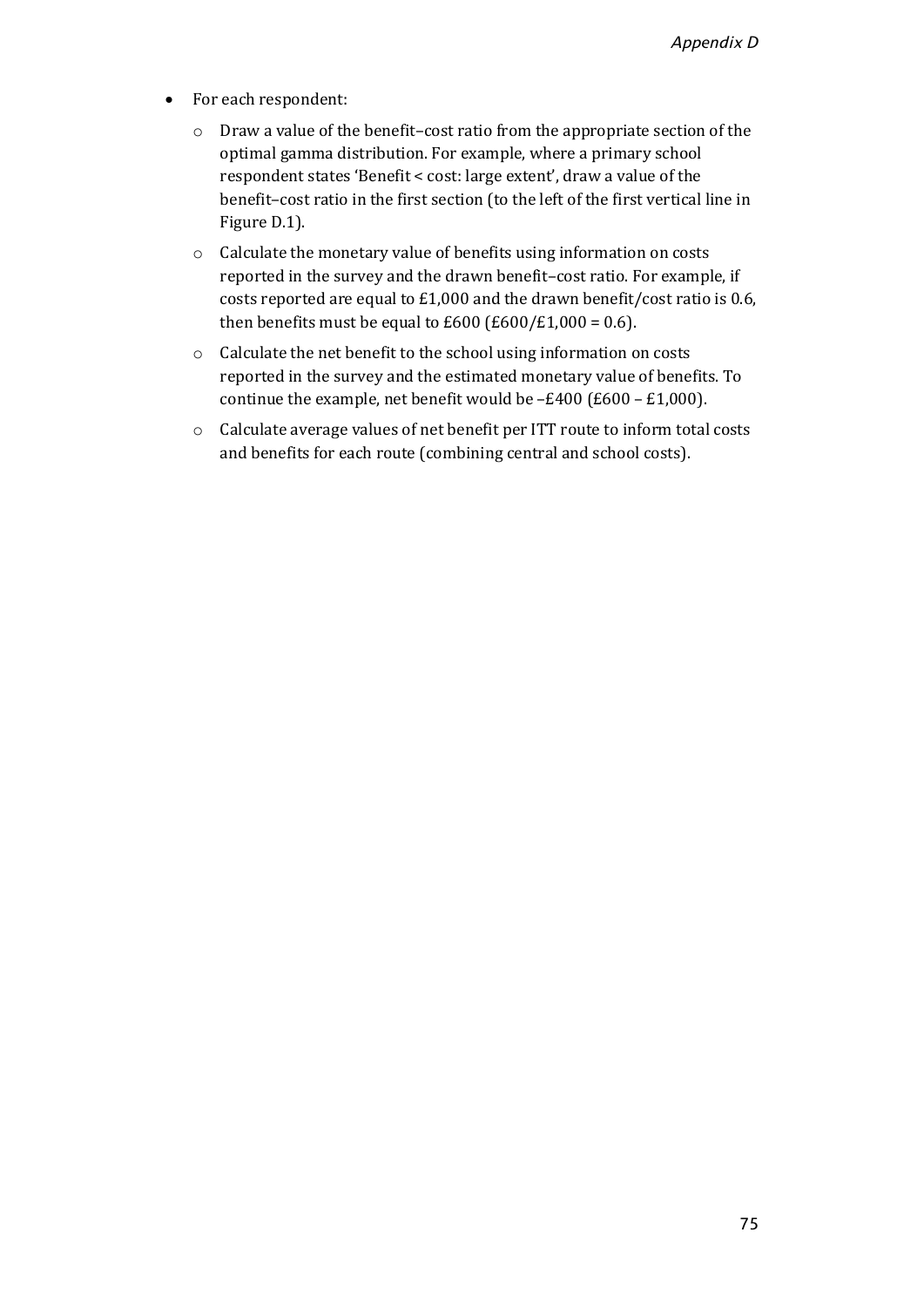- For each respondent:
  - Draw a value of the benefit–cost ratio from the appropriate section of the optimal gamma distribution. For example, where a primary school respondent states 'Benefit < cost: large extent', draw a value of the benefit–cost ratio in the first section (to the left of the first vertical line in Figure D.1).
  - Calculate the monetary value of benefits using information on costs reported in the survey and the drawn benefit–cost ratio. For example, if costs reported are equal to £1,000 and the drawn benefit/cost ratio is 0.6, then benefits must be equal to £600 (£600/£1,000 = 0.6).
  - Calculate the net benefit to the school using information on costs reported in the survey and the estimated monetary value of benefits. To continue the example, net benefit would be –£400 (£600 – £1,000).
  - Calculate average values of net benefit per ITT route to inform total costs and benefits for each route (combining central and school costs).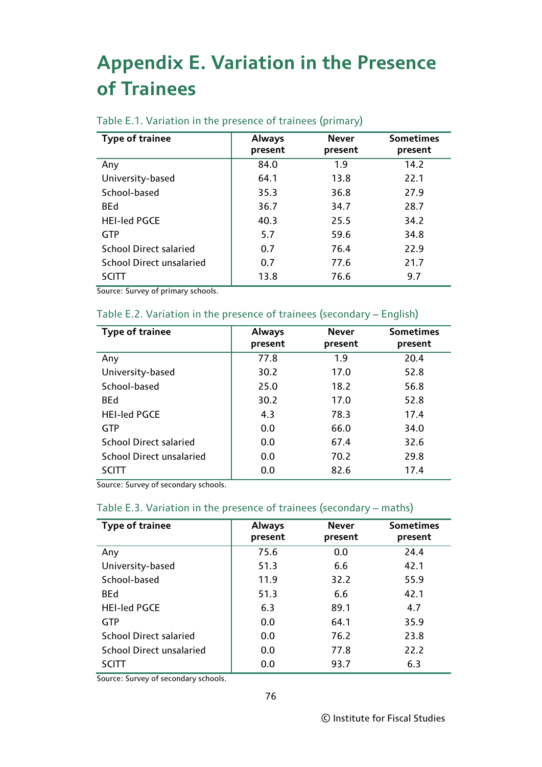# Appendix E. Variation in the Presence of Trainees

Table E.1. Variation in the presence of trainees (primary)

| Type of trainee | Always present | Never present | Sometimes present |
|---|---|---|---|
| Any | 84.0 | 1.9 | 14.2 |
| University-based | 64.1 | 13.8 | 22.1 |
| School-based | 35.3 | 36.8 | 27.9 |
| BEd | 36.7 | 34.7 | 28.7 |
| HEI-led PGCE | 40.3 | 25.5 | 34.2 |
| GTP | 5.7 | 59.6 | 34.8 |
| School Direct salaried | 0.7 | 76.4 | 22.9 |
| School Direct unsalaried | 0.7 | 77.6 | 21.7 |
| SCITT | 13.8 | 76.6 | 9.7 |

Source: Survey of primary schools.

Table E.2. Variation in the presence of trainees (secondary – English)

| Type of trainee | Always present | Never present | Sometimes present |
|---|---|---|---|
| Any | 77.8 | 1.9 | 20.4 |
| University-based | 30.2 | 17.0 | 52.8 |
| School-based | 25.0 | 18.2 | 56.8 |
| BEd | 30.2 | 17.0 | 52.8 |
| HEI-led PGCE | 4.3 | 78.3 | 17.4 |
| GTP | 0.0 | 66.0 | 34.0 |
| School Direct salaried | 0.0 | 67.4 | 32.6 |
| School Direct unsalaried | 0.0 | 70.2 | 29.8 |
| SCITT | 0.0 | 82.6 | 17.4 |

Source: Survey of secondary schools.

Table E.3. Variation in the presence of trainees (secondary – maths)

| Type of trainee | Always present | Never present | Sometimes present |
|---|---|---|---|
| Any | 75.6 | 0.0 | 24.4 |
| University-based | 51.3 | 6.6 | 42.1 |
| School-based | 11.9 | 32.2 | 55.9 |
| BEd | 51.3 | 6.6 | 42.1 |
| HEI-led PGCE | 6.3 | 89.1 | 4.7 |
| GTP | 0.0 | 64.1 | 35.9 |
| School Direct salaried | 0.0 | 76.2 | 23.8 |
| School Direct unsalaried | 0.0 | 77.8 | 22.2 |
| SCITT | 0.0 | 93.7 | 6.3 |

Source: Survey of secondary schools.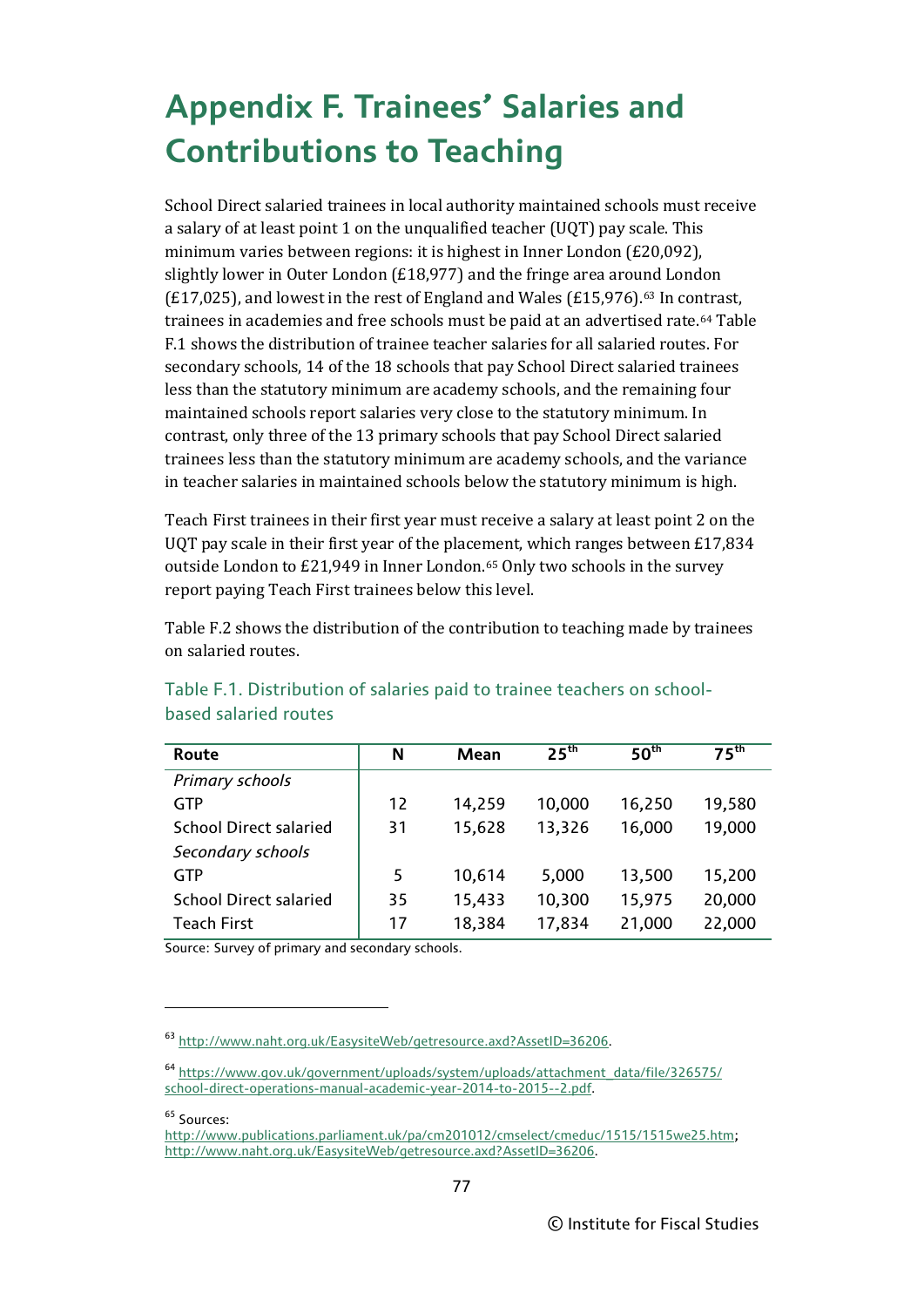# Appendix F. Trainees' Salaries and Contributions to Teaching

School Direct salaried trainees in local authority maintained schools must receive a salary of at least point 1 on the unqualified teacher (UQT) pay scale. This minimum varies between regions: it is highest in Inner London (£20,092), slightly lower in Outer London (£18,977) and the fringe area around London (£17,025), and lowest in the rest of England and Wales (£15,976).[63] In contrast, trainees in academies and free schools must be paid at an advertised rate.[64] Table F.1 shows the distribution of trainee teacher salaries for all salaried routes. For secondary schools, 14 of the 18 schools that pay School Direct salaried trainees less than the statutory minimum are academy schools, and the remaining four maintained schools report salaries very close to the statutory minimum. In contrast, only three of the 13 primary schools that pay School Direct salaried trainees less than the statutory minimum are academy schools, and the variance in teacher salaries in maintained schools below the statutory minimum is high.

Teach First trainees in their first year must receive a salary at least point 2 on the UQT pay scale in their first year of the placement, which ranges between £17,834 outside London to £21,949 in Inner London.[65] Only two schools in the survey report paying Teach First trainees below this level.

Table F.2 shows the distribution of the contribution to teaching made by trainees on salaried routes.

Table F.1. Distribution of salaries paid to trainee teachers on school-based salaried routes

| Route | N | Mean | 25th | 50th | 75th |
|---|---|---|---|---|---|
| *Primary schools* | | | | | |
| GTP | 12 | 14,259 | 10,000 | 16,250 | 19,580 |
| School Direct salaried | 31 | 15,628 | 13,326 | 16,000 | 19,000 |
| *Secondary schools* | | | | | |
| GTP | 5 | 10,614 | 5,000 | 13,500 | 15,200 |
| School Direct salaried | 35 | 15,433 | 10,300 | 15,975 | 20,000 |
| Teach First | 17 | 18,384 | 17,834 | 21,000 | 22,000 |

Source: Survey of primary and secondary schools.

[63] http://www.naht.org.uk/EasysiteWeb/getresource.axd?AssetID=36206.

[64] https://www.gov.uk/government/uploads/system/uploads/attachment_data/file/326575/school-direct-operations-manual-academic-year-2014-to-2015--2.pdf.

[65] Sources: http://www.publications.parliament.uk/pa/cm201012/cmselect/cmeduc/1515/1515we25.htm; http://www.naht.org.uk/EasysiteWeb/getresource.axd?AssetID=36206.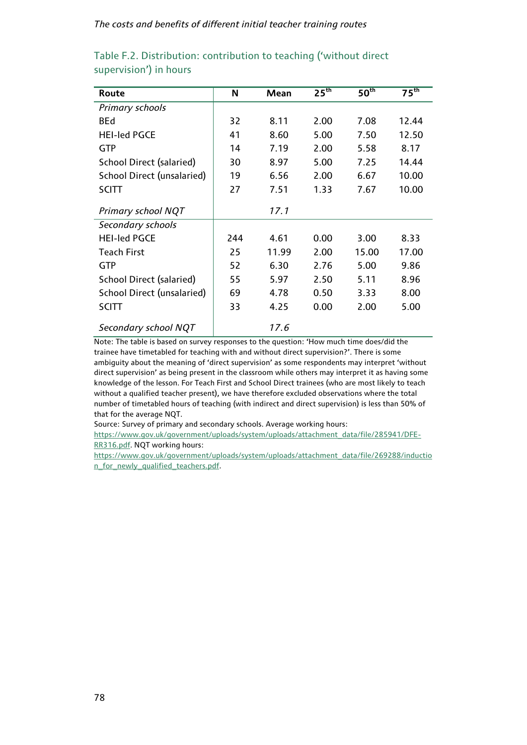### Table F.2. Distribution: contribution to teaching ('without direct supervision') in hours

| Route | N | Mean | 25th | 50th | 75th |
|---|---|---|---|---|---|
| *Primary schools* | | | | | |
| BEd | 32 | 8.11 | 2.00 | 7.08 | 12.44 |
| HEI-led PGCE | 41 | 8.60 | 5.00 | 7.50 | 12.50 |
| GTP | 14 | 7.19 | 2.00 | 5.58 | 8.17 |
| School Direct (salaried) | 30 | 8.97 | 5.00 | 7.25 | 14.44 |
| School Direct (unsalaried) | 19 | 6.56 | 2.00 | 6.67 | 10.00 |
| SCITT | 27 | 7.51 | 1.33 | 7.67 | 10.00 |
| *Primary school NQT* | | *17.1* | | | |
| *Secondary schools* | | | | | |
| HEI-led PGCE | 244 | 4.61 | 0.00 | 3.00 | 8.33 |
| Teach First | 25 | 11.99 | 2.00 | 15.00 | 17.00 |
| GTP | 52 | 6.30 | 2.76 | 5.00 | 9.86 |
| School Direct (salaried) | 55 | 5.97 | 2.50 | 5.11 | 8.96 |
| School Direct (unsalaried) | 69 | 4.78 | 0.50 | 3.33 | 8.00 |
| SCITT | 33 | 4.25 | 0.00 | 2.00 | 5.00 |
| *Secondary school NQT* | | *17.6* | | | |

Note: The table is based on survey responses to the question: 'How much time does/did the trainee have timetabled for teaching with and without direct supervision?'. There is some ambiguity about the meaning of 'direct supervision' as some respondents may interpret 'without direct supervision' as being present in the classroom while others may interpret it as having some knowledge of the lesson. For Teach First and School Direct trainees (who are most likely to teach without a qualified teacher present), we have therefore excluded observations where the total number of timetabled hours of teaching (with indirect and direct supervision) is less than 50% of that for the average NQT.

Source: Survey of primary and secondary schools. Average working hours: https://www.gov.uk/government/uploads/system/uploads/attachment_data/file/285941/DFE-RR316.pdf. NQT working hours: https://www.gov.uk/government/uploads/system/uploads/attachment_data/file/269288/induction_for_newly_qualified_teachers.pdf.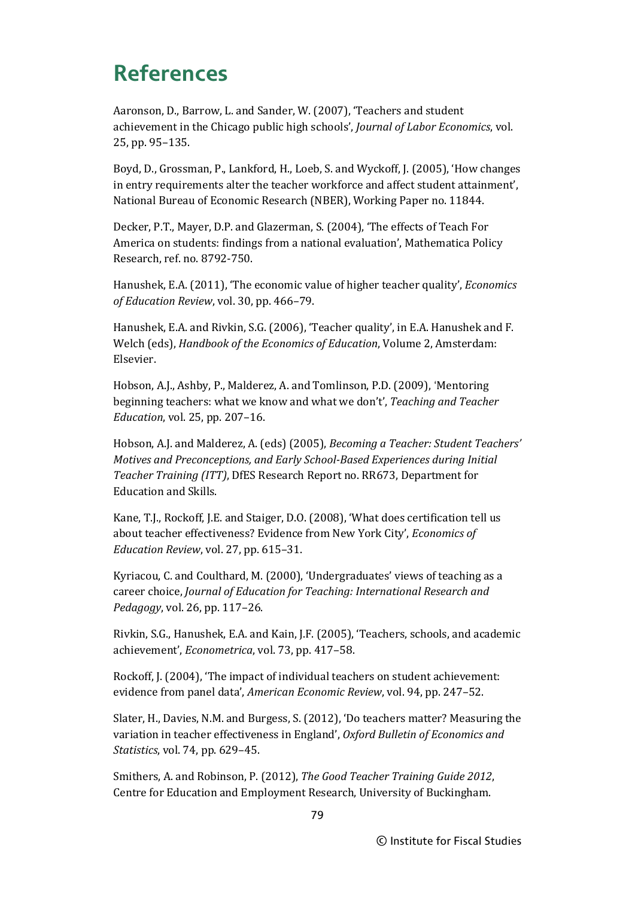# References

Aaronson, D., Barrow, L. and Sander, W. (2007), 'Teachers and student achievement in the Chicago public high schools', *Journal of Labor Economics*, vol. 25, pp. 95–135.

Boyd, D., Grossman, P., Lankford, H., Loeb, S. and Wyckoff, J. (2005), 'How changes in entry requirements alter the teacher workforce and affect student attainment', National Bureau of Economic Research (NBER), Working Paper no. 11844.

Decker, P.T., Mayer, D.P. and Glazerman, S. (2004), 'The effects of Teach For America on students: findings from a national evaluation', Mathematica Policy Research, ref. no. 8792-750.

Hanushek, E.A. (2011), 'The economic value of higher teacher quality', *Economics of Education Review*, vol. 30, pp. 466–79.

Hanushek, E.A. and Rivkin, S.G. (2006), 'Teacher quality', in E.A. Hanushek and F. Welch (eds), *Handbook of the Economics of Education*, Volume 2, Amsterdam: Elsevier.

Hobson, A.J., Ashby, P., Malderez, A. and Tomlinson, P.D. (2009), 'Mentoring beginning teachers: what we know and what we don't', *Teaching and Teacher Education*, vol. 25, pp. 207–16.

Hobson, A.J. and Malderez, A. (eds) (2005), *Becoming a Teacher: Student Teachers' Motives and Preconceptions, and Early School-Based Experiences during Initial Teacher Training (ITT)*, DfES Research Report no. RR673, Department for Education and Skills.

Kane, T.J., Rockoff, J.E. and Staiger, D.O. (2008), 'What does certification tell us about teacher effectiveness? Evidence from New York City', *Economics of Education Review*, vol. 27, pp. 615–31.

Kyriacou, C. and Coulthard, M. (2000), 'Undergraduates' views of teaching as a career choice, *Journal of Education for Teaching: International Research and Pedagogy*, vol. 26, pp. 117–26.

Rivkin, S.G., Hanushek, E.A. and Kain, J.F. (2005), 'Teachers, schools, and academic achievement', *Econometrica*, vol. 73, pp. 417–58.

Rockoff, J. (2004), 'The impact of individual teachers on student achievement: evidence from panel data', *American Economic Review*, vol. 94, pp. 247–52.

Slater, H., Davies, N.M. and Burgess, S. (2012), 'Do teachers matter? Measuring the variation in teacher effectiveness in England', *Oxford Bulletin of Economics and Statistics*, vol. 74, pp. 629–45.

Smithers, A. and Robinson, P. (2012), *The Good Teacher Training Guide 2012*, Centre for Education and Employment Research, University of Buckingham.